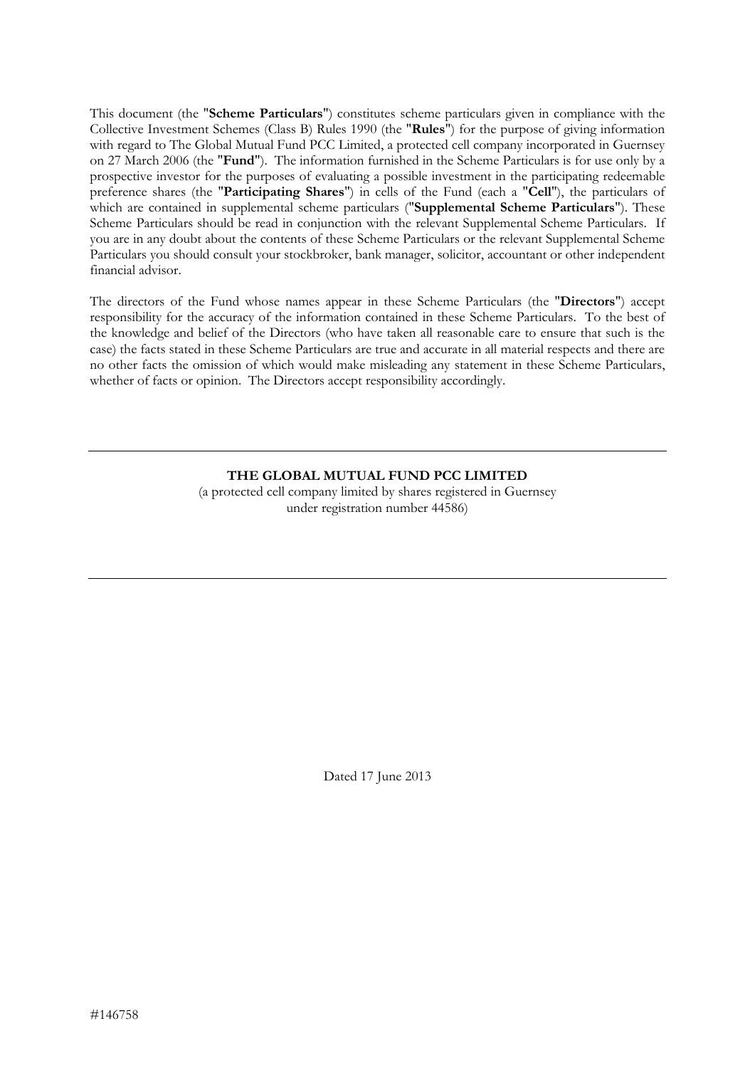This document (the "**Scheme Particulars**") constitutes scheme particulars given in compliance with the Collective Investment Schemes (Class B) Rules 1990 (the "**Rules**") for the purpose of giving information with regard to The Global Mutual Fund PCC Limited, a protected cell company incorporated in Guernsey on 27 March 2006 (the "**Fund**"). The information furnished in the Scheme Particulars is for use only by a prospective investor for the purposes of evaluating a possible investment in the participating redeemable preference shares (the "**Participating Shares**") in cells of the Fund (each a "**Cell**"), the particulars of which are contained in supplemental scheme particulars ("**Supplemental Scheme Particulars**"). These Scheme Particulars should be read in conjunction with the relevant Supplemental Scheme Particulars. If you are in any doubt about the contents of these Scheme Particulars or the relevant Supplemental Scheme Particulars you should consult your stockbroker, bank manager, solicitor, accountant or other independent financial advisor.

The directors of the Fund whose names appear in these Scheme Particulars (the "**Directors**") accept responsibility for the accuracy of the information contained in these Scheme Particulars. To the best of the knowledge and belief of the Directors (who have taken all reasonable care to ensure that such is the case) the facts stated in these Scheme Particulars are true and accurate in all material respects and there are no other facts the omission of which would make misleading any statement in these Scheme Particulars, whether of facts or opinion. The Directors accept responsibility accordingly.

---

**THE GLOBAL MUTUAL FUND PCC LIMITED**

(a protected cell company limited by shares registered in Guernsey under registration number 44586)

---

Dated 17 June 2013

#146758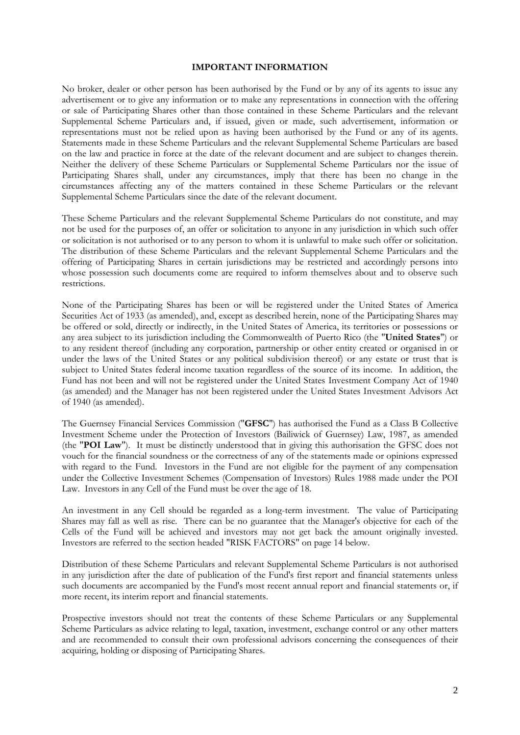## IMPORTANT INFORMATION

No broker, dealer or other person has been authorised by the Fund or by any of its agents to issue any advertisement or to give any information or to make any representations in connection with the offering or sale of Participating Shares other than those contained in these Scheme Particulars and the relevant Supplemental Scheme Particulars and, if issued, given or made, such advertisement, information or representations must not be relied upon as having been authorised by the Fund or any of its agents. Statements made in these Scheme Particulars and the relevant Supplemental Scheme Particulars are based on the law and practice in force at the date of the relevant document and are subject to changes therein. Neither the delivery of these Scheme Particulars or Supplemental Scheme Particulars nor the issue of Participating Shares shall, under any circumstances, imply that there has been no change in the circumstances affecting any of the matters contained in these Scheme Particulars or the relevant Supplemental Scheme Particulars since the date of the relevant document.

These Scheme Particulars and the relevant Supplemental Scheme Particulars do not constitute, and may not be used for the purposes of, an offer or solicitation to anyone in any jurisdiction in which such offer or solicitation is not authorised or to any person to whom it is unlawful to make such offer or solicitation. The distribution of these Scheme Particulars and the relevant Supplemental Scheme Particulars and the offering of Participating Shares in certain jurisdictions may be restricted and accordingly persons into whose possession such documents come are required to inform themselves about and to observe such restrictions.

None of the Participating Shares has been or will be registered under the United States of America Securities Act of 1933 (as amended), and, except as described herein, none of the Participating Shares may be offered or sold, directly or indirectly, in the United States of America, its territories or possessions or any area subject to its jurisdiction including the Commonwealth of Puerto Rico (the "**United States**") or to any resident thereof (including any corporation, partnership or other entity created or organised in or under the laws of the United States or any political subdivision thereof) or any estate or trust that is subject to United States federal income taxation regardless of the source of its income. In addition, the Fund has not been and will not be registered under the United States Investment Company Act of 1940 (as amended) and the Manager has not been registered under the United States Investment Advisors Act of 1940 (as amended).

The Guernsey Financial Services Commission ("**GFSC**") has authorised the Fund as a Class B Collective Investment Scheme under the Protection of Investors (Bailiwick of Guernsey) Law, 1987, as amended (the "**POI Law**"). It must be distinctly understood that in giving this authorisation the GFSC does not vouch for the financial soundness or the correctness of any of the statements made or opinions expressed with regard to the Fund. Investors in the Fund are not eligible for the payment of any compensation under the Collective Investment Schemes (Compensation of Investors) Rules 1988 made under the POI Law. Investors in any Cell of the Fund must be over the age of 18.

An investment in any Cell should be regarded as a long-term investment. The value of Participating Shares may fall as well as rise. There can be no guarantee that the Manager's objective for each of the Cells of the Fund will be achieved and investors may not get back the amount originally invested. Investors are referred to the section headed "RISK FACTORS" on page 14 below.

Distribution of these Scheme Particulars and relevant Supplemental Scheme Particulars is not authorised in any jurisdiction after the date of publication of the Fund's first report and financial statements unless such documents are accompanied by the Fund's most recent annual report and financial statements or, if more recent, its interim report and financial statements.

Prospective investors should not treat the contents of these Scheme Particulars or any Supplemental Scheme Particulars as advice relating to legal, taxation, investment, exchange control or any other matters and are recommended to consult their own professional advisors concerning the consequences of their acquiring, holding or disposing of Participating Shares.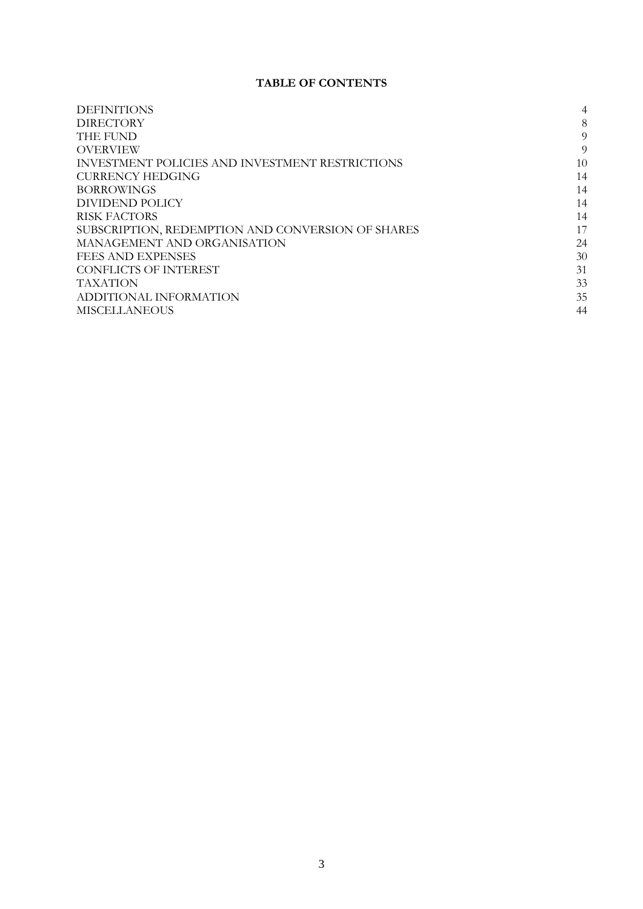# TABLE OF CONTENTS

| | |
|---|---|
| DEFINITIONS | 4 |
| DIRECTORY | 8 |
| THE FUND | 9 |
| OVERVIEW | 9 |
| INVESTMENT POLICIES AND INVESTMENT RESTRICTIONS | 10 |
| CURRENCY HEDGING | 14 |
| BORROWINGS | 14 |
| DIVIDEND POLICY | 14 |
| RISK FACTORS | 14 |
| SUBSCRIPTION, REDEMPTION AND CONVERSION OF SHARES | 17 |
| MANAGEMENT AND ORGANISATION | 24 |
| FEES AND EXPENSES | 30 |
| CONFLICTS OF INTEREST | 31 |
| TAXATION | 33 |
| ADDITIONAL INFORMATION | 35 |
| MISCELLANEOUS | 44 |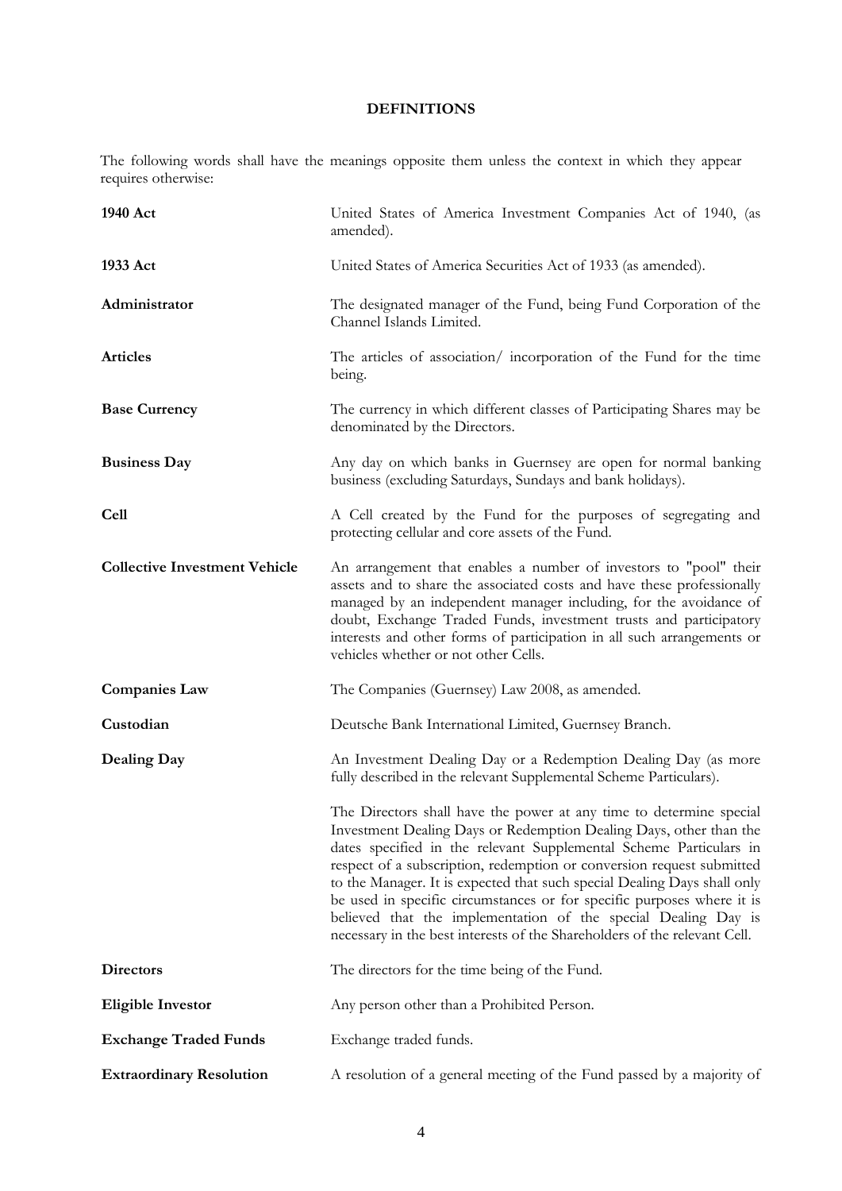# DEFINITIONS

The following words shall have the meanings opposite them unless the context in which they appear requires otherwise:

| | |
|---|---|
| **1940 Act** | United States of America Investment Companies Act of 1940, (as amended). |
| **1933 Act** | United States of America Securities Act of 1933 (as amended). |
| **Administrator** | The designated manager of the Fund, being Fund Corporation of the Channel Islands Limited. |
| **Articles** | The articles of association/ incorporation of the Fund for the time being. |
| **Base Currency** | The currency in which different classes of Participating Shares may be denominated by the Directors. |
| **Business Day** | Any day on which banks in Guernsey are open for normal banking business (excluding Saturdays, Sundays and bank holidays). |
| **Cell** | A Cell created by the Fund for the purposes of segregating and protecting cellular and core assets of the Fund. |
| **Collective Investment Vehicle** | An arrangement that enables a number of investors to "pool" their assets and to share the associated costs and have these professionally managed by an independent manager including, for the avoidance of doubt, Exchange Traded Funds, investment trusts and participatory interests and other forms of participation in all such arrangements or vehicles whether or not other Cells. |
| **Companies Law** | The Companies (Guernsey) Law 2008, as amended. |
| **Custodian** | Deutsche Bank International Limited, Guernsey Branch. |
| **Dealing Day** | An Investment Dealing Day or a Redemption Dealing Day (as more fully described in the relevant Supplemental Scheme Particulars).<br><br>The Directors shall have the power at any time to determine special Investment Dealing Days or Redemption Dealing Days, other than the dates specified in the relevant Supplemental Scheme Particulars in respect of a subscription, redemption or conversion request submitted to the Manager. It is expected that such special Dealing Days shall only be used in specific circumstances or for specific purposes where it is believed that the implementation of the special Dealing Day is necessary in the best interests of the Shareholders of the relevant Cell. |
| **Directors** | The directors for the time being of the Fund. |
| **Eligible Investor** | Any person other than a Prohibited Person. |
| **Exchange Traded Funds** | Exchange traded funds. |
| **Extraordinary Resolution** | A resolution of a general meeting of the Fund passed by a majority of |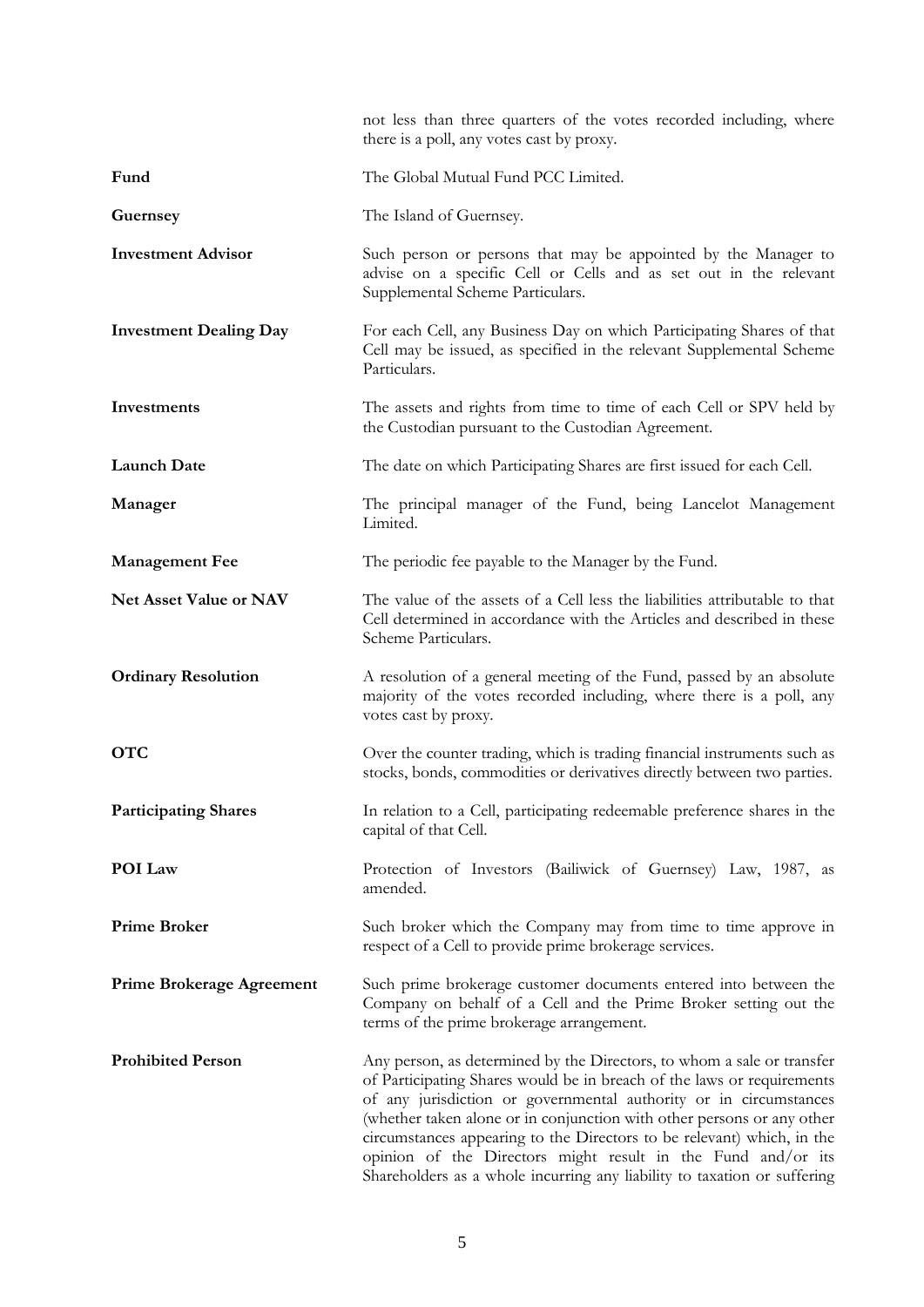| | |
|---|---|
| | not less than three quarters of the votes recorded including, where there is a poll, any votes cast by proxy. |
| **Fund** | The Global Mutual Fund PCC Limited. |
| **Guernsey** | The Island of Guernsey. |
| **Investment Advisor** | Such person or persons that may be appointed by the Manager to advise on a specific Cell or Cells and as set out in the relevant Supplemental Scheme Particulars. |
| **Investment Dealing Day** | For each Cell, any Business Day on which Participating Shares of that Cell may be issued, as specified in the relevant Supplemental Scheme Particulars. |
| **Investments** | The assets and rights from time to time of each Cell or SPV held by the Custodian pursuant to the Custodian Agreement. |
| **Launch Date** | The date on which Participating Shares are first issued for each Cell. |
| **Manager** | The principal manager of the Fund, being Lancelot Management Limited. |
| **Management Fee** | The periodic fee payable to the Manager by the Fund. |
| **Net Asset Value or NAV** | The value of the assets of a Cell less the liabilities attributable to that Cell determined in accordance with the Articles and described in these Scheme Particulars. |
| **Ordinary Resolution** | A resolution of a general meeting of the Fund, passed by an absolute majority of the votes recorded including, where there is a poll, any votes cast by proxy. |
| **OTC** | Over the counter trading, which is trading financial instruments such as stocks, bonds, commodities or derivatives directly between two parties. |
| **Participating Shares** | In relation to a Cell, participating redeemable preference shares in the capital of that Cell. |
| **POI Law** | Protection of Investors (Bailiwick of Guernsey) Law, 1987, as amended. |
| **Prime Broker** | Such broker which the Company may from time to time approve in respect of a Cell to provide prime brokerage services. |
| **Prime Brokerage Agreement** | Such prime brokerage customer documents entered into between the Company on behalf of a Cell and the Prime Broker setting out the terms of the prime brokerage arrangement. |
| **Prohibited Person** | Any person, as determined by the Directors, to whom a sale or transfer of Participating Shares would be in breach of the laws or requirements of any jurisdiction or governmental authority or in circumstances (whether taken alone or in conjunction with other persons or any other circumstances appearing to the Directors to be relevant) which, in the opinion of the Directors might result in the Fund and/or its Shareholders as a whole incurring any liability to taxation or suffering |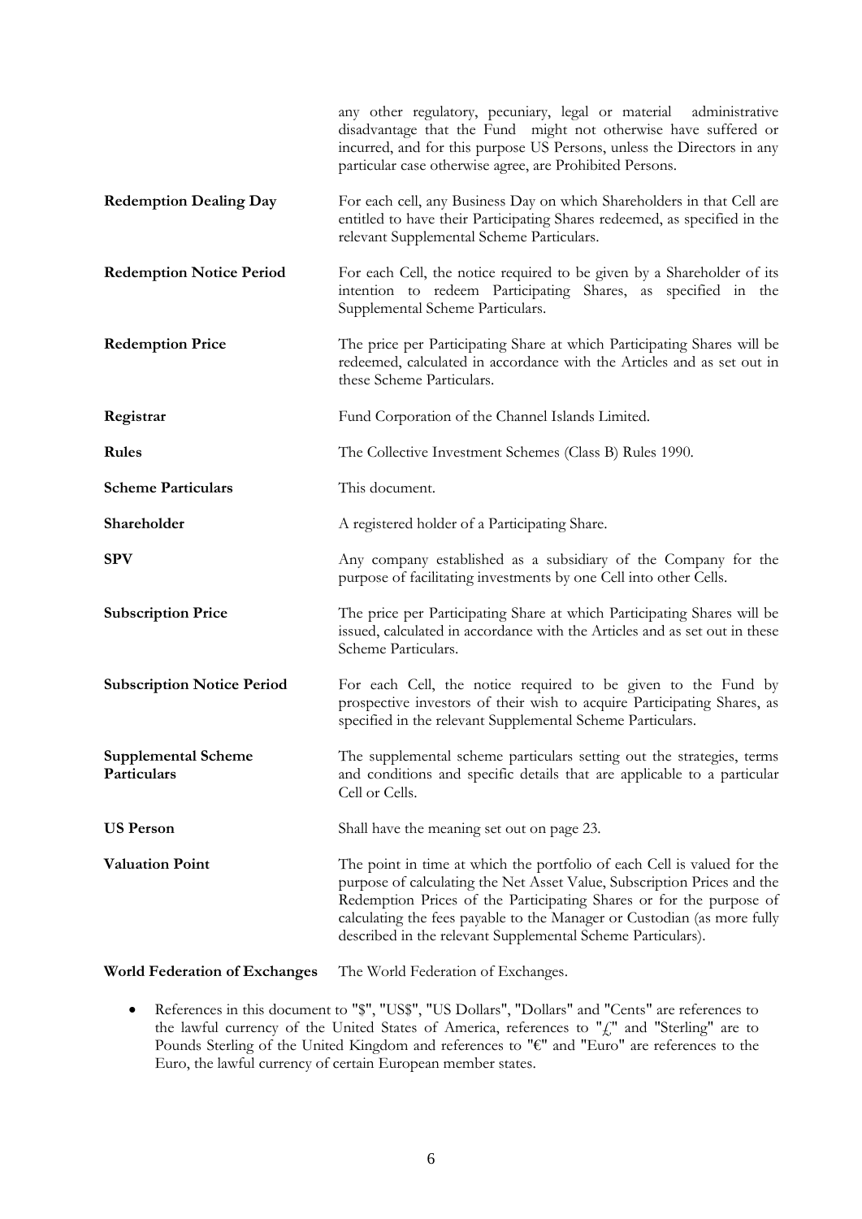any other regulatory, pecuniary, legal or material administrative disadvantage that the Fund might not otherwise have suffered or incurred, and for this purpose US Persons, unless the Directors in any particular case otherwise agree, are Prohibited Persons.

**Redemption Dealing Day** For each cell, any Business Day on which Shareholders in that Cell are entitled to have their Participating Shares redeemed, as specified in the relevant Supplemental Scheme Particulars.

**Redemption Notice Period** For each Cell, the notice required to be given by a Shareholder of its intention to redeem Participating Shares, as specified in the Supplemental Scheme Particulars.

**Redemption Price** The price per Participating Share at which Participating Shares will be redeemed, calculated in accordance with the Articles and as set out in these Scheme Particulars.

**Registrar** Fund Corporation of the Channel Islands Limited.

**Rules** The Collective Investment Schemes (Class B) Rules 1990.

**Scheme Particulars** This document.

**Shareholder** A registered holder of a Participating Share.

**SPV** Any company established as a subsidiary of the Company for the purpose of facilitating investments by one Cell into other Cells.

**Subscription Price** The price per Participating Share at which Participating Shares will be issued, calculated in accordance with the Articles and as set out in these Scheme Particulars.

**Subscription Notice Period** For each Cell, the notice required to be given to the Fund by prospective investors of their wish to acquire Participating Shares, as specified in the relevant Supplemental Scheme Particulars.

**Supplemental Scheme Particulars** The supplemental scheme particulars setting out the strategies, terms and conditions and specific details that are applicable to a particular Cell or Cells.

**US Person** Shall have the meaning set out on page 23.

**Valuation Point** The point in time at which the portfolio of each Cell is valued for the purpose of calculating the Net Asset Value, Subscription Prices and the Redemption Prices of the Participating Shares or for the purpose of calculating the fees payable to the Manager or Custodian (as more fully described in the relevant Supplemental Scheme Particulars).

**World Federation of Exchanges** The World Federation of Exchanges.

- References in this document to "$", "US$", "US Dollars", "Dollars" and "Cents" are references to the lawful currency of the United States of America, references to "£" and "Sterling" are to Pounds Sterling of the United Kingdom and references to "€" and "Euro" are references to the Euro, the lawful currency of certain European member states.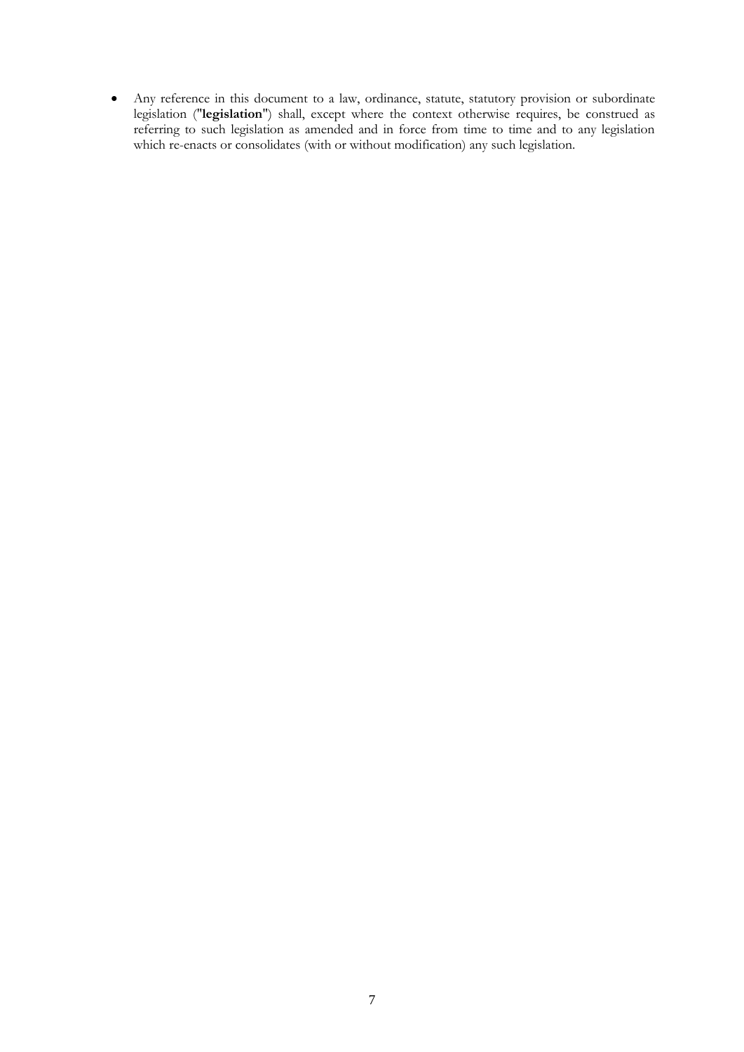- Any reference in this document to a law, ordinance, statute, statutory provision or subordinate legislation ("**legislation**") shall, except where the context otherwise requires, be construed as referring to such legislation as amended and in force from time to time and to any legislation which re-enacts or consolidates (with or without modification) any such legislation.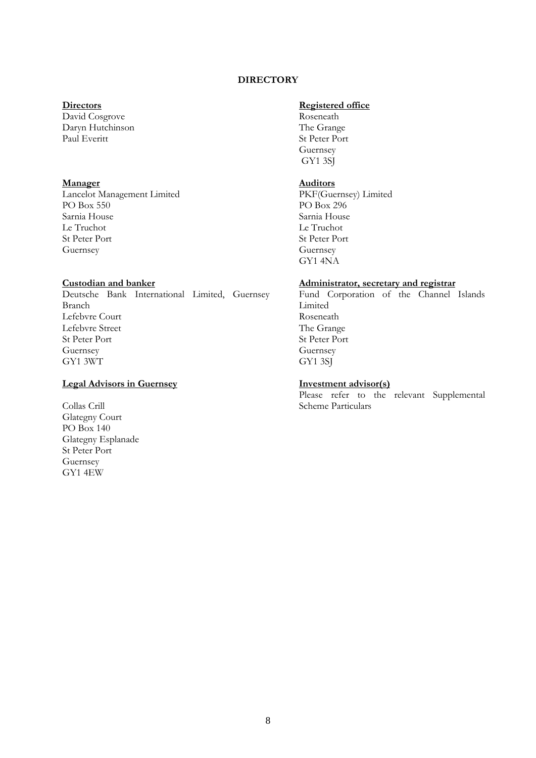# DIRECTORY

**Directors**
David Cosgrove
Daryn Hutchinson
Paul Everitt

**Registered office**
Roseneath
The Grange
St Peter Port
Guernsey
GY1 3SJ

**Manager**
Lancelot Management Limited
PO Box 550
Sarnia House
Le Truchot
St Peter Port
Guernsey

**Auditors**
PKF(Guernsey) Limited
PO Box 296
Sarnia House
Le Truchot
St Peter Port
Guernsey
GY1 4NA

**Custodian and banker**
Deutsche Bank International Limited, Guernsey Branch
Lefebvre Court
Lefebvre Street
St Peter Port
Guernsey
GY1 3WT

**Administrator, secretary and registrar**
Fund Corporation of the Channel Islands Limited
Roseneath
The Grange
St Peter Port
Guernsey
GY1 3SJ

**Legal Advisors in Guernsey**

Collas Crill
Glategny Court
PO Box 140
Glategny Esplanade
St Peter Port
Guernsey
GY1 4EW

**Investment advisor(s)**
Please refer to the relevant Supplemental Scheme Particulars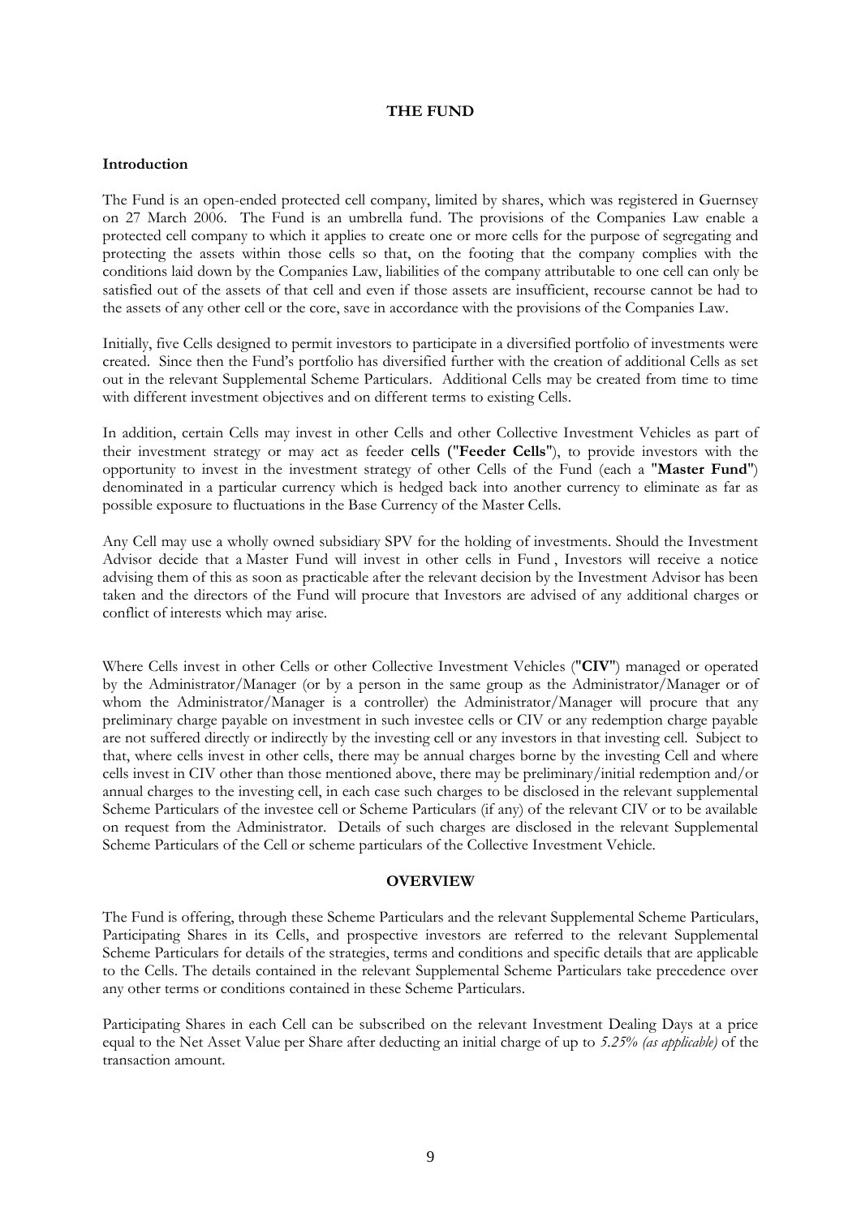## THE FUND

### Introduction

The Fund is an open-ended protected cell company, limited by shares, which was registered in Guernsey on 27 March 2006. The Fund is an umbrella fund. The provisions of the Companies Law enable a protected cell company to which it applies to create one or more cells for the purpose of segregating and protecting the assets within those cells so that, on the footing that the company complies with the conditions laid down by the Companies Law, liabilities of the company attributable to one cell can only be satisfied out of the assets of that cell and even if those assets are insufficient, recourse cannot be had to the assets of any other cell or the core, save in accordance with the provisions of the Companies Law.

Initially, five Cells designed to permit investors to participate in a diversified portfolio of investments were created. Since then the Fund's portfolio has diversified further with the creation of additional Cells as set out in the relevant Supplemental Scheme Particulars. Additional Cells may be created from time to time with different investment objectives and on different terms to existing Cells.

In addition, certain Cells may invest in other Cells and other Collective Investment Vehicles as part of their investment strategy or may act as feeder cells (**"Feeder Cells"**), to provide investors with the opportunity to invest in the investment strategy of other Cells of the Fund (each a **"Master Fund"**) denominated in a particular currency which is hedged back into another currency to eliminate as far as possible exposure to fluctuations in the Base Currency of the Master Cells.

Any Cell may use a wholly owned subsidiary SPV for the holding of investments. Should the Investment Advisor decide that a Master Fund will invest in other cells in Fund , Investors will receive a notice advising them of this as soon as practicable after the relevant decision by the Investment Advisor has been taken and the directors of the Fund will procure that Investors are advised of any additional charges or conflict of interests which may arise.

Where Cells invest in other Cells or other Collective Investment Vehicles (**"CIV"**) managed or operated by the Administrator/Manager (or by a person in the same group as the Administrator/Manager or of whom the Administrator/Manager is a controller) the Administrator/Manager will procure that any preliminary charge payable on investment in such investee cells or CIV or any redemption charge payable are not suffered directly or indirectly by the investing cell or any investors in that investing cell. Subject to that, where cells invest in other cells, there may be annual charges borne by the investing Cell and where cells invest in CIV other than those mentioned above, there may be preliminary/initial redemption and/or annual charges to the investing cell, in each case such charges to be disclosed in the relevant supplemental Scheme Particulars of the investee cell or Scheme Particulars (if any) of the relevant CIV or to be available on request from the Administrator. Details of such charges are disclosed in the relevant Supplemental Scheme Particulars of the Cell or scheme particulars of the Collective Investment Vehicle.

## OVERVIEW

The Fund is offering, through these Scheme Particulars and the relevant Supplemental Scheme Particulars, Participating Shares in its Cells, and prospective investors are referred to the relevant Supplemental Scheme Particulars for details of the strategies, terms and conditions and specific details that are applicable to the Cells. The details contained in the relevant Supplemental Scheme Particulars take precedence over any other terms or conditions contained in these Scheme Particulars.

Participating Shares in each Cell can be subscribed on the relevant Investment Dealing Days at a price equal to the Net Asset Value per Share after deducting an initial charge of up to *5.25% (as applicable)* of the transaction amount.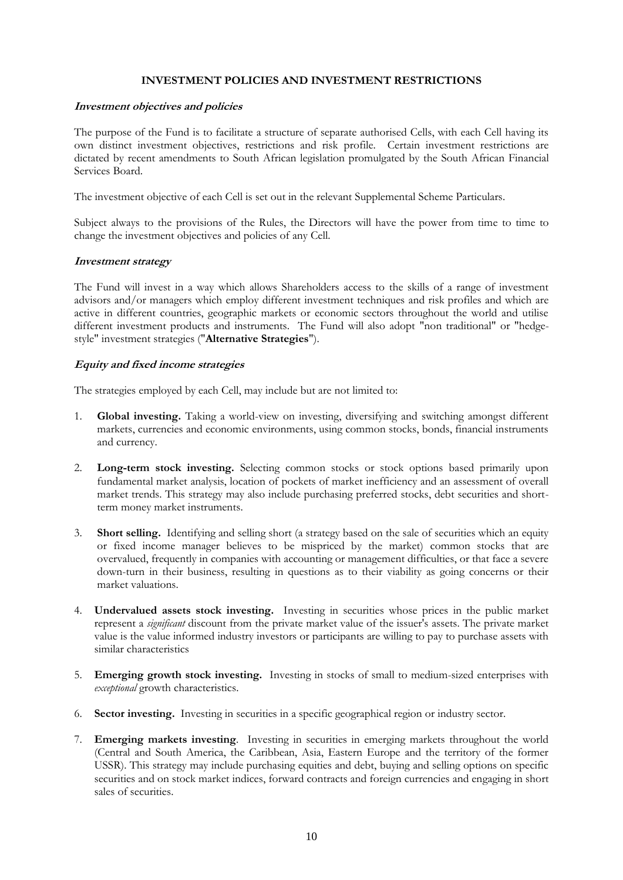## INVESTMENT POLICIES AND INVESTMENT RESTRICTIONS

### *Investment objectives and policies*

The purpose of the Fund is to facilitate a structure of separate authorised Cells, with each Cell having its own distinct investment objectives, restrictions and risk profile. Certain investment restrictions are dictated by recent amendments to South African legislation promulgated by the South African Financial Services Board.

The investment objective of each Cell is set out in the relevant Supplemental Scheme Particulars.

Subject always to the provisions of the Rules, the Directors will have the power from time to time to change the investment objectives and policies of any Cell.

### *Investment strategy*

The Fund will invest in a way which allows Shareholders access to the skills of a range of investment advisors and/or managers which employ different investment techniques and risk profiles and which are active in different countries, geographic markets or economic sectors throughout the world and utilise different investment products and instruments. The Fund will also adopt "non traditional" or "hedge-style" investment strategies ("**Alternative Strategies**").

### *Equity and fixed income strategies*

The strategies employed by each Cell, may include but are not limited to:

1. **Global investing.** Taking a world-view on investing, diversifying and switching amongst different markets, currencies and economic environments, using common stocks, bonds, financial instruments and currency.

2. **Long-term stock investing.** Selecting common stocks or stock options based primarily upon fundamental market analysis, location of pockets of market inefficiency and an assessment of overall market trends. This strategy may also include purchasing preferred stocks, debt securities and short-term money market instruments.

3. **Short selling.** Identifying and selling short (a strategy based on the sale of securities which an equity or fixed income manager believes to be mispriced by the market) common stocks that are overvalued, frequently in companies with accounting or management difficulties, or that face a severe down-turn in their business, resulting in questions as to their viability as going concerns or their market valuations.

4. **Undervalued assets stock investing.** Investing in securities whose prices in the public market represent a *significant* discount from the private market value of the issuer's assets. The private market value is the value informed industry investors or participants are willing to pay to purchase assets with similar characteristics

5. **Emerging growth stock investing.** Investing in stocks of small to medium-sized enterprises with *exceptional* growth characteristics.

6. **Sector investing.** Investing in securities in a specific geographical region or industry sector.

7. **Emerging markets investing**. Investing in securities in emerging markets throughout the world (Central and South America, the Caribbean, Asia, Eastern Europe and the territory of the former USSR). This strategy may include purchasing equities and debt, buying and selling options on specific securities and on stock market indices, forward contracts and foreign currencies and engaging in short sales of securities.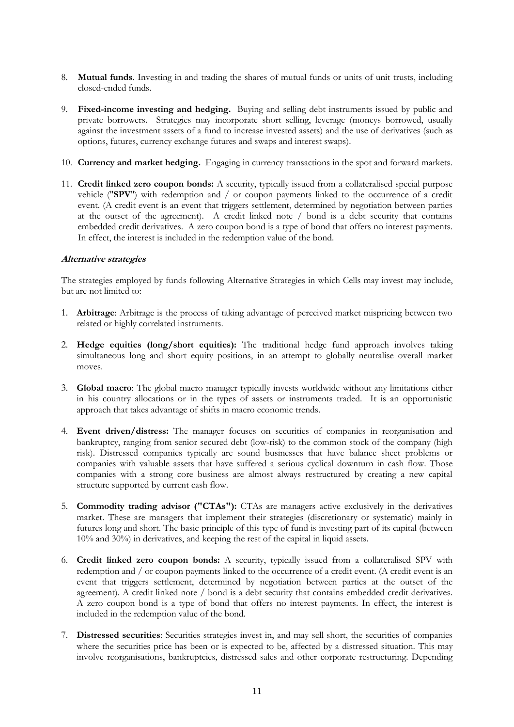8. **Mutual funds**. Investing in and trading the shares of mutual funds or units of unit trusts, including closed-ended funds.

9. **Fixed-income investing and hedging.** Buying and selling debt instruments issued by public and private borrowers. Strategies may incorporate short selling, leverage (moneys borrowed, usually against the investment assets of a fund to increase invested assets) and the use of derivatives (such as options, futures, currency exchange futures and swaps and interest swaps).

10. **Currency and market hedging.** Engaging in currency transactions in the spot and forward markets.

11. **Credit linked zero coupon bonds:** A security, typically issued from a collateralised special purpose vehicle ("**SPV**") with redemption and / or coupon payments linked to the occurrence of a credit event. (A credit event is an event that triggers settlement, determined by negotiation between parties at the outset of the agreement). A credit linked note / bond is a debt security that contains embedded credit derivatives. A zero coupon bond is a type of bond that offers no interest payments. In effect, the interest is included in the redemption value of the bond.

***Alternative strategies***

The strategies employed by funds following Alternative Strategies in which Cells may invest may include, but are not limited to:

1. **Arbitrage**: Arbitrage is the process of taking advantage of perceived market mispricing between two related or highly correlated instruments.

2. **Hedge equities (long/short equities):** The traditional hedge fund approach involves taking simultaneous long and short equity positions, in an attempt to globally neutralise overall market moves.

3. **Global macro**: The global macro manager typically invests worldwide without any limitations either in his country allocations or in the types of assets or instruments traded. It is an opportunistic approach that takes advantage of shifts in macro economic trends.

4. **Event driven/distress:** The manager focuses on securities of companies in reorganisation and bankruptcy, ranging from senior secured debt (low-risk) to the common stock of the company (high risk). Distressed companies typically are sound businesses that have balance sheet problems or companies with valuable assets that have suffered a serious cyclical downturn in cash flow. Those companies with a strong core business are almost always restructured by creating a new capital structure supported by current cash flow.

5. **Commodity trading advisor ("CTAs"):** CTAs are managers active exclusively in the derivatives market. These are managers that implement their strategies (discretionary or systematic) mainly in futures long and short. The basic principle of this type of fund is investing part of its capital (between 10% and 30%) in derivatives, and keeping the rest of the capital in liquid assets.

6. **Credit linked zero coupon bonds:** A security, typically issued from a collateralised SPV with redemption and / or coupon payments linked to the occurrence of a credit event. (A credit event is an event that triggers settlement, determined by negotiation between parties at the outset of the agreement). A credit linked note / bond is a debt security that contains embedded credit derivatives. A zero coupon bond is a type of bond that offers no interest payments. In effect, the interest is included in the redemption value of the bond.

7. **Distressed securities**: Securities strategies invest in, and may sell short, the securities of companies where the securities price has been or is expected to be, affected by a distressed situation. This may involve reorganisations, bankruptcies, distressed sales and other corporate restructuring. Depending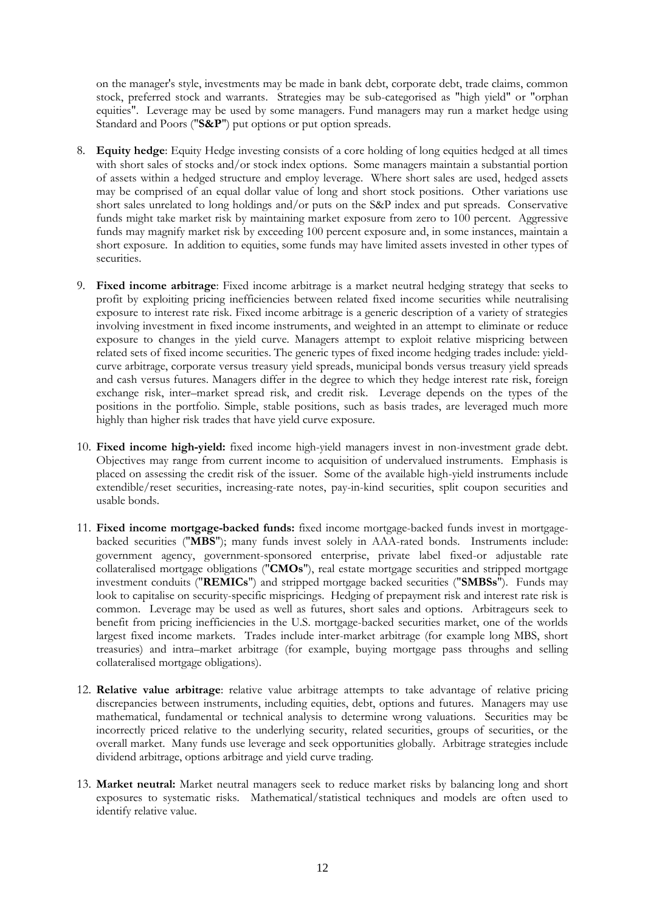on the manager's style, investments may be made in bank debt, corporate debt, trade claims, common stock, preferred stock and warrants. Strategies may be sub-categorised as "high yield" or "orphan equities". Leverage may be used by some managers. Fund managers may run a market hedge using Standard and Poors ("**S&P**") put options or put option spreads.

8. **Equity hedge**: Equity Hedge investing consists of a core holding of long equities hedged at all times with short sales of stocks and/or stock index options. Some managers maintain a substantial portion of assets within a hedged structure and employ leverage. Where short sales are used, hedged assets may be comprised of an equal dollar value of long and short stock positions. Other variations use short sales unrelated to long holdings and/or puts on the S&P index and put spreads. Conservative funds might take market risk by maintaining market exposure from zero to 100 percent. Aggressive funds may magnify market risk by exceeding 100 percent exposure and, in some instances, maintain a short exposure. In addition to equities, some funds may have limited assets invested in other types of securities.

9. **Fixed income arbitrage**: Fixed income arbitrage is a market neutral hedging strategy that seeks to profit by exploiting pricing inefficiencies between related fixed income securities while neutralising exposure to interest rate risk. Fixed income arbitrage is a generic description of a variety of strategies involving investment in fixed income instruments, and weighted in an attempt to eliminate or reduce exposure to changes in the yield curve. Managers attempt to exploit relative mispricing between related sets of fixed income securities. The generic types of fixed income hedging trades include: yield-curve arbitrage, corporate versus treasury yield spreads, municipal bonds versus treasury yield spreads and cash versus futures. Managers differ in the degree to which they hedge interest rate risk, foreign exchange risk, inter–market spread risk, and credit risk. Leverage depends on the types of the positions in the portfolio. Simple, stable positions, such as basis trades, are leveraged much more highly than higher risk trades that have yield curve exposure.

10. **Fixed income high-yield:** fixed income high-yield managers invest in non-investment grade debt. Objectives may range from current income to acquisition of undervalued instruments. Emphasis is placed on assessing the credit risk of the issuer. Some of the available high-yield instruments include extendible/reset securities, increasing-rate notes, pay-in-kind securities, split coupon securities and usable bonds.

11. **Fixed income mortgage-backed funds:** fixed income mortgage-backed funds invest in mortgage-backed securities ("**MBS**"); many funds invest solely in AAA-rated bonds. Instruments include: government agency, government-sponsored enterprise, private label fixed-or adjustable rate collateralised mortgage obligations ("**CMOs**"), real estate mortgage securities and stripped mortgage investment conduits ("**REMICs**") and stripped mortgage backed securities ("**SMBSs**"). Funds may look to capitalise on security-specific mispricings. Hedging of prepayment risk and interest rate risk is common. Leverage may be used as well as futures, short sales and options. Arbitrageurs seek to benefit from pricing inefficiencies in the U.S. mortgage-backed securities market, one of the worlds largest fixed income markets. Trades include inter-market arbitrage (for example long MBS, short treasuries) and intra–market arbitrage (for example, buying mortgage pass throughs and selling collateralised mortgage obligations).

12. **Relative value arbitrage**: relative value arbitrage attempts to take advantage of relative pricing discrepancies between instruments, including equities, debt, options and futures. Managers may use mathematical, fundamental or technical analysis to determine wrong valuations. Securities may be incorrectly priced relative to the underlying security, related securities, groups of securities, or the overall market. Many funds use leverage and seek opportunities globally. Arbitrage strategies include dividend arbitrage, options arbitrage and yield curve trading.

13. **Market neutral:** Market neutral managers seek to reduce market risks by balancing long and short exposures to systematic risks. Mathematical/statistical techniques and models are often used to identify relative value.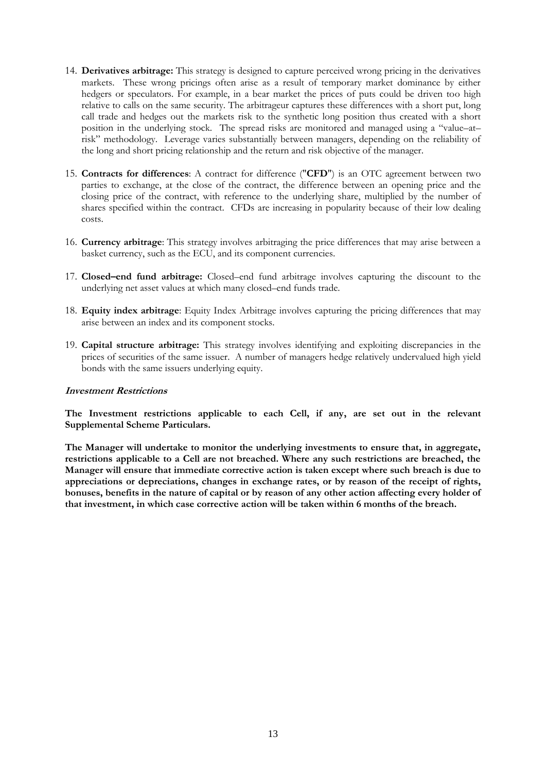14. **Derivatives arbitrage:** This strategy is designed to capture perceived wrong pricing in the derivatives markets. These wrong pricings often arise as a result of temporary market dominance by either hedgers or speculators. For example, in a bear market the prices of puts could be driven too high relative to calls on the same security. The arbitrageur captures these differences with a short put, long call trade and hedges out the markets risk to the synthetic long position thus created with a short position in the underlying stock. The spread risks are monitored and managed using a "value–at–risk" methodology. Leverage varies substantially between managers, depending on the reliability of the long and short pricing relationship and the return and risk objective of the manager.

15. **Contracts for differences**: A contract for difference ("**CFD**") is an OTC agreement between two parties to exchange, at the close of the contract, the difference between an opening price and the closing price of the contract, with reference to the underlying share, multiplied by the number of shares specified within the contract. CFDs are increasing in popularity because of their low dealing costs.

16. **Currency arbitrage**: This strategy involves arbitraging the price differences that may arise between a basket currency, such as the ECU, and its component currencies.

17. **Closed–end fund arbitrage:** Closed–end fund arbitrage involves capturing the discount to the underlying net asset values at which many closed–end funds trade.

18. **Equity index arbitrage**: Equity Index Arbitrage involves capturing the pricing differences that may arise between an index and its component stocks.

19. **Capital structure arbitrage:** This strategy involves identifying and exploiting discrepancies in the prices of securities of the same issuer. A number of managers hedge relatively undervalued high yield bonds with the same issuers underlying equity.

***Investment Restrictions***

**The Investment restrictions applicable to each Cell, if any, are set out in the relevant Supplemental Scheme Particulars.**

**The Manager will undertake to monitor the underlying investments to ensure that, in aggregate, restrictions applicable to a Cell are not breached. Where any such restrictions are breached, the Manager will ensure that immediate corrective action is taken except where such breach is due to appreciations or depreciations, changes in exchange rates, or by reason of the receipt of rights, bonuses, benefits in the nature of capital or by reason of any other action affecting every holder of that investment, in which case corrective action will be taken within 6 months of the breach.**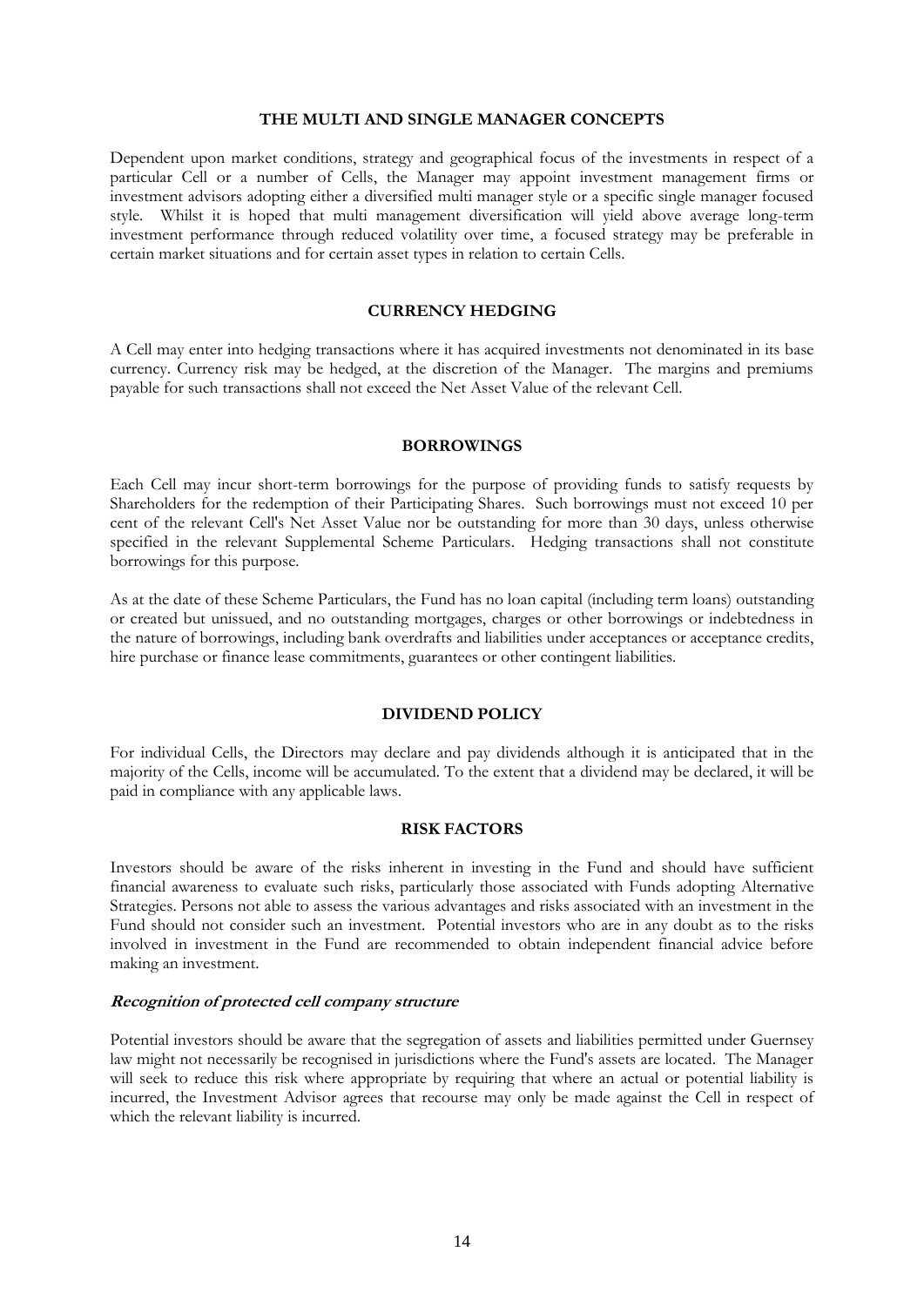## THE MULTI AND SINGLE MANAGER CONCEPTS

Dependent upon market conditions, strategy and geographical focus of the investments in respect of a particular Cell or a number of Cells, the Manager may appoint investment management firms or investment advisors adopting either a diversified multi manager style or a specific single manager focused style. Whilst it is hoped that multi management diversification will yield above average long-term investment performance through reduced volatility over time, a focused strategy may be preferable in certain market situations and for certain asset types in relation to certain Cells.

## CURRENCY HEDGING

A Cell may enter into hedging transactions where it has acquired investments not denominated in its base currency. Currency risk may be hedged, at the discretion of the Manager. The margins and premiums payable for such transactions shall not exceed the Net Asset Value of the relevant Cell.

## BORROWINGS

Each Cell may incur short-term borrowings for the purpose of providing funds to satisfy requests by Shareholders for the redemption of their Participating Shares. Such borrowings must not exceed 10 per cent of the relevant Cell's Net Asset Value nor be outstanding for more than 30 days, unless otherwise specified in the relevant Supplemental Scheme Particulars. Hedging transactions shall not constitute borrowings for this purpose.

As at the date of these Scheme Particulars, the Fund has no loan capital (including term loans) outstanding or created but unissued, and no outstanding mortgages, charges or other borrowings or indebtedness in the nature of borrowings, including bank overdrafts and liabilities under acceptances or acceptance credits, hire purchase or finance lease commitments, guarantees or other contingent liabilities.

## DIVIDEND POLICY

For individual Cells, the Directors may declare and pay dividends although it is anticipated that in the majority of the Cells, income will be accumulated. To the extent that a dividend may be declared, it will be paid in compliance with any applicable laws.

## RISK FACTORS

Investors should be aware of the risks inherent in investing in the Fund and should have sufficient financial awareness to evaluate such risks, particularly those associated with Funds adopting Alternative Strategies. Persons not able to assess the various advantages and risks associated with an investment in the Fund should not consider such an investment. Potential investors who are in any doubt as to the risks involved in investment in the Fund are recommended to obtain independent financial advice before making an investment.

### *Recognition of protected cell company structure*

Potential investors should be aware that the segregation of assets and liabilities permitted under Guernsey law might not necessarily be recognised in jurisdictions where the Fund's assets are located. The Manager will seek to reduce this risk where appropriate by requiring that where an actual or potential liability is incurred, the Investment Advisor agrees that recourse may only be made against the Cell in respect of which the relevant liability is incurred.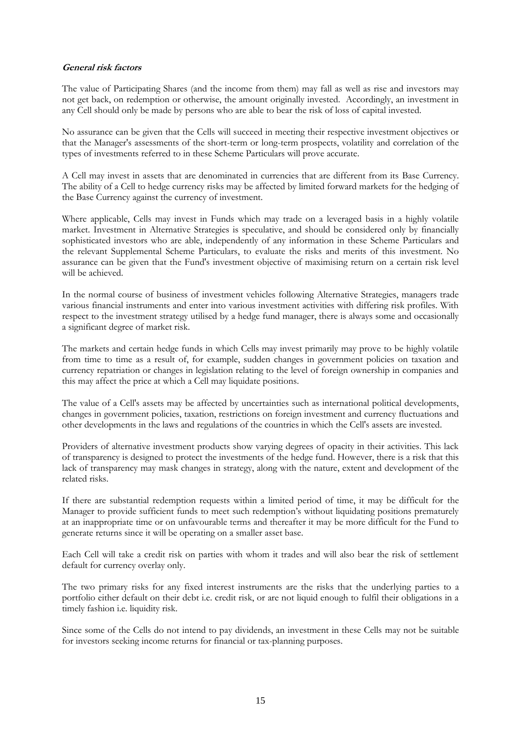**_General risk factors_**

The value of Participating Shares (and the income from them) may fall as well as rise and investors may not get back, on redemption or otherwise, the amount originally invested. Accordingly, an investment in any Cell should only be made by persons who are able to bear the risk of loss of capital invested.

No assurance can be given that the Cells will succeed in meeting their respective investment objectives or that the Manager's assessments of the short-term or long-term prospects, volatility and correlation of the types of investments referred to in these Scheme Particulars will prove accurate.

A Cell may invest in assets that are denominated in currencies that are different from its Base Currency. The ability of a Cell to hedge currency risks may be affected by limited forward markets for the hedging of the Base Currency against the currency of investment.

Where applicable, Cells may invest in Funds which may trade on a leveraged basis in a highly volatile market. Investment in Alternative Strategies is speculative, and should be considered only by financially sophisticated investors who are able, independently of any information in these Scheme Particulars and the relevant Supplemental Scheme Particulars, to evaluate the risks and merits of this investment. No assurance can be given that the Fund's investment objective of maximising return on a certain risk level will be achieved.

In the normal course of business of investment vehicles following Alternative Strategies, managers trade various financial instruments and enter into various investment activities with differing risk profiles. With respect to the investment strategy utilised by a hedge fund manager, there is always some and occasionally a significant degree of market risk.

The markets and certain hedge funds in which Cells may invest primarily may prove to be highly volatile from time to time as a result of, for example, sudden changes in government policies on taxation and currency repatriation or changes in legislation relating to the level of foreign ownership in companies and this may affect the price at which a Cell may liquidate positions.

The value of a Cell's assets may be affected by uncertainties such as international political developments, changes in government policies, taxation, restrictions on foreign investment and currency fluctuations and other developments in the laws and regulations of the countries in which the Cell's assets are invested.

Providers of alternative investment products show varying degrees of opacity in their activities. This lack of transparency is designed to protect the investments of the hedge fund. However, there is a risk that this lack of transparency may mask changes in strategy, along with the nature, extent and development of the related risks.

If there are substantial redemption requests within a limited period of time, it may be difficult for the Manager to provide sufficient funds to meet such redemption's without liquidating positions prematurely at an inappropriate time or on unfavourable terms and thereafter it may be more difficult for the Fund to generate returns since it will be operating on a smaller asset base.

Each Cell will take a credit risk on parties with whom it trades and will also bear the risk of settlement default for currency overlay only.

The two primary risks for any fixed interest instruments are the risks that the underlying parties to a portfolio either default on their debt i.e. credit risk, or are not liquid enough to fulfil their obligations in a timely fashion i.e. liquidity risk.

Since some of the Cells do not intend to pay dividends, an investment in these Cells may not be suitable for investors seeking income returns for financial or tax-planning purposes.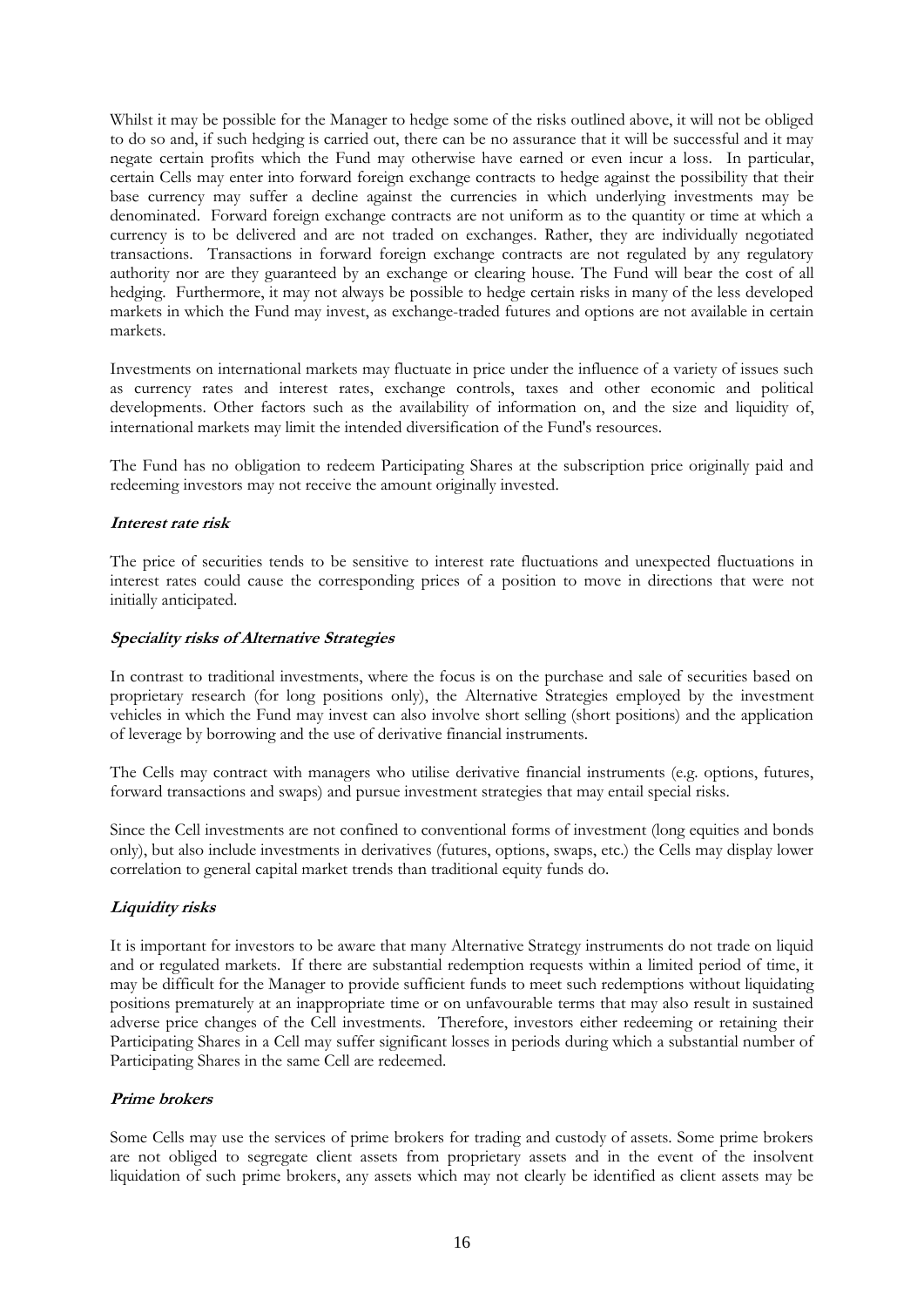Whilst it may be possible for the Manager to hedge some of the risks outlined above, it will not be obliged to do so and, if such hedging is carried out, there can be no assurance that it will be successful and it may negate certain profits which the Fund may otherwise have earned or even incur a loss. In particular, certain Cells may enter into forward foreign exchange contracts to hedge against the possibility that their base currency may suffer a decline against the currencies in which underlying investments may be denominated. Forward foreign exchange contracts are not uniform as to the quantity or time at which a currency is to be delivered and are not traded on exchanges. Rather, they are individually negotiated transactions. Transactions in forward foreign exchange contracts are not regulated by any regulatory authority nor are they guaranteed by an exchange or clearing house. The Fund will bear the cost of all hedging. Furthermore, it may not always be possible to hedge certain risks in many of the less developed markets in which the Fund may invest, as exchange-traded futures and options are not available in certain markets.

Investments on international markets may fluctuate in price under the influence of a variety of issues such as currency rates and interest rates, exchange controls, taxes and other economic and political developments. Other factors such as the availability of information on, and the size and liquidity of, international markets may limit the intended diversification of the Fund's resources.

The Fund has no obligation to redeem Participating Shares at the subscription price originally paid and redeeming investors may not receive the amount originally invested.

***Interest rate risk***

The price of securities tends to be sensitive to interest rate fluctuations and unexpected fluctuations in interest rates could cause the corresponding prices of a position to move in directions that were not initially anticipated.

***Speciality risks of Alternative Strategies***

In contrast to traditional investments, where the focus is on the purchase and sale of securities based on proprietary research (for long positions only), the Alternative Strategies employed by the investment vehicles in which the Fund may invest can also involve short selling (short positions) and the application of leverage by borrowing and the use of derivative financial instruments.

The Cells may contract with managers who utilise derivative financial instruments (e.g. options, futures, forward transactions and swaps) and pursue investment strategies that may entail special risks.

Since the Cell investments are not confined to conventional forms of investment (long equities and bonds only), but also include investments in derivatives (futures, options, swaps, etc.) the Cells may display lower correlation to general capital market trends than traditional equity funds do.

***Liquidity risks***

It is important for investors to be aware that many Alternative Strategy instruments do not trade on liquid and or regulated markets. If there are substantial redemption requests within a limited period of time, it may be difficult for the Manager to provide sufficient funds to meet such redemptions without liquidating positions prematurely at an inappropriate time or on unfavourable terms that may also result in sustained adverse price changes of the Cell investments. Therefore, investors either redeeming or retaining their Participating Shares in a Cell may suffer significant losses in periods during which a substantial number of Participating Shares in the same Cell are redeemed.

***Prime brokers***

Some Cells may use the services of prime brokers for trading and custody of assets. Some prime brokers are not obliged to segregate client assets from proprietary assets and in the event of the insolvent liquidation of such prime brokers, any assets which may not clearly be identified as client assets may be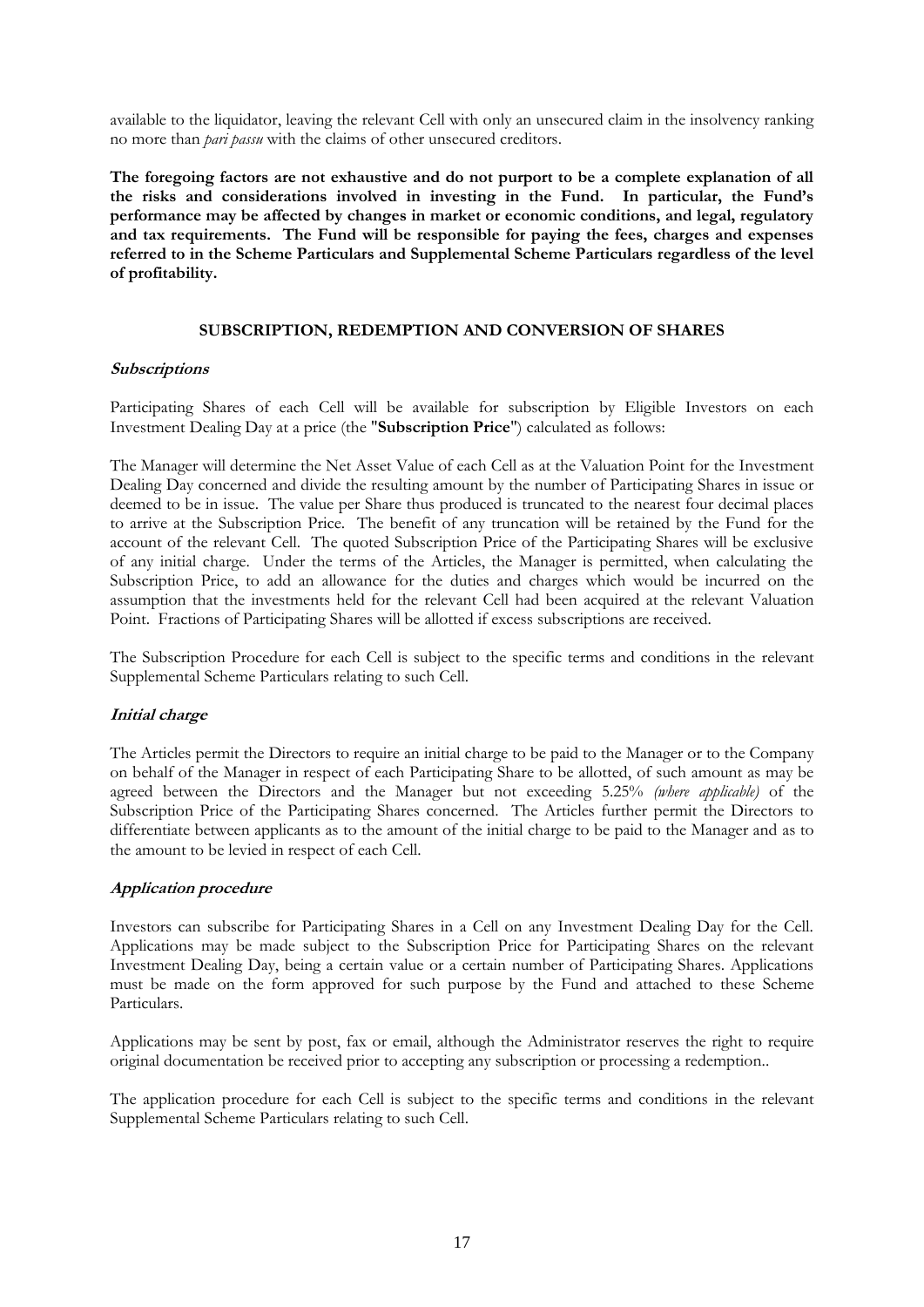available to the liquidator, leaving the relevant Cell with only an unsecured claim in the insolvency ranking no more than *pari passu* with the claims of other unsecured creditors.

**The foregoing factors are not exhaustive and do not purport to be a complete explanation of all the risks and considerations involved in investing in the Fund. In particular, the Fund's performance may be affected by changes in market or economic conditions, and legal, regulatory and tax requirements. The Fund will be responsible for paying the fees, charges and expenses referred to in the Scheme Particulars and Supplemental Scheme Particulars regardless of the level of profitability.**

## SUBSCRIPTION, REDEMPTION AND CONVERSION OF SHARES

### *Subscriptions*

Participating Shares of each Cell will be available for subscription by Eligible Investors on each Investment Dealing Day at a price (the "**Subscription Price**") calculated as follows:

The Manager will determine the Net Asset Value of each Cell as at the Valuation Point for the Investment Dealing Day concerned and divide the resulting amount by the number of Participating Shares in issue or deemed to be in issue. The value per Share thus produced is truncated to the nearest four decimal places to arrive at the Subscription Price. The benefit of any truncation will be retained by the Fund for the account of the relevant Cell. The quoted Subscription Price of the Participating Shares will be exclusive of any initial charge. Under the terms of the Articles, the Manager is permitted, when calculating the Subscription Price, to add an allowance for the duties and charges which would be incurred on the assumption that the investments held for the relevant Cell had been acquired at the relevant Valuation Point. Fractions of Participating Shares will be allotted if excess subscriptions are received.

The Subscription Procedure for each Cell is subject to the specific terms and conditions in the relevant Supplemental Scheme Particulars relating to such Cell.

### *Initial charge*

The Articles permit the Directors to require an initial charge to be paid to the Manager or to the Company on behalf of the Manager in respect of each Participating Share to be allotted, of such amount as may be agreed between the Directors and the Manager but not exceeding 5.25% *(where applicable)* of the Subscription Price of the Participating Shares concerned. The Articles further permit the Directors to differentiate between applicants as to the amount of the initial charge to be paid to the Manager and as to the amount to be levied in respect of each Cell.

### *Application procedure*

Investors can subscribe for Participating Shares in a Cell on any Investment Dealing Day for the Cell. Applications may be made subject to the Subscription Price for Participating Shares on the relevant Investment Dealing Day, being a certain value or a certain number of Participating Shares. Applications must be made on the form approved for such purpose by the Fund and attached to these Scheme Particulars.

Applications may be sent by post, fax or email, although the Administrator reserves the right to require original documentation be received prior to accepting any subscription or processing a redemption..

The application procedure for each Cell is subject to the specific terms and conditions in the relevant Supplemental Scheme Particulars relating to such Cell.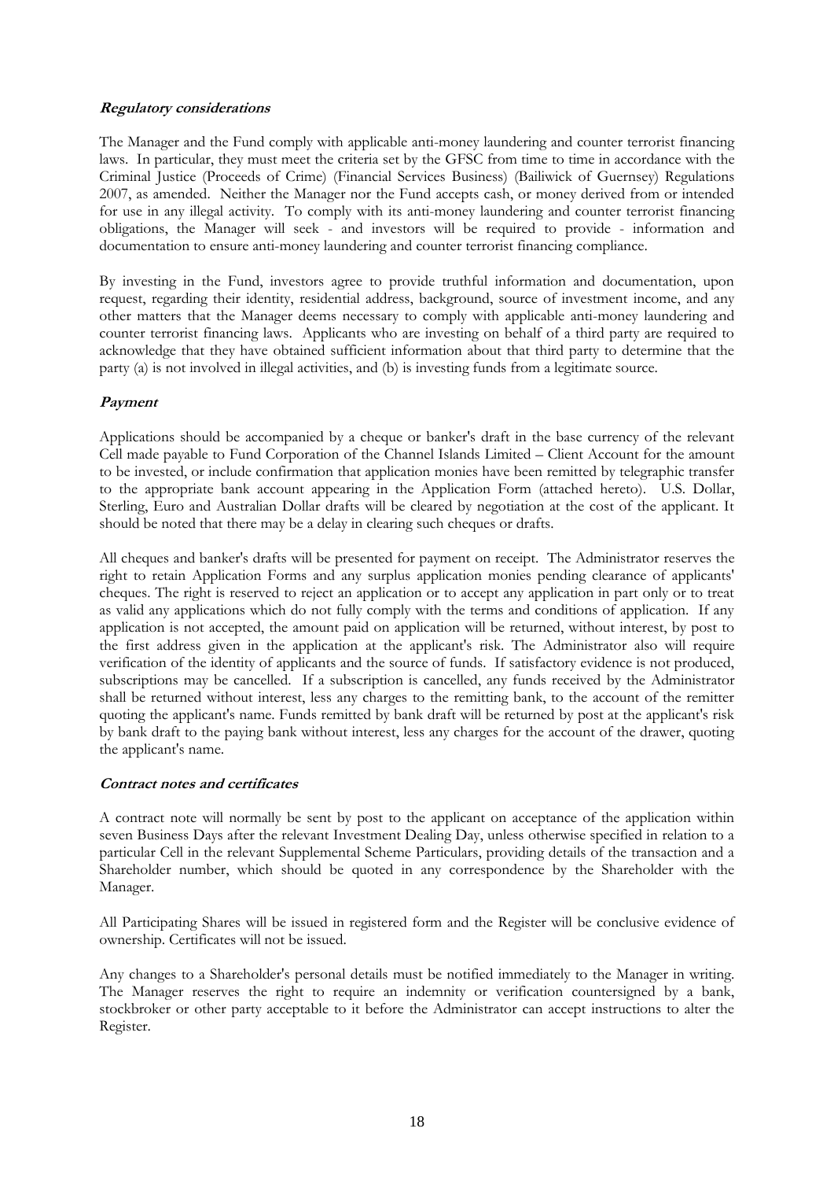***Regulatory considerations***

The Manager and the Fund comply with applicable anti-money laundering and counter terrorist financing laws. In particular, they must meet the criteria set by the GFSC from time to time in accordance with the Criminal Justice (Proceeds of Crime) (Financial Services Business) (Bailiwick of Guernsey) Regulations 2007, as amended. Neither the Manager nor the Fund accepts cash, or money derived from or intended for use in any illegal activity. To comply with its anti-money laundering and counter terrorist financing obligations, the Manager will seek - and investors will be required to provide - information and documentation to ensure anti-money laundering and counter terrorist financing compliance.

By investing in the Fund, investors agree to provide truthful information and documentation, upon request, regarding their identity, residential address, background, source of investment income, and any other matters that the Manager deems necessary to comply with applicable anti-money laundering and counter terrorist financing laws. Applicants who are investing on behalf of a third party are required to acknowledge that they have obtained sufficient information about that third party to determine that the party (a) is not involved in illegal activities, and (b) is investing funds from a legitimate source.

***Payment***

Applications should be accompanied by a cheque or banker's draft in the base currency of the relevant Cell made payable to Fund Corporation of the Channel Islands Limited – Client Account for the amount to be invested, or include confirmation that application monies have been remitted by telegraphic transfer to the appropriate bank account appearing in the Application Form (attached hereto). U.S. Dollar, Sterling, Euro and Australian Dollar drafts will be cleared by negotiation at the cost of the applicant. It should be noted that there may be a delay in clearing such cheques or drafts.

All cheques and banker's drafts will be presented for payment on receipt. The Administrator reserves the right to retain Application Forms and any surplus application monies pending clearance of applicants' cheques. The right is reserved to reject an application or to accept any application in part only or to treat as valid any applications which do not fully comply with the terms and conditions of application. If any application is not accepted, the amount paid on application will be returned, without interest, by post to the first address given in the application at the applicant's risk. The Administrator also will require verification of the identity of applicants and the source of funds. If satisfactory evidence is not produced, subscriptions may be cancelled. If a subscription is cancelled, any funds received by the Administrator shall be returned without interest, less any charges to the remitting bank, to the account of the remitter quoting the applicant's name. Funds remitted by bank draft will be returned by post at the applicant's risk by bank draft to the paying bank without interest, less any charges for the account of the drawer, quoting the applicant's name.

***Contract notes and certificates***

A contract note will normally be sent by post to the applicant on acceptance of the application within seven Business Days after the relevant Investment Dealing Day, unless otherwise specified in relation to a particular Cell in the relevant Supplemental Scheme Particulars, providing details of the transaction and a Shareholder number, which should be quoted in any correspondence by the Shareholder with the Manager.

All Participating Shares will be issued in registered form and the Register will be conclusive evidence of ownership. Certificates will not be issued.

Any changes to a Shareholder's personal details must be notified immediately to the Manager in writing. The Manager reserves the right to require an indemnity or verification countersigned by a bank, stockbroker or other party acceptable to it before the Administrator can accept instructions to alter the Register.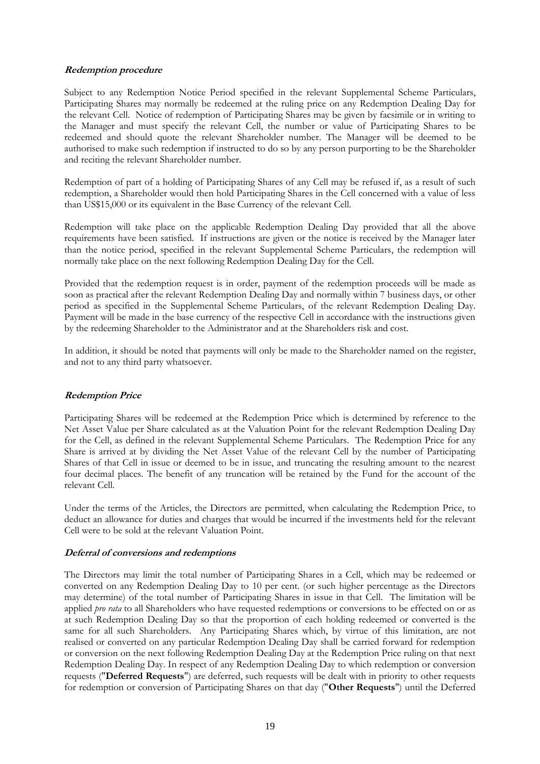***Redemption procedure***

Subject to any Redemption Notice Period specified in the relevant Supplemental Scheme Particulars, Participating Shares may normally be redeemed at the ruling price on any Redemption Dealing Day for the relevant Cell. Notice of redemption of Participating Shares may be given by facsimile or in writing to the Manager and must specify the relevant Cell, the number or value of Participating Shares to be redeemed and should quote the relevant Shareholder number. The Manager will be deemed to be authorised to make such redemption if instructed to do so by any person purporting to be the Shareholder and reciting the relevant Shareholder number.

Redemption of part of a holding of Participating Shares of any Cell may be refused if, as a result of such redemption, a Shareholder would then hold Participating Shares in the Cell concerned with a value of less than US$15,000 or its equivalent in the Base Currency of the relevant Cell.

Redemption will take place on the applicable Redemption Dealing Day provided that all the above requirements have been satisfied. If instructions are given or the notice is received by the Manager later than the notice period, specified in the relevant Supplemental Scheme Particulars, the redemption will normally take place on the next following Redemption Dealing Day for the Cell.

Provided that the redemption request is in order, payment of the redemption proceeds will be made as soon as practical after the relevant Redemption Dealing Day and normally within 7 business days, or other period as specified in the Supplemental Scheme Particulars, of the relevant Redemption Dealing Day. Payment will be made in the base currency of the respective Cell in accordance with the instructions given by the redeeming Shareholder to the Administrator and at the Shareholders risk and cost.

In addition, it should be noted that payments will only be made to the Shareholder named on the register, and not to any third party whatsoever.

***Redemption Price***

Participating Shares will be redeemed at the Redemption Price which is determined by reference to the Net Asset Value per Share calculated as at the Valuation Point for the relevant Redemption Dealing Day for the Cell, as defined in the relevant Supplemental Scheme Particulars. The Redemption Price for any Share is arrived at by dividing the Net Asset Value of the relevant Cell by the number of Participating Shares of that Cell in issue or deemed to be in issue, and truncating the resulting amount to the nearest four decimal places. The benefit of any truncation will be retained by the Fund for the account of the relevant Cell.

Under the terms of the Articles, the Directors are permitted, when calculating the Redemption Price, to deduct an allowance for duties and charges that would be incurred if the investments held for the relevant Cell were to be sold at the relevant Valuation Point.

***Deferral of conversions and redemptions***

The Directors may limit the total number of Participating Shares in a Cell, which may be redeemed or converted on any Redemption Dealing Day to 10 per cent. (or such higher percentage as the Directors may determine) of the total number of Participating Shares in issue in that Cell. The limitation will be applied *pro rata* to all Shareholders who have requested redemptions or conversions to be effected on or as at such Redemption Dealing Day so that the proportion of each holding redeemed or converted is the same for all such Shareholders. Any Participating Shares which, by virtue of this limitation, are not realised or converted on any particular Redemption Dealing Day shall be carried forward for redemption or conversion on the next following Redemption Dealing Day at the Redemption Price ruling on that next Redemption Dealing Day. In respect of any Redemption Dealing Day to which redemption or conversion requests ("**Deferred Requests**") are deferred, such requests will be dealt with in priority to other requests for redemption or conversion of Participating Shares on that day ("**Other Requests**") until the Deferred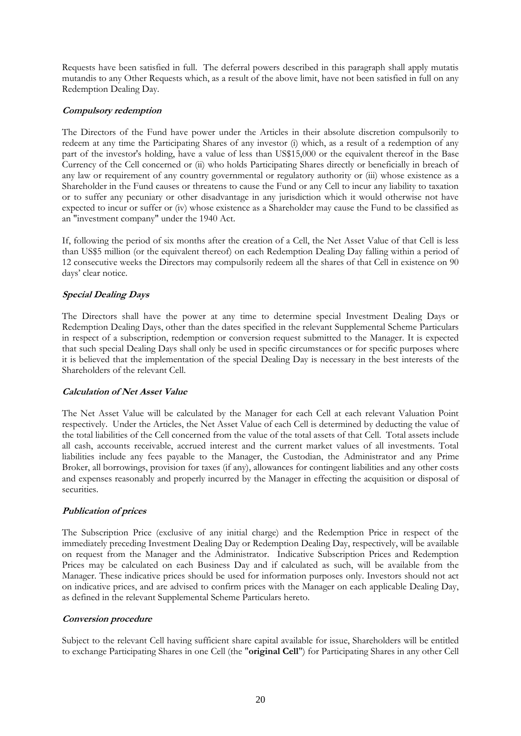Requests have been satisfied in full. The deferral powers described in this paragraph shall apply mutatis mutandis to any Other Requests which, as a result of the above limit, have not been satisfied in full on any Redemption Dealing Day.

### *Compulsory redemption*

The Directors of the Fund have power under the Articles in their absolute discretion compulsorily to redeem at any time the Participating Shares of any investor (i) which, as a result of a redemption of any part of the investor's holding, have a value of less than US$15,000 or the equivalent thereof in the Base Currency of the Cell concerned or (ii) who holds Participating Shares directly or beneficially in breach of any law or requirement of any country governmental or regulatory authority or (iii) whose existence as a Shareholder in the Fund causes or threatens to cause the Fund or any Cell to incur any liability to taxation or to suffer any pecuniary or other disadvantage in any jurisdiction which it would otherwise not have expected to incur or suffer or (iv) whose existence as a Shareholder may cause the Fund to be classified as an "investment company" under the 1940 Act.

If, following the period of six months after the creation of a Cell, the Net Asset Value of that Cell is less than US$5 million (or the equivalent thereof) on each Redemption Dealing Day falling within a period of 12 consecutive weeks the Directors may compulsorily redeem all the shares of that Cell in existence on 90 days' clear notice.

### *Special Dealing Days*

The Directors shall have the power at any time to determine special Investment Dealing Days or Redemption Dealing Days, other than the dates specified in the relevant Supplemental Scheme Particulars in respect of a subscription, redemption or conversion request submitted to the Manager. It is expected that such special Dealing Days shall only be used in specific circumstances or for specific purposes where it is believed that the implementation of the special Dealing Day is necessary in the best interests of the Shareholders of the relevant Cell.

### *Calculation of Net Asset Value*

The Net Asset Value will be calculated by the Manager for each Cell at each relevant Valuation Point respectively. Under the Articles, the Net Asset Value of each Cell is determined by deducting the value of the total liabilities of the Cell concerned from the value of the total assets of that Cell. Total assets include all cash, accounts receivable, accrued interest and the current market values of all investments. Total liabilities include any fees payable to the Manager, the Custodian, the Administrator and any Prime Broker, all borrowings, provision for taxes (if any), allowances for contingent liabilities and any other costs and expenses reasonably and properly incurred by the Manager in effecting the acquisition or disposal of securities.

### *Publication of prices*

The Subscription Price (exclusive of any initial charge) and the Redemption Price in respect of the immediately preceding Investment Dealing Day or Redemption Dealing Day, respectively, will be available on request from the Manager and the Administrator. Indicative Subscription Prices and Redemption Prices may be calculated on each Business Day and if calculated as such, will be available from the Manager. These indicative prices should be used for information purposes only. Investors should not act on indicative prices, and are advised to confirm prices with the Manager on each applicable Dealing Day, as defined in the relevant Supplemental Scheme Particulars hereto.

### *Conversion procedure*

Subject to the relevant Cell having sufficient share capital available for issue, Shareholders will be entitled to exchange Participating Shares in one Cell (the "**original Cell**") for Participating Shares in any other Cell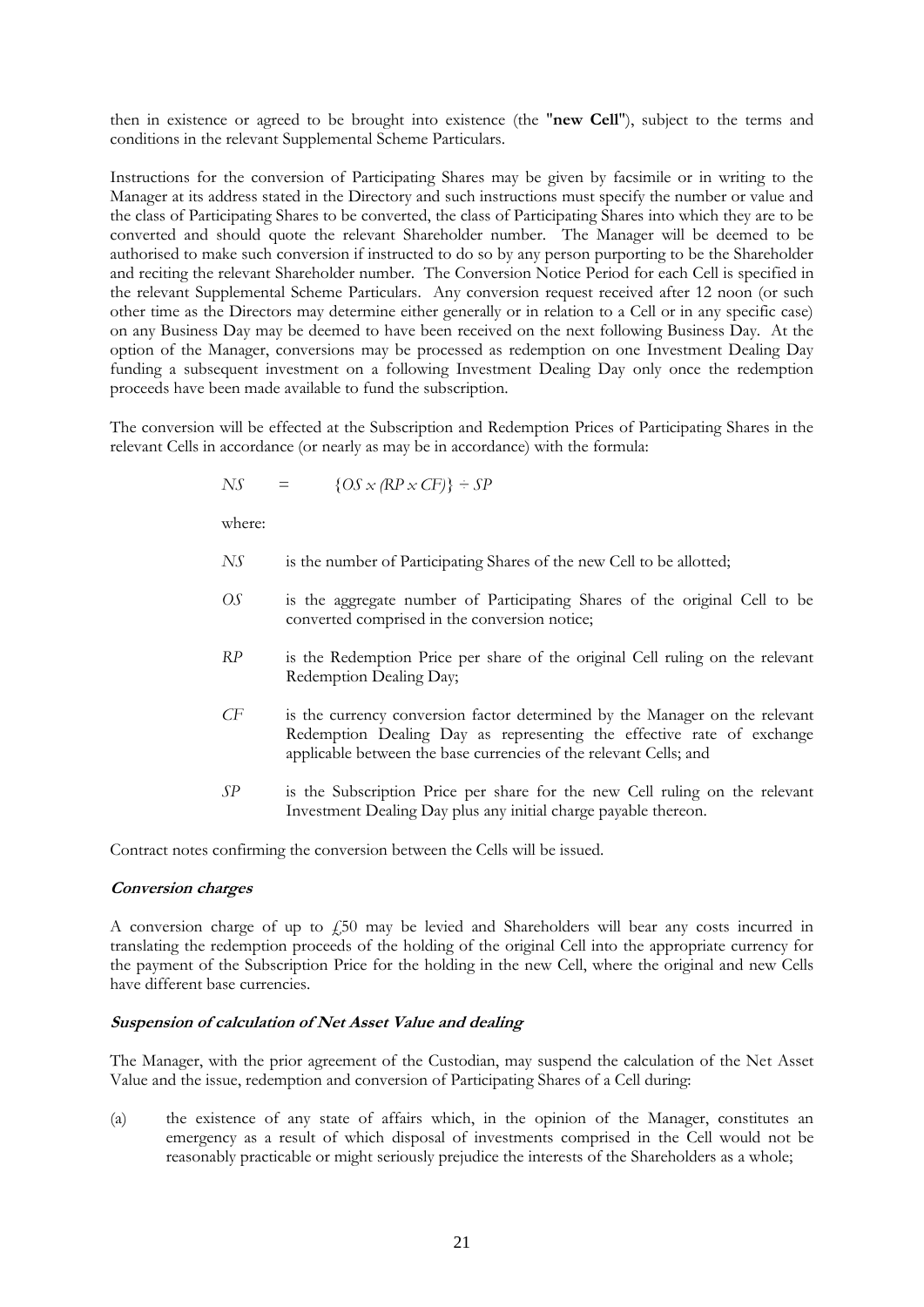then in existence or agreed to be brought into existence (the "**new Cell**"), subject to the terms and conditions in the relevant Supplemental Scheme Particulars.

Instructions for the conversion of Participating Shares may be given by facsimile or in writing to the Manager at its address stated in the Directory and such instructions must specify the number or value and the class of Participating Shares to be converted, the class of Participating Shares into which they are to be converted and should quote the relevant Shareholder number. The Manager will be deemed to be authorised to make such conversion if instructed to do so by any person purporting to be the Shareholder and reciting the relevant Shareholder number. The Conversion Notice Period for each Cell is specified in the relevant Supplemental Scheme Particulars. Any conversion request received after 12 noon (or such other time as the Directors may determine either generally or in relation to a Cell or in any specific case) on any Business Day may be deemed to have been received on the next following Business Day. At the option of the Manager, conversions may be processed as redemption on one Investment Dealing Day funding a subsequent investment on a following Investment Dealing Day only once the redemption proceeds have been made available to fund the subscription.

The conversion will be effected at the Subscription and Redemption Prices of Participating Shares in the relevant Cells in accordance (or nearly as may be in accordance) with the formula:

$$NS = \{OS \times (RP \times CF)\} \div SP$$

where:

- $NS$ is the number of Participating Shares of the new Cell to be allotted;
- $OS$ is the aggregate number of Participating Shares of the original Cell to be converted comprised in the conversion notice;
- $RP$ is the Redemption Price per share of the original Cell ruling on the relevant Redemption Dealing Day;
- $CF$ is the currency conversion factor determined by the Manager on the relevant Redemption Dealing Day as representing the effective rate of exchange applicable between the base currencies of the relevant Cells; and
- $SP$ is the Subscription Price per share for the new Cell ruling on the relevant Investment Dealing Day plus any initial charge payable thereon.

Contract notes confirming the conversion between the Cells will be issued.

***Conversion charges***

A conversion charge of up to £50 may be levied and Shareholders will bear any costs incurred in translating the redemption proceeds of the holding of the original Cell into the appropriate currency for the payment of the Subscription Price for the holding in the new Cell, where the original and new Cells have different base currencies.

***Suspension of calculation of Net Asset Value and dealing***

The Manager, with the prior agreement of the Custodian, may suspend the calculation of the Net Asset Value and the issue, redemption and conversion of Participating Shares of a Cell during:

(a) the existence of any state of affairs which, in the opinion of the Manager, constitutes an emergency as a result of which disposal of investments comprised in the Cell would not be reasonably practicable or might seriously prejudice the interests of the Shareholders as a whole;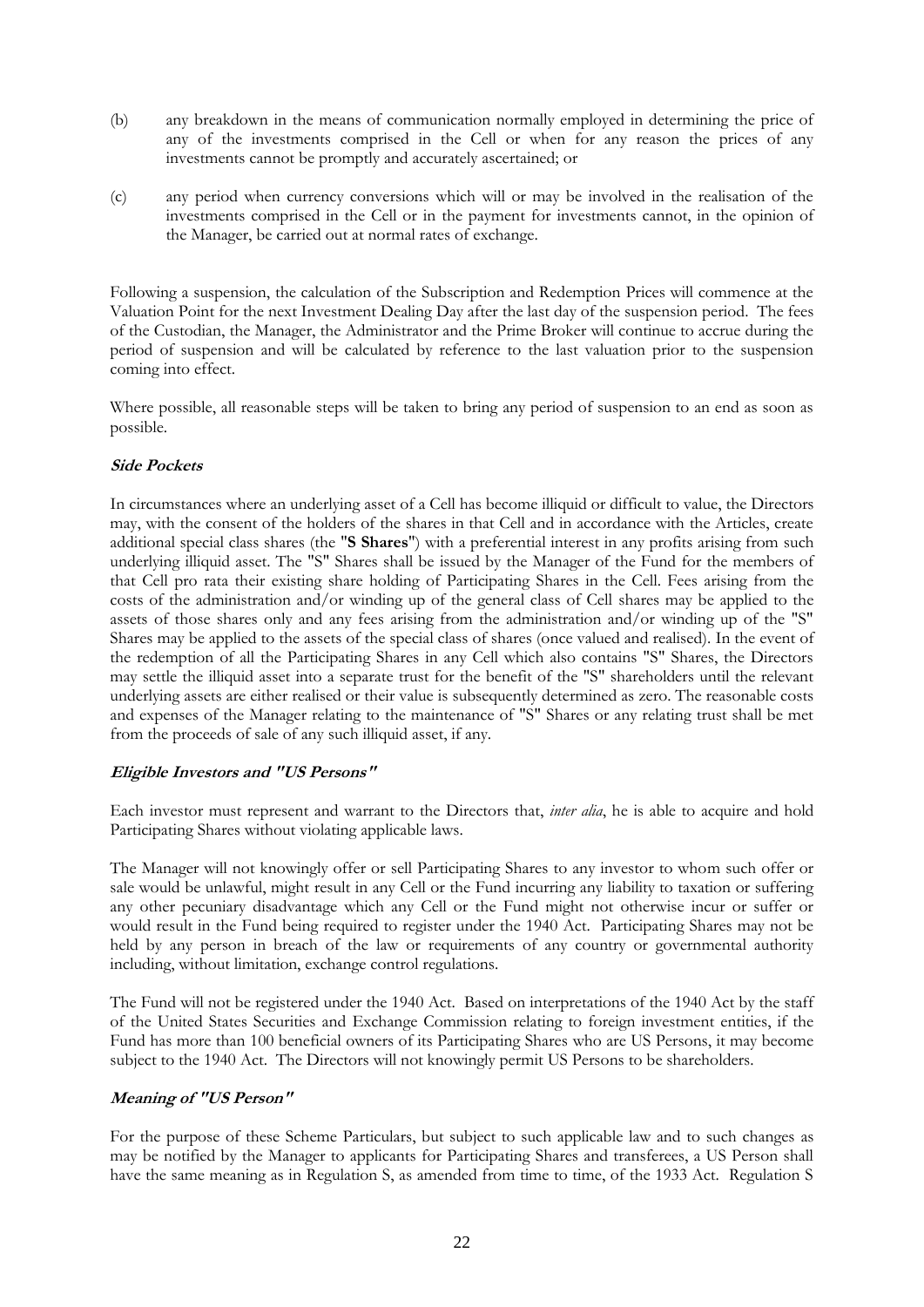(b) any breakdown in the means of communication normally employed in determining the price of any of the investments comprised in the Cell or when for any reason the prices of any investments cannot be promptly and accurately ascertained; or

(c) any period when currency conversions which will or may be involved in the realisation of the investments comprised in the Cell or in the payment for investments cannot, in the opinion of the Manager, be carried out at normal rates of exchange.

Following a suspension, the calculation of the Subscription and Redemption Prices will commence at the Valuation Point for the next Investment Dealing Day after the last day of the suspension period. The fees of the Custodian, the Manager, the Administrator and the Prime Broker will continue to accrue during the period of suspension and will be calculated by reference to the last valuation prior to the suspension coming into effect.

Where possible, all reasonable steps will be taken to bring any period of suspension to an end as soon as possible.

***Side Pockets***

In circumstances where an underlying asset of a Cell has become illiquid or difficult to value, the Directors may, with the consent of the holders of the shares in that Cell and in accordance with the Articles, create additional special class shares (the "**S Shares**") with a preferential interest in any profits arising from such underlying illiquid asset. The "S" Shares shall be issued by the Manager of the Fund for the members of that Cell pro rata their existing share holding of Participating Shares in the Cell. Fees arising from the costs of the administration and/or winding up of the general class of Cell shares may be applied to the assets of those shares only and any fees arising from the administration and/or winding up of the "S" Shares may be applied to the assets of the special class of shares (once valued and realised). In the event of the redemption of all the Participating Shares in any Cell which also contains "S" Shares, the Directors may settle the illiquid asset into a separate trust for the benefit of the "S" shareholders until the relevant underlying assets are either realised or their value is subsequently determined as zero. The reasonable costs and expenses of the Manager relating to the maintenance of "S" Shares or any relating trust shall be met from the proceeds of sale of any such illiquid asset, if any.

***Eligible Investors and "US Persons"***

Each investor must represent and warrant to the Directors that, *inter alia*, he is able to acquire and hold Participating Shares without violating applicable laws.

The Manager will not knowingly offer or sell Participating Shares to any investor to whom such offer or sale would be unlawful, might result in any Cell or the Fund incurring any liability to taxation or suffering any other pecuniary disadvantage which any Cell or the Fund might not otherwise incur or suffer or would result in the Fund being required to register under the 1940 Act. Participating Shares may not be held by any person in breach of the law or requirements of any country or governmental authority including, without limitation, exchange control regulations.

The Fund will not be registered under the 1940 Act. Based on interpretations of the 1940 Act by the staff of the United States Securities and Exchange Commission relating to foreign investment entities, if the Fund has more than 100 beneficial owners of its Participating Shares who are US Persons, it may become subject to the 1940 Act. The Directors will not knowingly permit US Persons to be shareholders.

***Meaning of "US Person"***

For the purpose of these Scheme Particulars, but subject to such applicable law and to such changes as may be notified by the Manager to applicants for Participating Shares and transferees, a US Person shall have the same meaning as in Regulation S, as amended from time to time, of the 1933 Act. Regulation S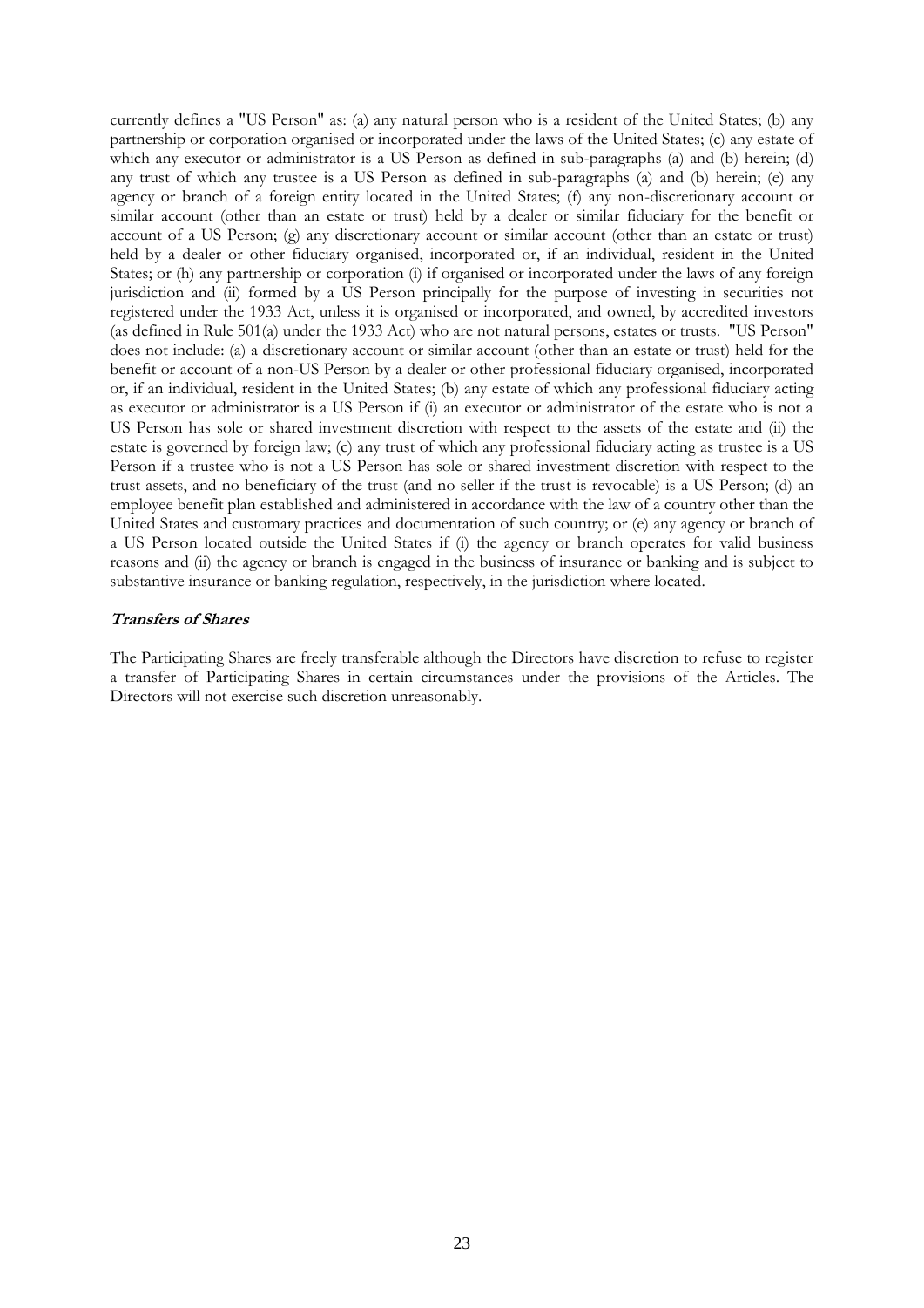currently defines a "US Person" as: (a) any natural person who is a resident of the United States; (b) any partnership or corporation organised or incorporated under the laws of the United States; (c) any estate of which any executor or administrator is a US Person as defined in sub-paragraphs (a) and (b) herein; (d) any trust of which any trustee is a US Person as defined in sub-paragraphs (a) and (b) herein; (e) any agency or branch of a foreign entity located in the United States; (f) any non-discretionary account or similar account (other than an estate or trust) held by a dealer or similar fiduciary for the benefit or account of a US Person; (g) any discretionary account or similar account (other than an estate or trust) held by a dealer or other fiduciary organised, incorporated or, if an individual, resident in the United States; or (h) any partnership or corporation (i) if organised or incorporated under the laws of any foreign jurisdiction and (ii) formed by a US Person principally for the purpose of investing in securities not registered under the 1933 Act, unless it is organised or incorporated, and owned, by accredited investors (as defined in Rule 501(a) under the 1933 Act) who are not natural persons, estates or trusts. "US Person" does not include: (a) a discretionary account or similar account (other than an estate or trust) held for the benefit or account of a non-US Person by a dealer or other professional fiduciary organised, incorporated or, if an individual, resident in the United States; (b) any estate of which any professional fiduciary acting as executor or administrator is a US Person if (i) an executor or administrator of the estate who is not a US Person has sole or shared investment discretion with respect to the assets of the estate and (ii) the estate is governed by foreign law; (c) any trust of which any professional fiduciary acting as trustee is a US Person if a trustee who is not a US Person has sole or shared investment discretion with respect to the trust assets, and no beneficiary of the trust (and no seller if the trust is revocable) is a US Person; (d) an employee benefit plan established and administered in accordance with the law of a country other than the United States and customary practices and documentation of such country; or (e) any agency or branch of a US Person located outside the United States if (i) the agency or branch operates for valid business reasons and (ii) the agency or branch is engaged in the business of insurance or banking and is subject to substantive insurance or banking regulation, respectively, in the jurisdiction where located.

***Transfers of Shares***

The Participating Shares are freely transferable although the Directors have discretion to refuse to register a transfer of Participating Shares in certain circumstances under the provisions of the Articles. The Directors will not exercise such discretion unreasonably.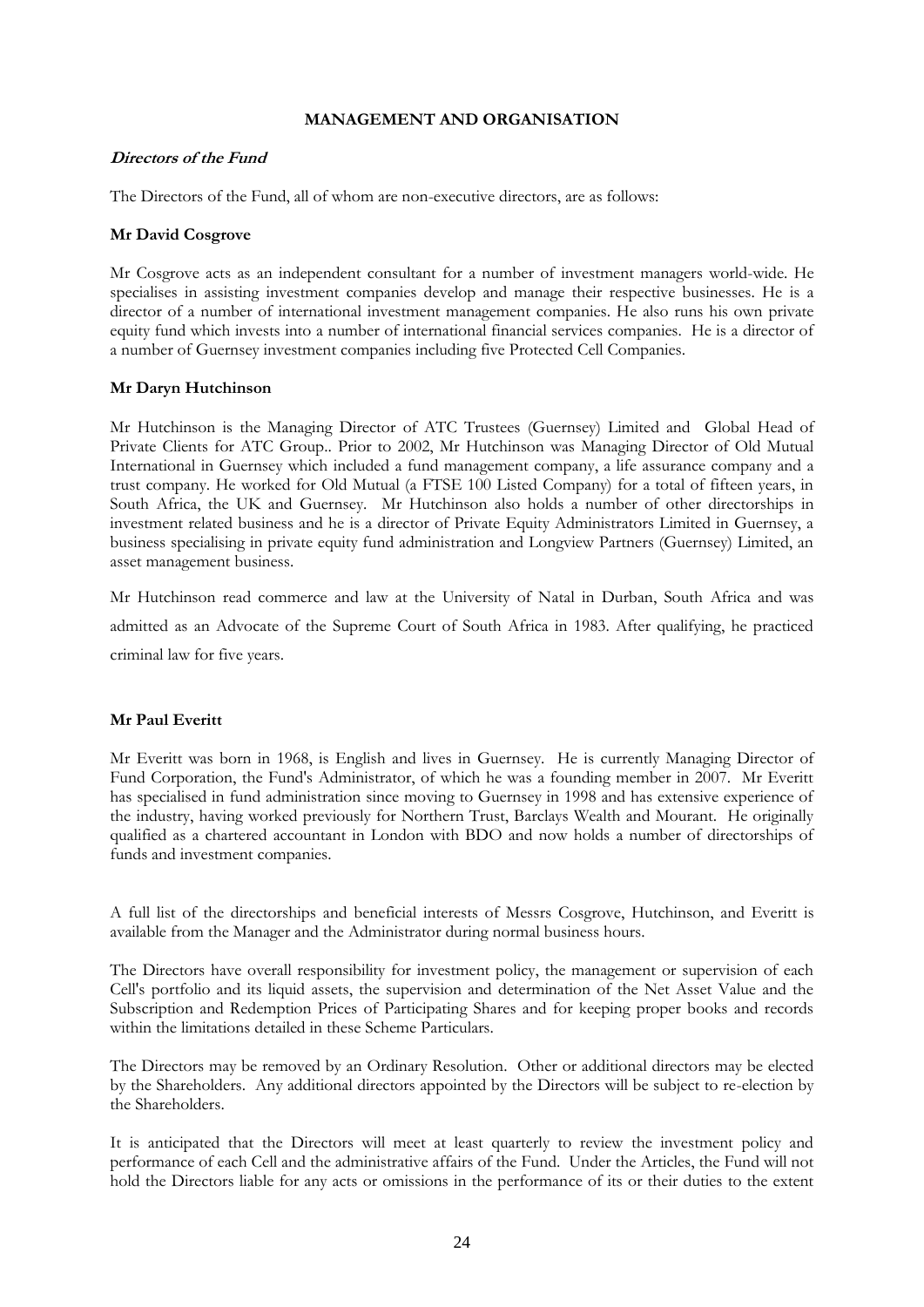## MANAGEMENT AND ORGANISATION

***Directors of the Fund***

The Directors of the Fund, all of whom are non-executive directors, are as follows:

**Mr David Cosgrove**

Mr Cosgrove acts as an independent consultant for a number of investment managers world-wide. He specialises in assisting investment companies develop and manage their respective businesses. He is a director of a number of international investment management companies. He also runs his own private equity fund which invests into a number of international financial services companies. He is a director of a number of Guernsey investment companies including five Protected Cell Companies.

**Mr Daryn Hutchinson**

Mr Hutchinson is the Managing Director of ATC Trustees (Guernsey) Limited and Global Head of Private Clients for ATC Group.. Prior to 2002, Mr Hutchinson was Managing Director of Old Mutual International in Guernsey which included a fund management company, a life assurance company and a trust company. He worked for Old Mutual (a FTSE 100 Listed Company) for a total of fifteen years, in South Africa, the UK and Guernsey. Mr Hutchinson also holds a number of other directorships in investment related business and he is a director of Private Equity Administrators Limited in Guernsey, a business specialising in private equity fund administration and Longview Partners (Guernsey) Limited, an asset management business.

Mr Hutchinson read commerce and law at the University of Natal in Durban, South Africa and was admitted as an Advocate of the Supreme Court of South Africa in 1983. After qualifying, he practiced criminal law for five years.

**Mr Paul Everitt**

Mr Everitt was born in 1968, is English and lives in Guernsey. He is currently Managing Director of Fund Corporation, the Fund's Administrator, of which he was a founding member in 2007. Mr Everitt has specialised in fund administration since moving to Guernsey in 1998 and has extensive experience of the industry, having worked previously for Northern Trust, Barclays Wealth and Mourant. He originally qualified as a chartered accountant in London with BDO and now holds a number of directorships of funds and investment companies.

A full list of the directorships and beneficial interests of Messrs Cosgrove, Hutchinson, and Everitt is available from the Manager and the Administrator during normal business hours.

The Directors have overall responsibility for investment policy, the management or supervision of each Cell's portfolio and its liquid assets, the supervision and determination of the Net Asset Value and the Subscription and Redemption Prices of Participating Shares and for keeping proper books and records within the limitations detailed in these Scheme Particulars.

The Directors may be removed by an Ordinary Resolution. Other or additional directors may be elected by the Shareholders. Any additional directors appointed by the Directors will be subject to re-election by the Shareholders.

It is anticipated that the Directors will meet at least quarterly to review the investment policy and performance of each Cell and the administrative affairs of the Fund. Under the Articles, the Fund will not hold the Directors liable for any acts or omissions in the performance of its or their duties to the extent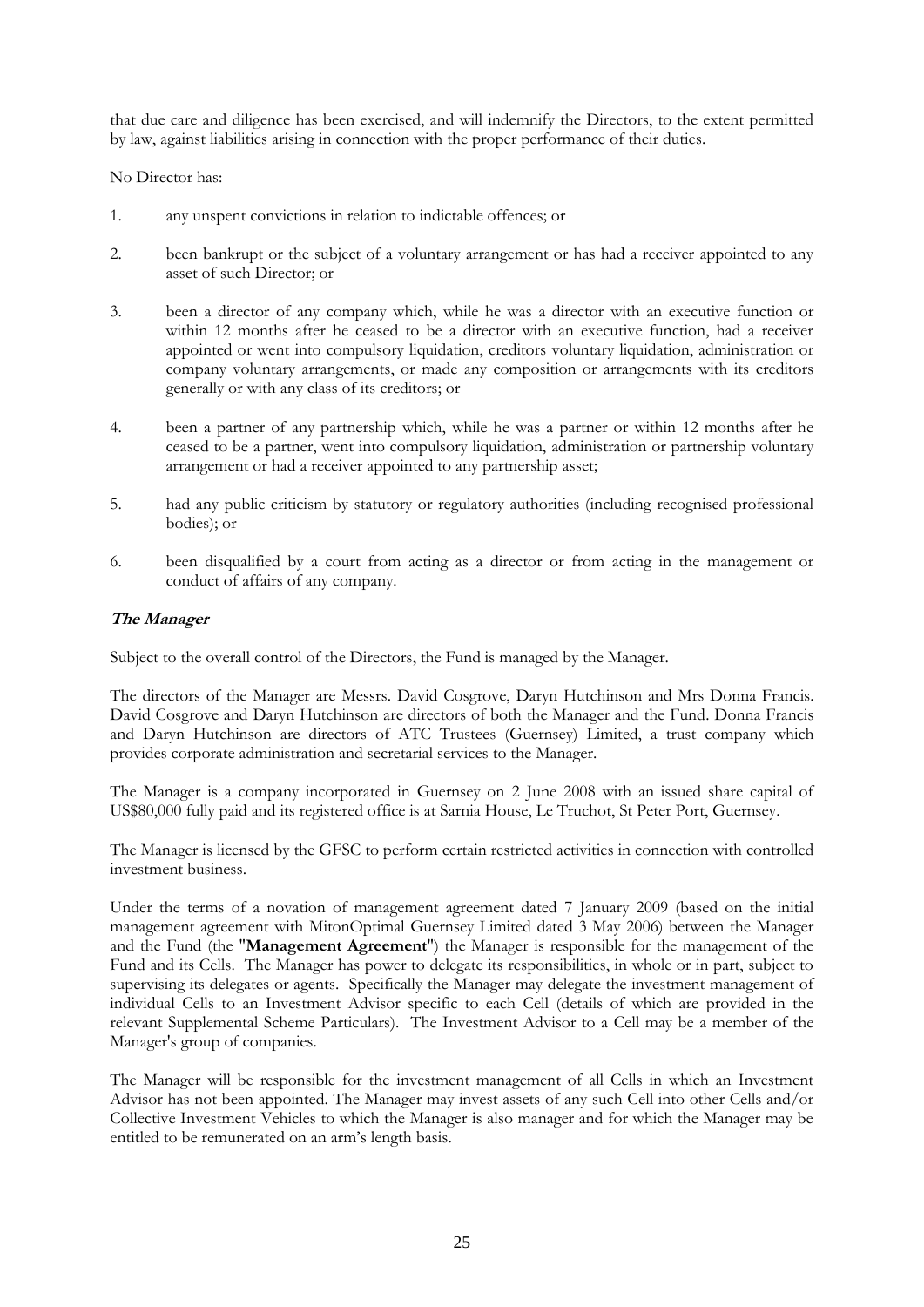that due care and diligence has been exercised, and will indemnify the Directors, to the extent permitted by law, against liabilities arising in connection with the proper performance of their duties.

No Director has:

1. any unspent convictions in relation to indictable offences; or
2. been bankrupt or the subject of a voluntary arrangement or has had a receiver appointed to any asset of such Director; or
3. been a director of any company which, while he was a director with an executive function or within 12 months after he ceased to be a director with an executive function, had a receiver appointed or went into compulsory liquidation, creditors voluntary liquidation, administration or company voluntary arrangements, or made any composition or arrangements with its creditors generally or with any class of its creditors; or
4. been a partner of any partnership which, while he was a partner or within 12 months after he ceased to be a partner, went into compulsory liquidation, administration or partnership voluntary arrangement or had a receiver appointed to any partnership asset;
5. had any public criticism by statutory or regulatory authorities (including recognised professional bodies); or
6. been disqualified by a court from acting as a director or from acting in the management or conduct of affairs of any company.

### *The Manager*

Subject to the overall control of the Directors, the Fund is managed by the Manager.

The directors of the Manager are Messrs. David Cosgrove, Daryn Hutchinson and Mrs Donna Francis. David Cosgrove and Daryn Hutchinson are directors of both the Manager and the Fund. Donna Francis and Daryn Hutchinson are directors of ATC Trustees (Guernsey) Limited, a trust company which provides corporate administration and secretarial services to the Manager.

The Manager is a company incorporated in Guernsey on 2 June 2008 with an issued share capital of US$80,000 fully paid and its registered office is at Sarnia House, Le Truchot, St Peter Port, Guernsey.

The Manager is licensed by the GFSC to perform certain restricted activities in connection with controlled investment business.

Under the terms of a novation of management agreement dated 7 January 2009 (based on the initial management agreement with MitonOptimal Guernsey Limited dated 3 May 2006) between the Manager and the Fund (the "**Management Agreement**") the Manager is responsible for the management of the Fund and its Cells. The Manager has power to delegate its responsibilities, in whole or in part, subject to supervising its delegates or agents. Specifically the Manager may delegate the investment management of individual Cells to an Investment Advisor specific to each Cell (details of which are provided in the relevant Supplemental Scheme Particulars). The Investment Advisor to a Cell may be a member of the Manager's group of companies.

The Manager will be responsible for the investment management of all Cells in which an Investment Advisor has not been appointed. The Manager may invest assets of any such Cell into other Cells and/or Collective Investment Vehicles to which the Manager is also manager and for which the Manager may be entitled to be remunerated on an arm's length basis.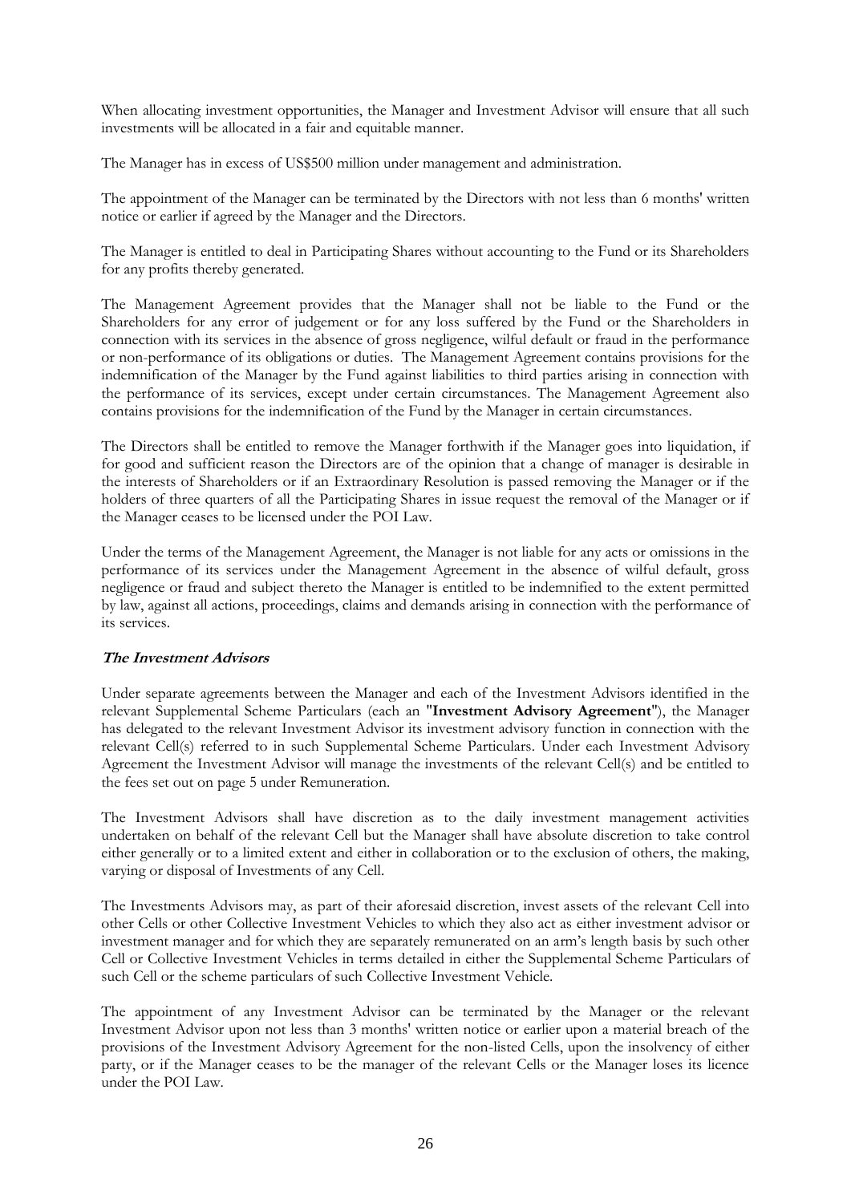When allocating investment opportunities, the Manager and Investment Advisor will ensure that all such investments will be allocated in a fair and equitable manner.

The Manager has in excess of US$500 million under management and administration.

The appointment of the Manager can be terminated by the Directors with not less than 6 months' written notice or earlier if agreed by the Manager and the Directors.

The Manager is entitled to deal in Participating Shares without accounting to the Fund or its Shareholders for any profits thereby generated.

The Management Agreement provides that the Manager shall not be liable to the Fund or the Shareholders for any error of judgement or for any loss suffered by the Fund or the Shareholders in connection with its services in the absence of gross negligence, wilful default or fraud in the performance or non-performance of its obligations or duties. The Management Agreement contains provisions for the indemnification of the Manager by the Fund against liabilities to third parties arising in connection with the performance of its services, except under certain circumstances. The Management Agreement also contains provisions for the indemnification of the Fund by the Manager in certain circumstances.

The Directors shall be entitled to remove the Manager forthwith if the Manager goes into liquidation, if for good and sufficient reason the Directors are of the opinion that a change of manager is desirable in the interests of Shareholders or if an Extraordinary Resolution is passed removing the Manager or if the holders of three quarters of all the Participating Shares in issue request the removal of the Manager or if the Manager ceases to be licensed under the POI Law.

Under the terms of the Management Agreement, the Manager is not liable for any acts or omissions in the performance of its services under the Management Agreement in the absence of wilful default, gross negligence or fraud and subject thereto the Manager is entitled to be indemnified to the extent permitted by law, against all actions, proceedings, claims and demands arising in connection with the performance of its services.

### ***The Investment Advisors***

Under separate agreements between the Manager and each of the Investment Advisors identified in the relevant Supplemental Scheme Particulars (each an "**Investment Advisory Agreement**"), the Manager has delegated to the relevant Investment Advisor its investment advisory function in connection with the relevant Cell(s) referred to in such Supplemental Scheme Particulars. Under each Investment Advisory Agreement the Investment Advisor will manage the investments of the relevant Cell(s) and be entitled to the fees set out on page 5 under Remuneration.

The Investment Advisors shall have discretion as to the daily investment management activities undertaken on behalf of the relevant Cell but the Manager shall have absolute discretion to take control either generally or to a limited extent and either in collaboration or to the exclusion of others, the making, varying or disposal of Investments of any Cell.

The Investments Advisors may, as part of their aforesaid discretion, invest assets of the relevant Cell into other Cells or other Collective Investment Vehicles to which they also act as either investment advisor or investment manager and for which they are separately remunerated on an arm's length basis by such other Cell or Collective Investment Vehicles in terms detailed in either the Supplemental Scheme Particulars of such Cell or the scheme particulars of such Collective Investment Vehicle.

The appointment of any Investment Advisor can be terminated by the Manager or the relevant Investment Advisor upon not less than 3 months' written notice or earlier upon a material breach of the provisions of the Investment Advisory Agreement for the non-listed Cells, upon the insolvency of either party, or if the Manager ceases to be the manager of the relevant Cells or the Manager loses its licence under the POI Law.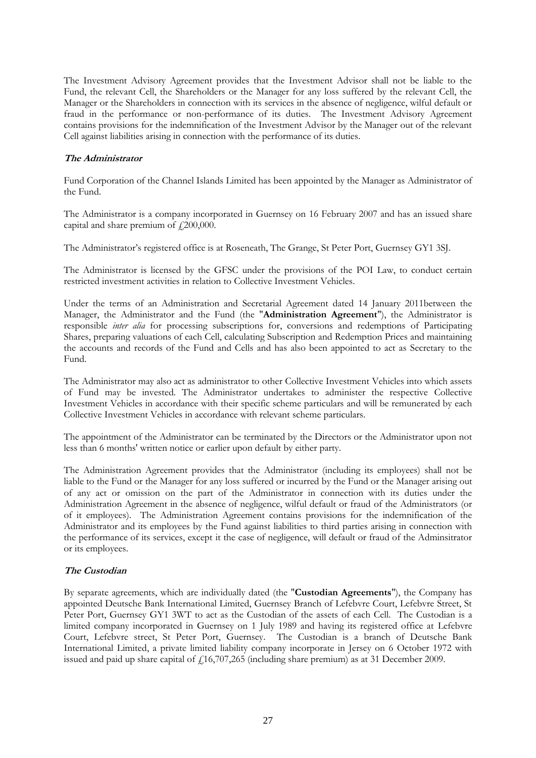The Investment Advisory Agreement provides that the Investment Advisor shall not be liable to the Fund, the relevant Cell, the Shareholders or the Manager for any loss suffered by the relevant Cell, the Manager or the Shareholders in connection with its services in the absence of negligence, wilful default or fraud in the performance or non-performance of its duties. The Investment Advisory Agreement contains provisions for the indemnification of the Investment Advisor by the Manager out of the relevant Cell against liabilities arising in connection with the performance of its duties.

***The Administrator***

Fund Corporation of the Channel Islands Limited has been appointed by the Manager as Administrator of the Fund.

The Administrator is a company incorporated in Guernsey on 16 February 2007 and has an issued share capital and share premium of £200,000.

The Administrator's registered office is at Roseneath, The Grange, St Peter Port, Guernsey GY1 3SJ.

The Administrator is licensed by the GFSC under the provisions of the POI Law, to conduct certain restricted investment activities in relation to Collective Investment Vehicles.

Under the terms of an Administration and Secretarial Agreement dated 14 January 2011between the Manager, the Administrator and the Fund (the "**Administration Agreement**"), the Administrator is responsible *inter alia* for processing subscriptions for, conversions and redemptions of Participating Shares, preparing valuations of each Cell, calculating Subscription and Redemption Prices and maintaining the accounts and records of the Fund and Cells and has also been appointed to act as Secretary to the Fund.

The Administrator may also act as administrator to other Collective Investment Vehicles into which assets of Fund may be invested. The Administrator undertakes to administer the respective Collective Investment Vehicles in accordance with their specific scheme particulars and will be remunerated by each Collective Investment Vehicles in accordance with relevant scheme particulars.

The appointment of the Administrator can be terminated by the Directors or the Administrator upon not less than 6 months' written notice or earlier upon default by either party.

The Administration Agreement provides that the Administrator (including its employees) shall not be liable to the Fund or the Manager for any loss suffered or incurred by the Fund or the Manager arising out of any act or omission on the part of the Administrator in connection with its duties under the Administration Agreement in the absence of negligence, wilful default or fraud of the Administrators (or of it employees). The Administration Agreement contains provisions for the indemnification of the Administrator and its employees by the Fund against liabilities to third parties arising in connection with the performance of its services, except it the case of negligence, will default or fraud of the Adminsitrator or its employees.

***The Custodian***

By separate agreements, which are individually dated (the "**Custodian Agreements**"), the Company has appointed Deutsche Bank International Limited, Guernsey Branch of Lefebvre Court, Lefebvre Street, St Peter Port, Guernsey GY1 3WT to act as the Custodian of the assets of each Cell. The Custodian is a limited company incorporated in Guernsey on 1 July 1989 and having its registered office at Lefebvre Court, Lefebvre street, St Peter Port, Guernsey. The Custodian is a branch of Deutsche Bank International Limited, a private limited liability company incorporate in Jersey on 6 October 1972 with issued and paid up share capital of £16,707,265 (including share premium) as at 31 December 2009.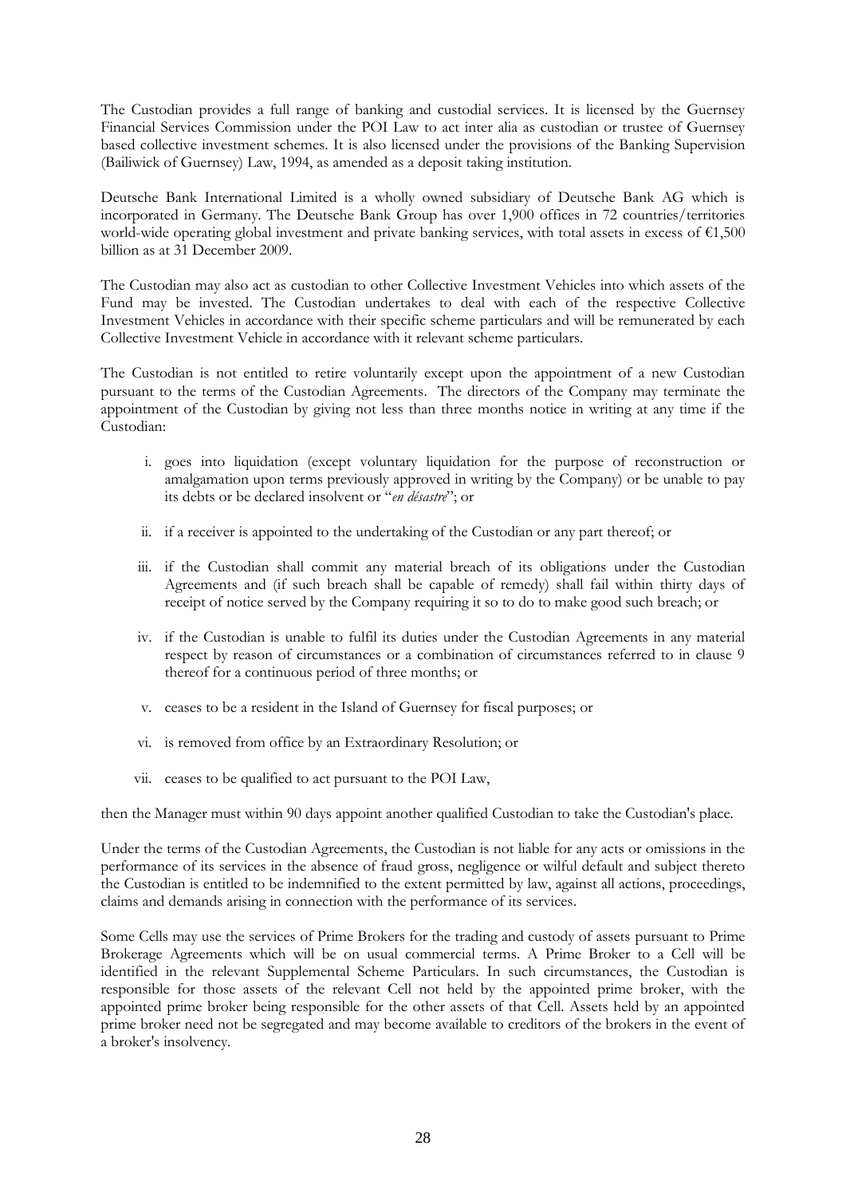The Custodian provides a full range of banking and custodial services. It is licensed by the Guernsey Financial Services Commission under the POI Law to act inter alia as custodian or trustee of Guernsey based collective investment schemes. It is also licensed under the provisions of the Banking Supervision (Bailiwick of Guernsey) Law, 1994, as amended as a deposit taking institution.

Deutsche Bank International Limited is a wholly owned subsidiary of Deutsche Bank AG which is incorporated in Germany. The Deutsche Bank Group has over 1,900 offices in 72 countries/territories world-wide operating global investment and private banking services, with total assets in excess of €1,500 billion as at 31 December 2009.

The Custodian may also act as custodian to other Collective Investment Vehicles into which assets of the Fund may be invested. The Custodian undertakes to deal with each of the respective Collective Investment Vehicles in accordance with their specific scheme particulars and will be remunerated by each Collective Investment Vehicle in accordance with it relevant scheme particulars.

The Custodian is not entitled to retire voluntarily except upon the appointment of a new Custodian pursuant to the terms of the Custodian Agreements. The directors of the Company may terminate the appointment of the Custodian by giving not less than three months notice in writing at any time if the Custodian:

i. goes into liquidation (except voluntary liquidation for the purpose of reconstruction or amalgamation upon terms previously approved in writing by the Company) or be unable to pay its debts or be declared insolvent or "*en désastre*"; or

ii. if a receiver is appointed to the undertaking of the Custodian or any part thereof; or

iii. if the Custodian shall commit any material breach of its obligations under the Custodian Agreements and (if such breach shall be capable of remedy) shall fail within thirty days of receipt of notice served by the Company requiring it so to do to make good such breach; or

iv. if the Custodian is unable to fulfil its duties under the Custodian Agreements in any material respect by reason of circumstances or a combination of circumstances referred to in clause 9 thereof for a continuous period of three months; or

v. ceases to be a resident in the Island of Guernsey for fiscal purposes; or

vi. is removed from office by an Extraordinary Resolution; or

vii. ceases to be qualified to act pursuant to the POI Law,

then the Manager must within 90 days appoint another qualified Custodian to take the Custodian's place.

Under the terms of the Custodian Agreements, the Custodian is not liable for any acts or omissions in the performance of its services in the absence of fraud gross, negligence or wilful default and subject thereto the Custodian is entitled to be indemnified to the extent permitted by law, against all actions, proceedings, claims and demands arising in connection with the performance of its services.

Some Cells may use the services of Prime Brokers for the trading and custody of assets pursuant to Prime Brokerage Agreements which will be on usual commercial terms. A Prime Broker to a Cell will be identified in the relevant Supplemental Scheme Particulars. In such circumstances, the Custodian is responsible for those assets of the relevant Cell not held by the appointed prime broker, with the appointed prime broker being responsible for the other assets of that Cell. Assets held by an appointed prime broker need not be segregated and may become available to creditors of the brokers in the event of a broker's insolvency.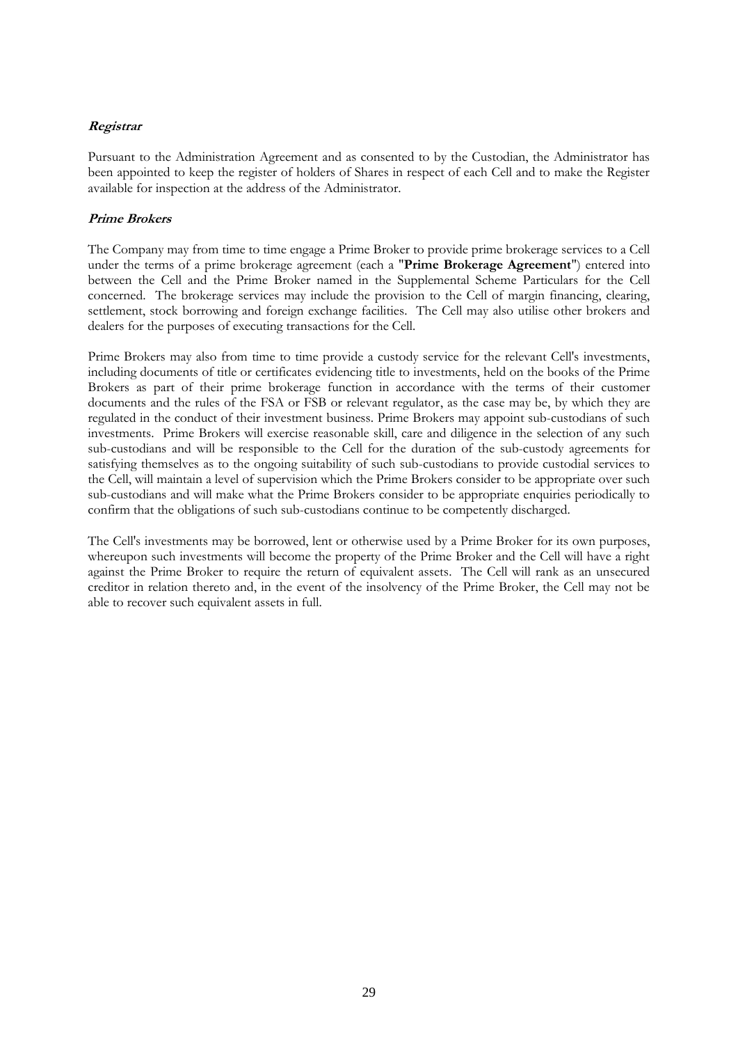***Registrar***

Pursuant to the Administration Agreement and as consented to by the Custodian, the Administrator has been appointed to keep the register of holders of Shares in respect of each Cell and to make the Register available for inspection at the address of the Administrator.

***Prime Brokers***

The Company may from time to time engage a Prime Broker to provide prime brokerage services to a Cell under the terms of a prime brokerage agreement (each a "**Prime Brokerage Agreement**") entered into between the Cell and the Prime Broker named in the Supplemental Scheme Particulars for the Cell concerned. The brokerage services may include the provision to the Cell of margin financing, clearing, settlement, stock borrowing and foreign exchange facilities. The Cell may also utilise other brokers and dealers for the purposes of executing transactions for the Cell.

Prime Brokers may also from time to time provide a custody service for the relevant Cell's investments, including documents of title or certificates evidencing title to investments, held on the books of the Prime Brokers as part of their prime brokerage function in accordance with the terms of their customer documents and the rules of the FSA or FSB or relevant regulator, as the case may be, by which they are regulated in the conduct of their investment business. Prime Brokers may appoint sub-custodians of such investments. Prime Brokers will exercise reasonable skill, care and diligence in the selection of any such sub-custodians and will be responsible to the Cell for the duration of the sub-custody agreements for satisfying themselves as to the ongoing suitability of such sub-custodians to provide custodial services to the Cell, will maintain a level of supervision which the Prime Brokers consider to be appropriate over such sub-custodians and will make what the Prime Brokers consider to be appropriate enquiries periodically to confirm that the obligations of such sub-custodians continue to be competently discharged.

The Cell's investments may be borrowed, lent or otherwise used by a Prime Broker for its own purposes, whereupon such investments will become the property of the Prime Broker and the Cell will have a right against the Prime Broker to require the return of equivalent assets. The Cell will rank as an unsecured creditor in relation thereto and, in the event of the insolvency of the Prime Broker, the Cell may not be able to recover such equivalent assets in full.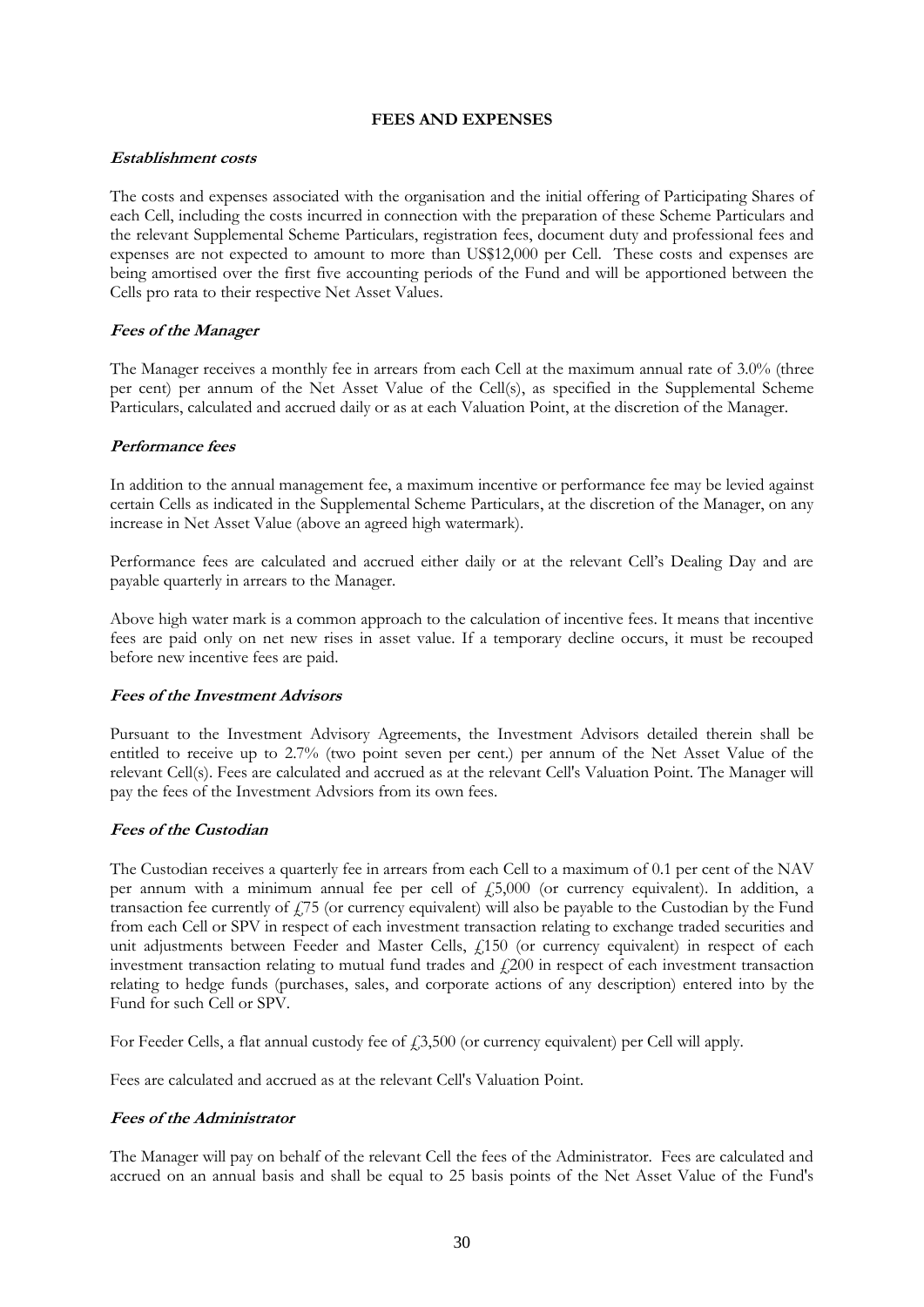## FEES AND EXPENSES

### *Establishment costs*

The costs and expenses associated with the organisation and the initial offering of Participating Shares of each Cell, including the costs incurred in connection with the preparation of these Scheme Particulars and the relevant Supplemental Scheme Particulars, registration fees, document duty and professional fees and expenses are not expected to amount to more than US$12,000 per Cell. These costs and expenses are being amortised over the first five accounting periods of the Fund and will be apportioned between the Cells pro rata to their respective Net Asset Values.

### *Fees of the Manager*

The Manager receives a monthly fee in arrears from each Cell at the maximum annual rate of 3.0% (three per cent) per annum of the Net Asset Value of the Cell(s), as specified in the Supplemental Scheme Particulars, calculated and accrued daily or as at each Valuation Point, at the discretion of the Manager.

### *Performance fees*

In addition to the annual management fee, a maximum incentive or performance fee may be levied against certain Cells as indicated in the Supplemental Scheme Particulars, at the discretion of the Manager, on any increase in Net Asset Value (above an agreed high watermark).

Performance fees are calculated and accrued either daily or at the relevant Cell's Dealing Day and are payable quarterly in arrears to the Manager.

Above high water mark is a common approach to the calculation of incentive fees. It means that incentive fees are paid only on net new rises in asset value. If a temporary decline occurs, it must be recouped before new incentive fees are paid.

### *Fees of the Investment Advisors*

Pursuant to the Investment Advisory Agreements, the Investment Advisors detailed therein shall be entitled to receive up to 2.7% (two point seven per cent.) per annum of the Net Asset Value of the relevant Cell(s). Fees are calculated and accrued as at the relevant Cell's Valuation Point. The Manager will pay the fees of the Investment Advsiors from its own fees.

### *Fees of the Custodian*

The Custodian receives a quarterly fee in arrears from each Cell to a maximum of 0.1 per cent of the NAV per annum with a minimum annual fee per cell of £5,000 (or currency equivalent). In addition, a transaction fee currently of £75 (or currency equivalent) will also be payable to the Custodian by the Fund from each Cell or SPV in respect of each investment transaction relating to exchange traded securities and unit adjustments between Feeder and Master Cells, £150 (or currency equivalent) in respect of each investment transaction relating to mutual fund trades and £200 in respect of each investment transaction relating to hedge funds (purchases, sales, and corporate actions of any description) entered into by the Fund for such Cell or SPV.

For Feeder Cells, a flat annual custody fee of £3,500 (or currency equivalent) per Cell will apply.

Fees are calculated and accrued as at the relevant Cell's Valuation Point.

### *Fees of the Administrator*

The Manager will pay on behalf of the relevant Cell the fees of the Administrator. Fees are calculated and accrued on an annual basis and shall be equal to 25 basis points of the Net Asset Value of the Fund's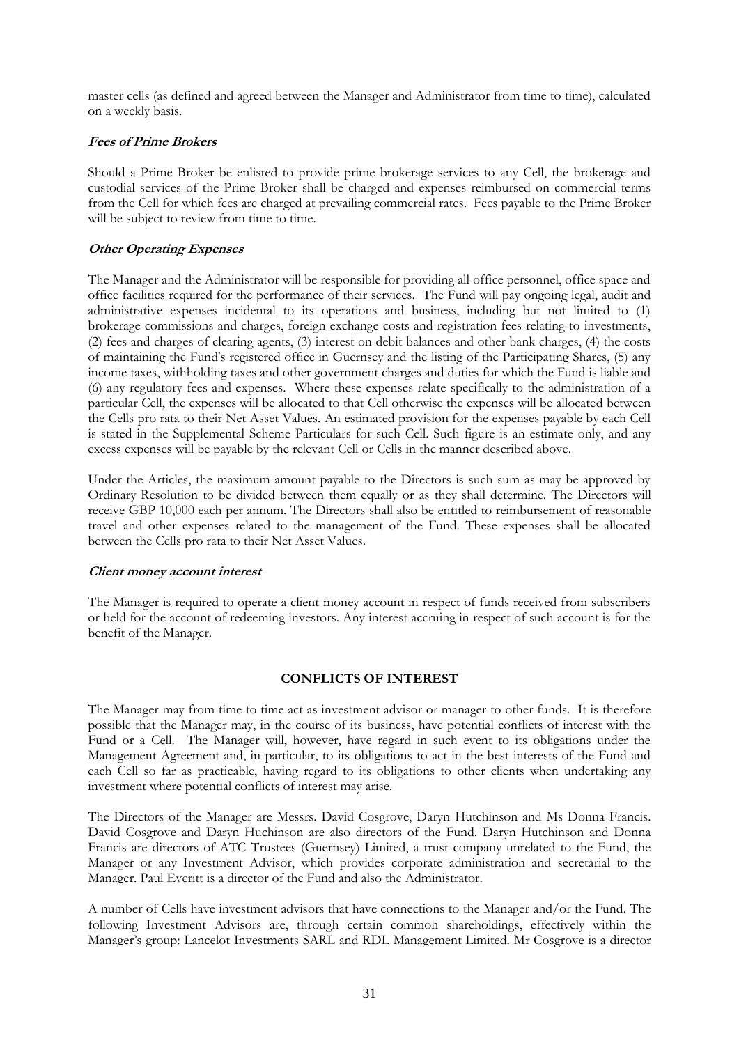master cells (as defined and agreed between the Manager and Administrator from time to time), calculated on a weekly basis.

***Fees of Prime Brokers***

Should a Prime Broker be enlisted to provide prime brokerage services to any Cell, the brokerage and custodial services of the Prime Broker shall be charged and expenses reimbursed on commercial terms from the Cell for which fees are charged at prevailing commercial rates. Fees payable to the Prime Broker will be subject to review from time to time.

***Other Operating Expenses***

The Manager and the Administrator will be responsible for providing all office personnel, office space and office facilities required for the performance of their services. The Fund will pay ongoing legal, audit and administrative expenses incidental to its operations and business, including but not limited to (1) brokerage commissions and charges, foreign exchange costs and registration fees relating to investments, (2) fees and charges of clearing agents, (3) interest on debit balances and other bank charges, (4) the costs of maintaining the Fund's registered office in Guernsey and the listing of the Participating Shares, (5) any income taxes, withholding taxes and other government charges and duties for which the Fund is liable and (6) any regulatory fees and expenses. Where these expenses relate specifically to the administration of a particular Cell, the expenses will be allocated to that Cell otherwise the expenses will be allocated between the Cells pro rata to their Net Asset Values. An estimated provision for the expenses payable by each Cell is stated in the Supplemental Scheme Particulars for such Cell. Such figure is an estimate only, and any excess expenses will be payable by the relevant Cell or Cells in the manner described above.

Under the Articles, the maximum amount payable to the Directors is such sum as may be approved by Ordinary Resolution to be divided between them equally or as they shall determine. The Directors will receive GBP 10,000 each per annum. The Directors shall also be entitled to reimbursement of reasonable travel and other expenses related to the management of the Fund. These expenses shall be allocated between the Cells pro rata to their Net Asset Values.

***Client money account interest***

The Manager is required to operate a client money account in respect of funds received from subscribers or held for the account of redeeming investors. Any interest accruing in respect of such account is for the benefit of the Manager.

## CONFLICTS OF INTEREST

The Manager may from time to time act as investment advisor or manager to other funds. It is therefore possible that the Manager may, in the course of its business, have potential conflicts of interest with the Fund or a Cell. The Manager will, however, have regard in such event to its obligations under the Management Agreement and, in particular, to its obligations to act in the best interests of the Fund and each Cell so far as practicable, having regard to its obligations to other clients when undertaking any investment where potential conflicts of interest may arise.

The Directors of the Manager are Messrs. David Cosgrove, Daryn Hutchinson and Ms Donna Francis. David Cosgrove and Daryn Huchinson are also directors of the Fund. Daryn Hutchinson and Donna Francis are directors of ATC Trustees (Guernsey) Limited, a trust company unrelated to the Fund, the Manager or any Investment Advisor, which provides corporate administration and secretarial to the Manager. Paul Everitt is a director of the Fund and also the Administrator.

A number of Cells have investment advisors that have connections to the Manager and/or the Fund. The following Investment Advisors are, through certain common shareholdings, effectively within the Manager's group: Lancelot Investments SARL and RDL Management Limited. Mr Cosgrove is a director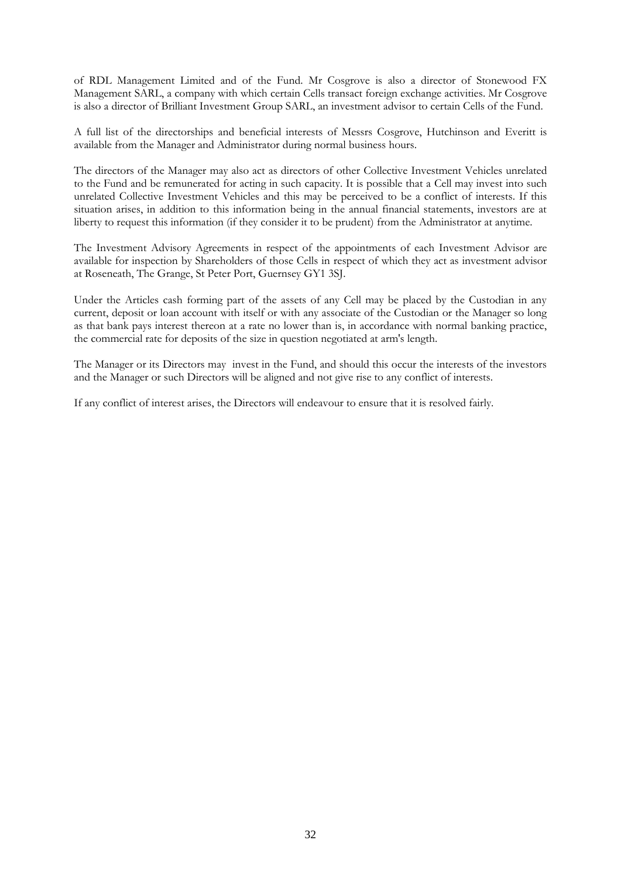of RDL Management Limited and of the Fund. Mr Cosgrove is also a director of Stonewood FX Management SARL, a company with which certain Cells transact foreign exchange activities. Mr Cosgrove is also a director of Brilliant Investment Group SARL, an investment advisor to certain Cells of the Fund.

A full list of the directorships and beneficial interests of Messrs Cosgrove, Hutchinson and Everitt is available from the Manager and Administrator during normal business hours.

The directors of the Manager may also act as directors of other Collective Investment Vehicles unrelated to the Fund and be remunerated for acting in such capacity. It is possible that a Cell may invest into such unrelated Collective Investment Vehicles and this may be perceived to be a conflict of interests. If this situation arises, in addition to this information being in the annual financial statements, investors are at liberty to request this information (if they consider it to be prudent) from the Administrator at anytime.

The Investment Advisory Agreements in respect of the appointments of each Investment Advisor are available for inspection by Shareholders of those Cells in respect of which they act as investment advisor at Roseneath, The Grange, St Peter Port, Guernsey GY1 3SJ.

Under the Articles cash forming part of the assets of any Cell may be placed by the Custodian in any current, deposit or loan account with itself or with any associate of the Custodian or the Manager so long as that bank pays interest thereon at a rate no lower than is, in accordance with normal banking practice, the commercial rate for deposits of the size in question negotiated at arm's length.

The Manager or its Directors may invest in the Fund, and should this occur the interests of the investors and the Manager or such Directors will be aligned and not give rise to any conflict of interests.

If any conflict of interest arises, the Directors will endeavour to ensure that it is resolved fairly.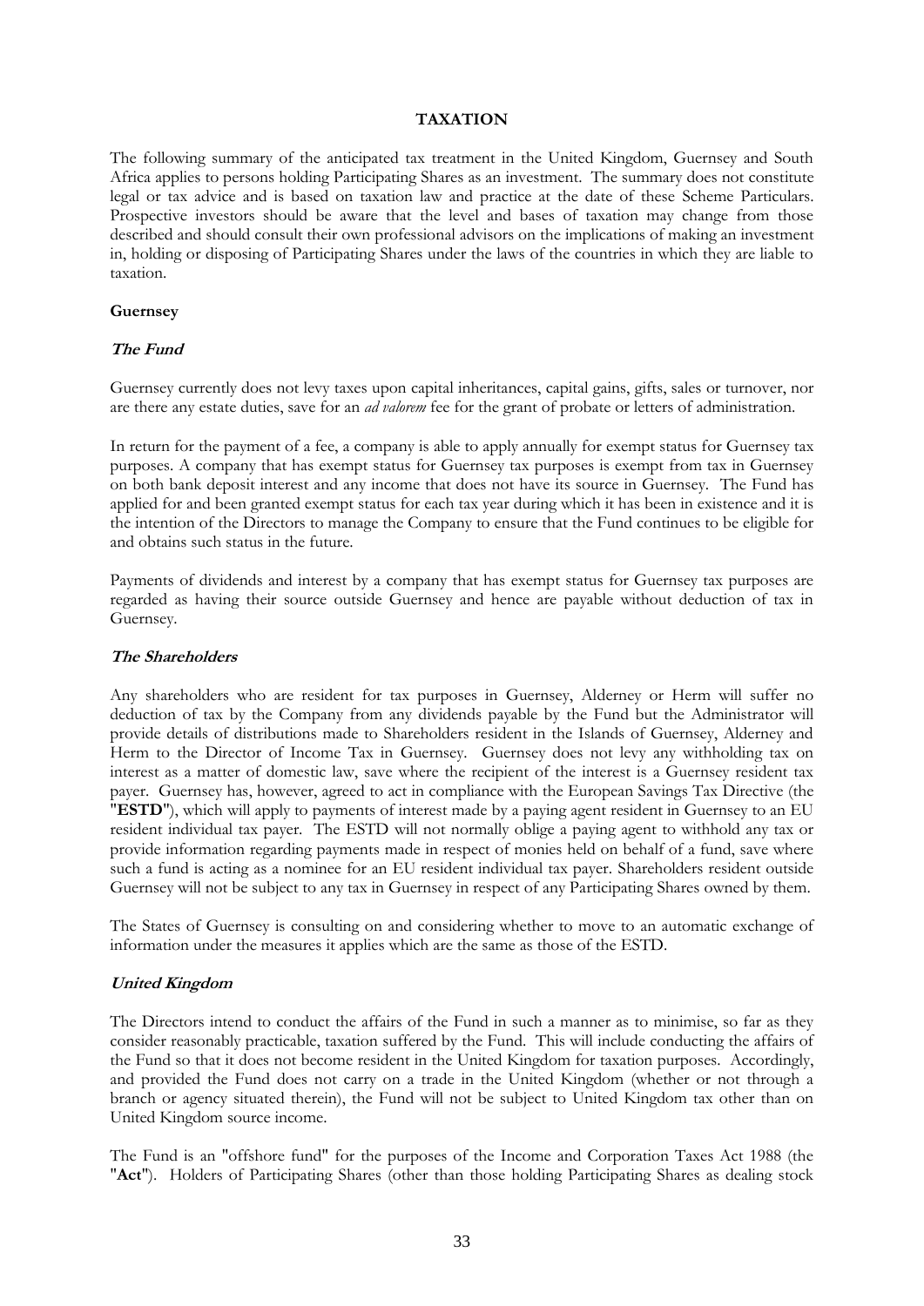# TAXATION

The following summary of the anticipated tax treatment in the United Kingdom, Guernsey and South Africa applies to persons holding Participating Shares as an investment. The summary does not constitute legal or tax advice and is based on taxation law and practice at the date of these Scheme Particulars. Prospective investors should be aware that the level and bases of taxation may change from those described and should consult their own professional advisors on the implications of making an investment in, holding or disposing of Participating Shares under the laws of the countries in which they are liable to taxation.

## Guernsey

### *The Fund*

Guernsey currently does not levy taxes upon capital inheritances, capital gains, gifts, sales or turnover, nor are there any estate duties, save for an *ad valorem* fee for the grant of probate or letters of administration.

In return for the payment of a fee, a company is able to apply annually for exempt status for Guernsey tax purposes. A company that has exempt status for Guernsey tax purposes is exempt from tax in Guernsey on both bank deposit interest and any income that does not have its source in Guernsey. The Fund has applied for and been granted exempt status for each tax year during which it has been in existence and it is the intention of the Directors to manage the Company to ensure that the Fund continues to be eligible for and obtains such status in the future.

Payments of dividends and interest by a company that has exempt status for Guernsey tax purposes are regarded as having their source outside Guernsey and hence are payable without deduction of tax in Guernsey.

### *The Shareholders*

Any shareholders who are resident for tax purposes in Guernsey, Alderney or Herm will suffer no deduction of tax by the Company from any dividends payable by the Fund but the Administrator will provide details of distributions made to Shareholders resident in the Islands of Guernsey, Alderney and Herm to the Director of Income Tax in Guernsey. Guernsey does not levy any withholding tax on interest as a matter of domestic law, save where the recipient of the interest is a Guernsey resident tax payer. Guernsey has, however, agreed to act in compliance with the European Savings Tax Directive (the "**ESTD**"), which will apply to payments of interest made by a paying agent resident in Guernsey to an EU resident individual tax payer. The ESTD will not normally oblige a paying agent to withhold any tax or provide information regarding payments made in respect of monies held on behalf of a fund, save where such a fund is acting as a nominee for an EU resident individual tax payer. Shareholders resident outside Guernsey will not be subject to any tax in Guernsey in respect of any Participating Shares owned by them.

The States of Guernsey is consulting on and considering whether to move to an automatic exchange of information under the measures it applies which are the same as those of the ESTD.

### *United Kingdom*

The Directors intend to conduct the affairs of the Fund in such a manner as to minimise, so far as they consider reasonably practicable, taxation suffered by the Fund. This will include conducting the affairs of the Fund so that it does not become resident in the United Kingdom for taxation purposes. Accordingly, and provided the Fund does not carry on a trade in the United Kingdom (whether or not through a branch or agency situated therein), the Fund will not be subject to United Kingdom tax other than on United Kingdom source income.

The Fund is an "offshore fund" for the purposes of the Income and Corporation Taxes Act 1988 (the "**Act**"). Holders of Participating Shares (other than those holding Participating Shares as dealing stock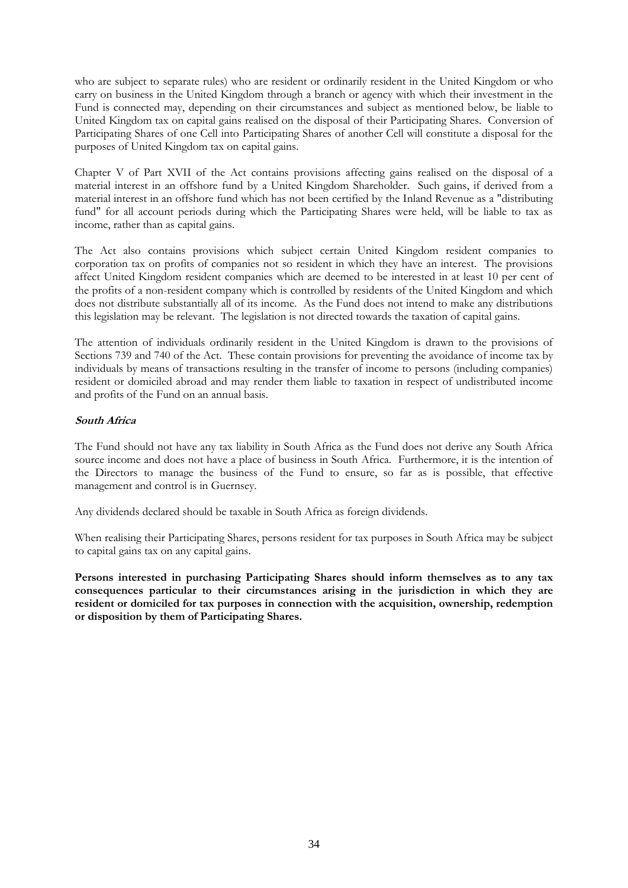who are subject to separate rules) who are resident or ordinarily resident in the United Kingdom or who carry on business in the United Kingdom through a branch or agency with which their investment in the Fund is connected may, depending on their circumstances and subject as mentioned below, be liable to United Kingdom tax on capital gains realised on the disposal of their Participating Shares. Conversion of Participating Shares of one Cell into Participating Shares of another Cell will constitute a disposal for the purposes of United Kingdom tax on capital gains.

Chapter V of Part XVII of the Act contains provisions affecting gains realised on the disposal of a material interest in an offshore fund by a United Kingdom Shareholder. Such gains, if derived from a material interest in an offshore fund which has not been certified by the Inland Revenue as a "distributing fund" for all account periods during which the Participating Shares were held, will be liable to tax as income, rather than as capital gains.

The Act also contains provisions which subject certain United Kingdom resident companies to corporation tax on profits of companies not so resident in which they have an interest. The provisions affect United Kingdom resident companies which are deemed to be interested in at least 10 per cent of the profits of a non-resident company which is controlled by residents of the United Kingdom and which does not distribute substantially all of its income. As the Fund does not intend to make any distributions this legislation may be relevant. The legislation is not directed towards the taxation of capital gains.

The attention of individuals ordinarily resident in the United Kingdom is drawn to the provisions of Sections 739 and 740 of the Act. These contain provisions for preventing the avoidance of income tax by individuals by means of transactions resulting in the transfer of income to persons (including companies) resident or domiciled abroad and may render them liable to taxation in respect of undistributed income and profits of the Fund on an annual basis.

***South Africa***

The Fund should not have any tax liability in South Africa as the Fund does not derive any South Africa source income and does not have a place of business in South Africa. Furthermore, it is the intention of the Directors to manage the business of the Fund to ensure, so far as is possible, that effective management and control is in Guernsey.

Any dividends declared should be taxable in South Africa as foreign dividends.

When realising their Participating Shares, persons resident for tax purposes in South Africa may be subject to capital gains tax on any capital gains.

**Persons interested in purchasing Participating Shares should inform themselves as to any tax consequences particular to their circumstances arising in the jurisdiction in which they are resident or domiciled for tax purposes in connection with the acquisition, ownership, redemption or disposition by them of Participating Shares.**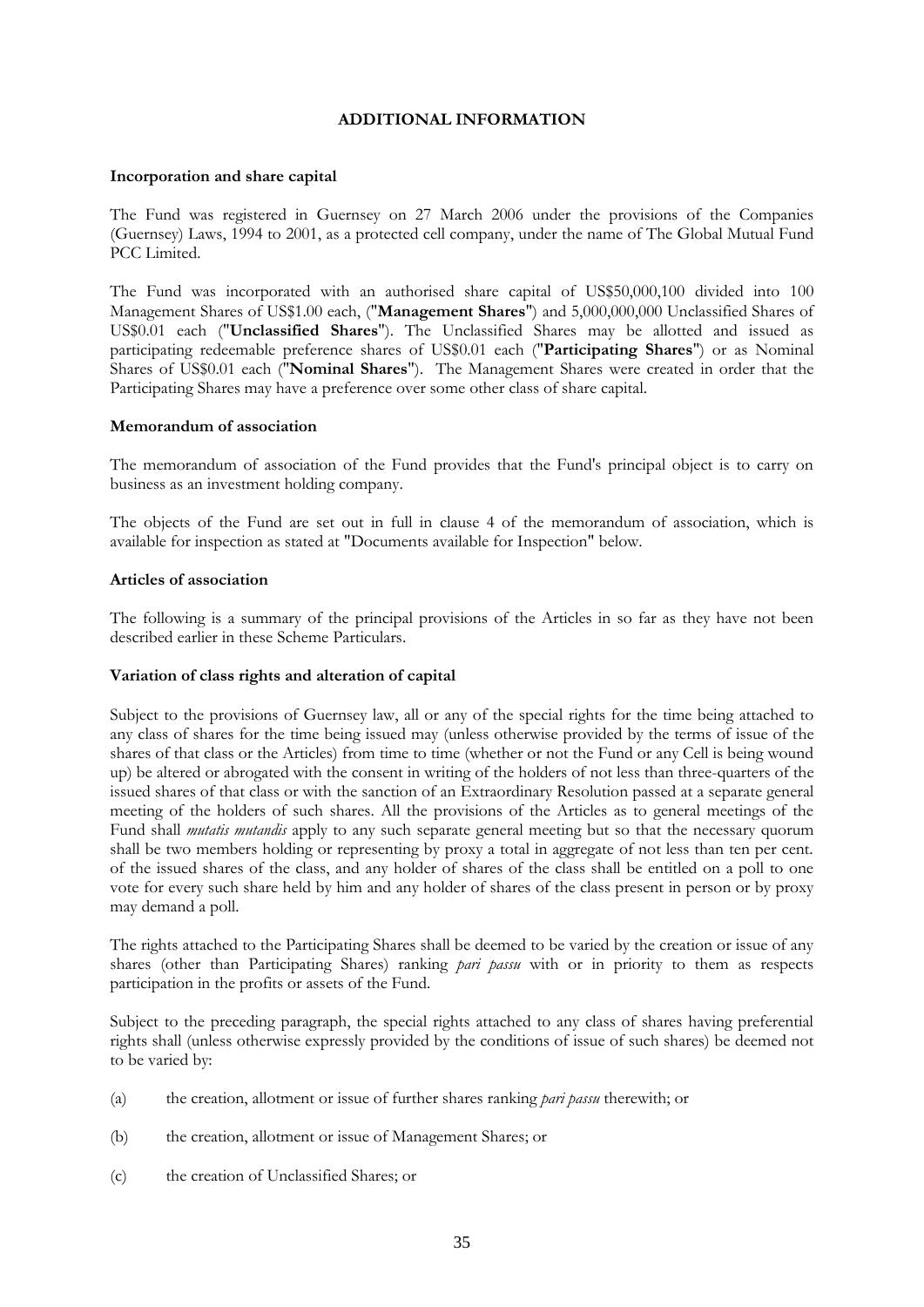## ADDITIONAL INFORMATION

**Incorporation and share capital**

The Fund was registered in Guernsey on 27 March 2006 under the provisions of the Companies (Guernsey) Laws, 1994 to 2001, as a protected cell company, under the name of The Global Mutual Fund PCC Limited.

The Fund was incorporated with an authorised share capital of US$50,000,100 divided into 100 Management Shares of US$1.00 each, ("**Management Shares**") and 5,000,000,000 Unclassified Shares of US$0.01 each ("**Unclassified Shares**"). The Unclassified Shares may be allotted and issued as participating redeemable preference shares of US$0.01 each ("**Participating Shares**") or as Nominal Shares of US$0.01 each ("**Nominal Shares**"). The Management Shares were created in order that the Participating Shares may have a preference over some other class of share capital.

**Memorandum of association**

The memorandum of association of the Fund provides that the Fund's principal object is to carry on business as an investment holding company.

The objects of the Fund are set out in full in clause 4 of the memorandum of association, which is available for inspection as stated at "Documents available for Inspection" below.

**Articles of association**

The following is a summary of the principal provisions of the Articles in so far as they have not been described earlier in these Scheme Particulars.

**Variation of class rights and alteration of capital**

Subject to the provisions of Guernsey law, all or any of the special rights for the time being attached to any class of shares for the time being issued may (unless otherwise provided by the terms of issue of the shares of that class or the Articles) from time to time (whether or not the Fund or any Cell is being wound up) be altered or abrogated with the consent in writing of the holders of not less than three-quarters of the issued shares of that class or with the sanction of an Extraordinary Resolution passed at a separate general meeting of the holders of such shares. All the provisions of the Articles as to general meetings of the Fund shall *mutatis mutandis* apply to any such separate general meeting but so that the necessary quorum shall be two members holding or representing by proxy a total in aggregate of not less than ten per cent. of the issued shares of the class, and any holder of shares of the class shall be entitled on a poll to one vote for every such share held by him and any holder of shares of the class present in person or by proxy may demand a poll.

The rights attached to the Participating Shares shall be deemed to be varied by the creation or issue of any shares (other than Participating Shares) ranking *pari passu* with or in priority to them as respects participation in the profits or assets of the Fund.

Subject to the preceding paragraph, the special rights attached to any class of shares having preferential rights shall (unless otherwise expressly provided by the conditions of issue of such shares) be deemed not to be varied by:

(a) the creation, allotment or issue of further shares ranking *pari passu* therewith; or

(b) the creation, allotment or issue of Management Shares; or

(c) the creation of Unclassified Shares; or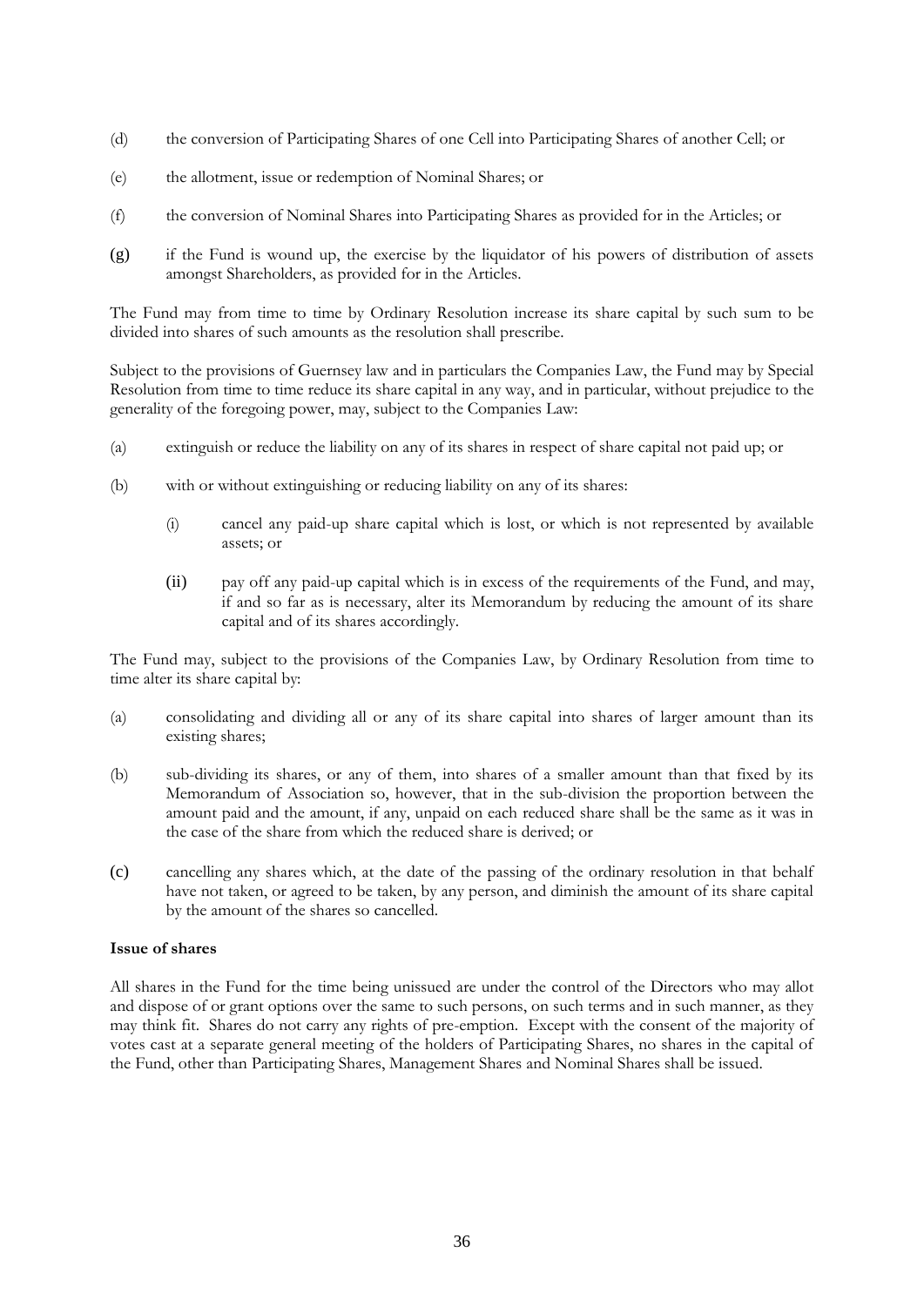(d) the conversion of Participating Shares of one Cell into Participating Shares of another Cell; or

(e) the allotment, issue or redemption of Nominal Shares; or

(f) the conversion of Nominal Shares into Participating Shares as provided for in the Articles; or

(g) if the Fund is wound up, the exercise by the liquidator of his powers of distribution of assets amongst Shareholders, as provided for in the Articles.

The Fund may from time to time by Ordinary Resolution increase its share capital by such sum to be divided into shares of such amounts as the resolution shall prescribe.

Subject to the provisions of Guernsey law and in particulars the Companies Law, the Fund may by Special Resolution from time to time reduce its share capital in any way, and in particular, without prejudice to the generality of the foregoing power, may, subject to the Companies Law:

(a) extinguish or reduce the liability on any of its shares in respect of share capital not paid up; or

(b) with or without extinguishing or reducing liability on any of its shares:

  (i) cancel any paid-up share capital which is lost, or which is not represented by available assets; or

  (ii) pay off any paid-up capital which is in excess of the requirements of the Fund, and may, if and so far as is necessary, alter its Memorandum by reducing the amount of its share capital and of its shares accordingly.

The Fund may, subject to the provisions of the Companies Law, by Ordinary Resolution from time to time alter its share capital by:

(a) consolidating and dividing all or any of its share capital into shares of larger amount than its existing shares;

(b) sub-dividing its shares, or any of them, into shares of a smaller amount than that fixed by its Memorandum of Association so, however, that in the sub-division the proportion between the amount paid and the amount, if any, unpaid on each reduced share shall be the same as it was in the case of the share from which the reduced share is derived; or

(c) cancelling any shares which, at the date of the passing of the ordinary resolution in that behalf have not taken, or agreed to be taken, by any person, and diminish the amount of its share capital by the amount of the shares so cancelled.

**Issue of shares**

All shares in the Fund for the time being unissued are under the control of the Directors who may allot and dispose of or grant options over the same to such persons, on such terms and in such manner, as they may think fit. Shares do not carry any rights of pre-emption. Except with the consent of the majority of votes cast at a separate general meeting of the holders of Participating Shares, no shares in the capital of the Fund, other than Participating Shares, Management Shares and Nominal Shares shall be issued.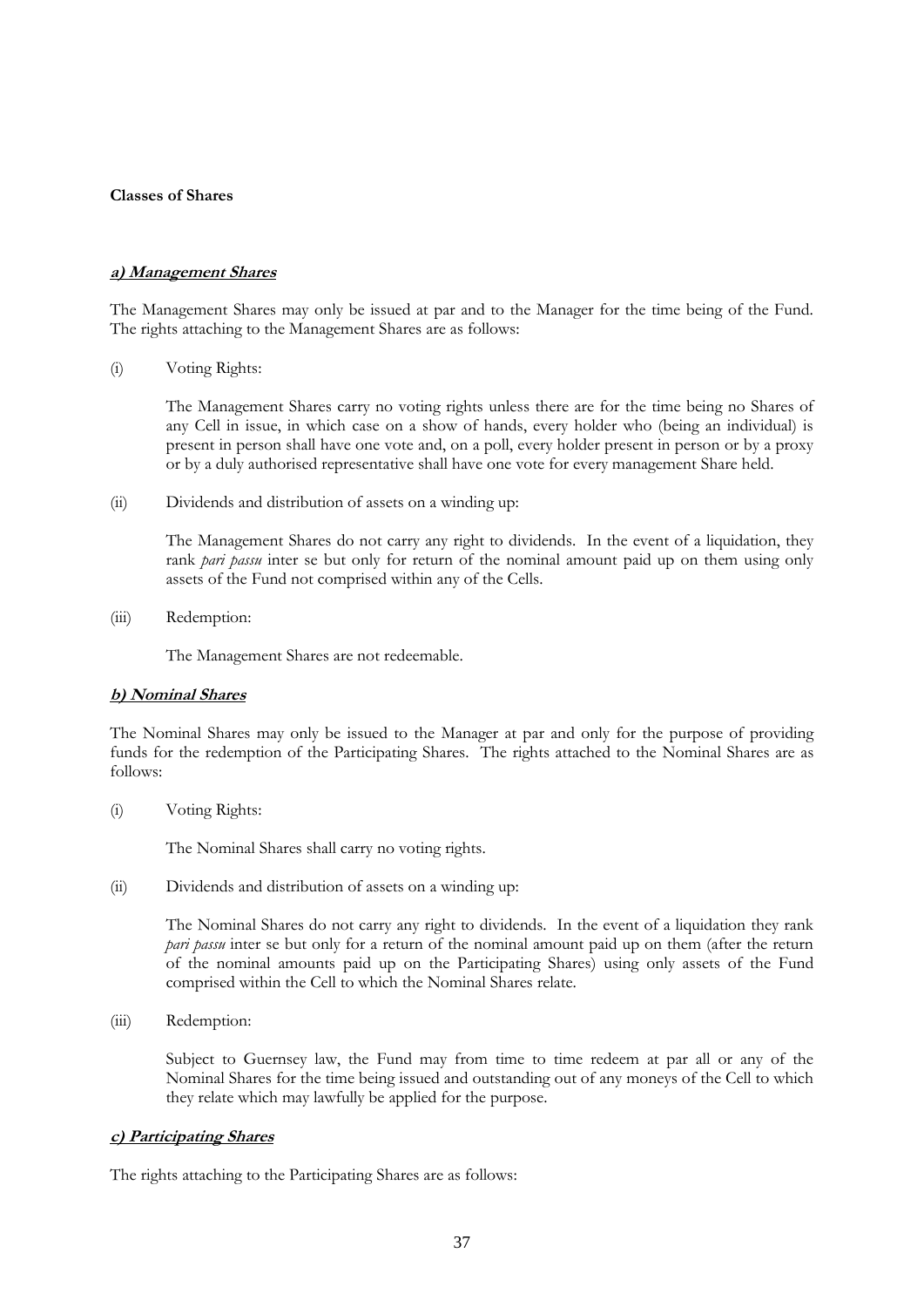**Classes of Shares**

***a) Management Shares***

The Management Shares may only be issued at par and to the Manager for the time being of the Fund. The rights attaching to the Management Shares are as follows:

(i) Voting Rights:

The Management Shares carry no voting rights unless there are for the time being no Shares of any Cell in issue, in which case on a show of hands, every holder who (being an individual) is present in person shall have one vote and, on a poll, every holder present in person or by a proxy or by a duly authorised representative shall have one vote for every management Share held.

(ii) Dividends and distribution of assets on a winding up:

The Management Shares do not carry any right to dividends. In the event of a liquidation, they rank *pari passu* inter se but only for return of the nominal amount paid up on them using only assets of the Fund not comprised within any of the Cells.

(iii) Redemption:

The Management Shares are not redeemable.

***b) Nominal Shares***

The Nominal Shares may only be issued to the Manager at par and only for the purpose of providing funds for the redemption of the Participating Shares. The rights attached to the Nominal Shares are as follows:

(i) Voting Rights:

The Nominal Shares shall carry no voting rights.

(ii) Dividends and distribution of assets on a winding up:

The Nominal Shares do not carry any right to dividends. In the event of a liquidation they rank *pari passu* inter se but only for a return of the nominal amount paid up on them (after the return of the nominal amounts paid up on the Participating Shares) using only assets of the Fund comprised within the Cell to which the Nominal Shares relate.

(iii) Redemption:

Subject to Guernsey law, the Fund may from time to time redeem at par all or any of the Nominal Shares for the time being issued and outstanding out of any moneys of the Cell to which they relate which may lawfully be applied for the purpose.

***c) Participating Shares***

The rights attaching to the Participating Shares are as follows: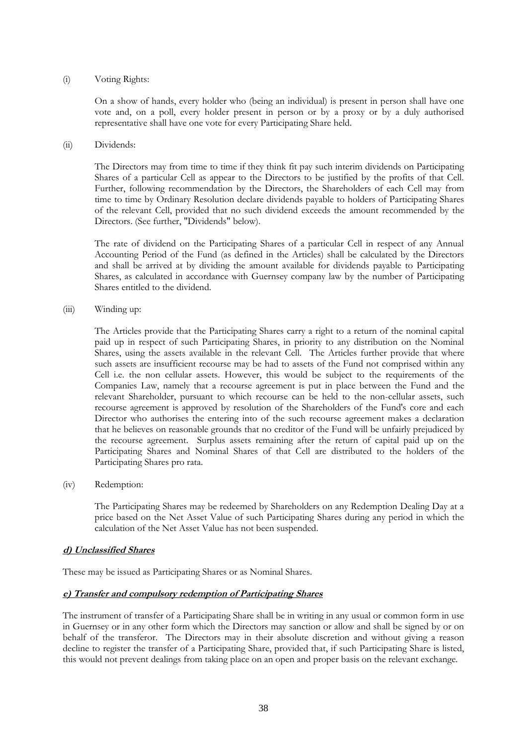(i) Voting Rights:

On a show of hands, every holder who (being an individual) is present in person shall have one vote and, on a poll, every holder present in person or by a proxy or by a duly authorised representative shall have one vote for every Participating Share held.

(ii) Dividends:

The Directors may from time to time if they think fit pay such interim dividends on Participating Shares of a particular Cell as appear to the Directors to be justified by the profits of that Cell. Further, following recommendation by the Directors, the Shareholders of each Cell may from time to time by Ordinary Resolution declare dividends payable to holders of Participating Shares of the relevant Cell, provided that no such dividend exceeds the amount recommended by the Directors. (See further, "Dividends" below).

The rate of dividend on the Participating Shares of a particular Cell in respect of any Annual Accounting Period of the Fund (as defined in the Articles) shall be calculated by the Directors and shall be arrived at by dividing the amount available for dividends payable to Participating Shares, as calculated in accordance with Guernsey company law by the number of Participating Shares entitled to the dividend.

(iii) Winding up:

The Articles provide that the Participating Shares carry a right to a return of the nominal capital paid up in respect of such Participating Shares, in priority to any distribution on the Nominal Shares, using the assets available in the relevant Cell. The Articles further provide that where such assets are insufficient recourse may be had to assets of the Fund not comprised within any Cell i.e. the non cellular assets. However, this would be subject to the requirements of the Companies Law, namely that a recourse agreement is put in place between the Fund and the relevant Shareholder, pursuant to which recourse can be held to the non-cellular assets, such recourse agreement is approved by resolution of the Shareholders of the Fund's core and each Director who authorises the entering into of the such recourse agreement makes a declaration that he believes on reasonable grounds that no creditor of the Fund will be unfairly prejudiced by the recourse agreement. Surplus assets remaining after the return of capital paid up on the Participating Shares and Nominal Shares of that Cell are distributed to the holders of the Participating Shares pro rata.

(iv) Redemption:

The Participating Shares may be redeemed by Shareholders on any Redemption Dealing Day at a price based on the Net Asset Value of such Participating Shares during any period in which the calculation of the Net Asset Value has not been suspended.

***d) Unclassified Shares***

These may be issued as Participating Shares or as Nominal Shares.

***e) Transfer and compulsory redemption of Participating Shares***

The instrument of transfer of a Participating Share shall be in writing in any usual or common form in use in Guernsey or in any other form which the Directors may sanction or allow and shall be signed by or on behalf of the transferor. The Directors may in their absolute discretion and without giving a reason decline to register the transfer of a Participating Share, provided that, if such Participating Share is listed, this would not prevent dealings from taking place on an open and proper basis on the relevant exchange.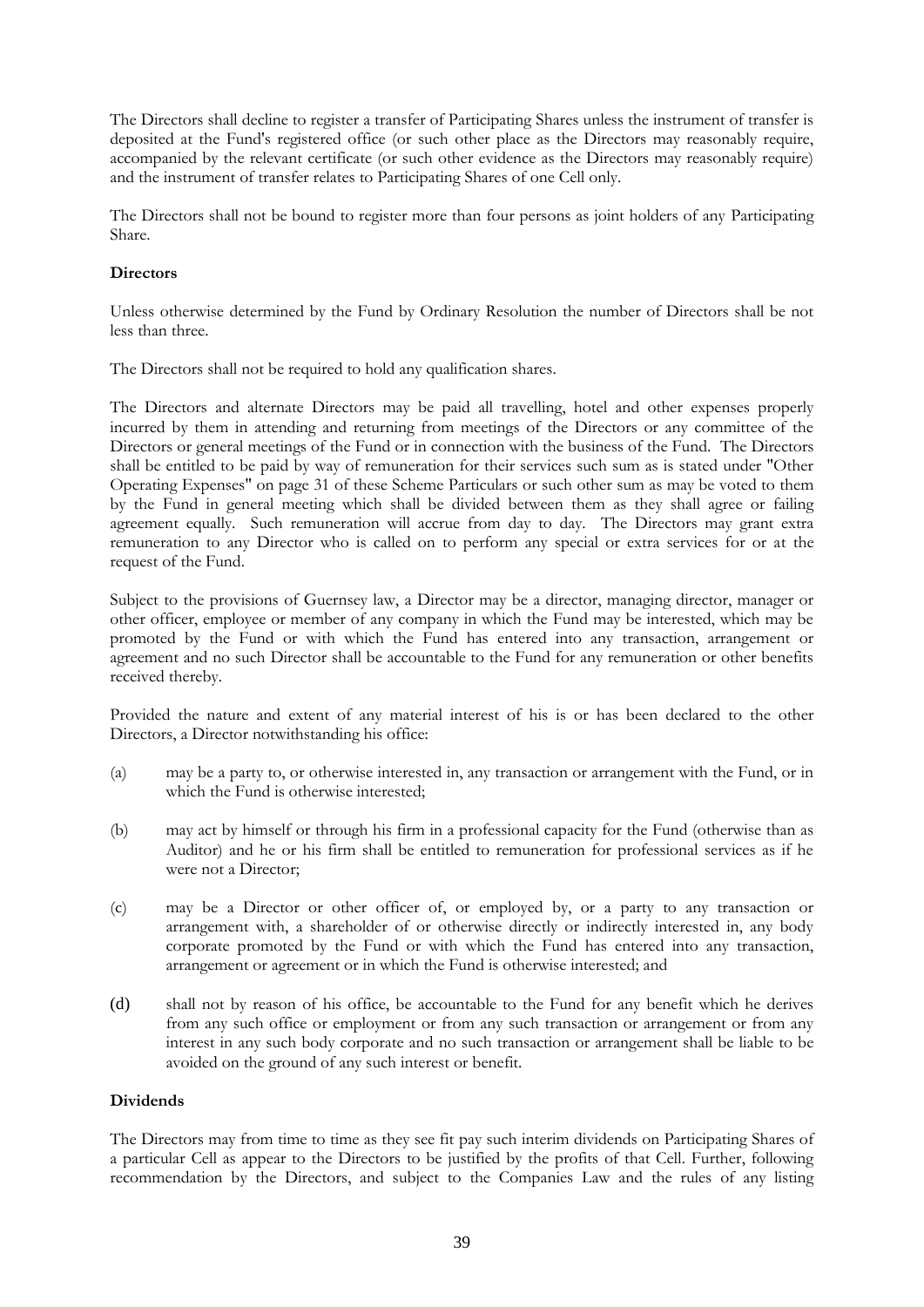The Directors shall decline to register a transfer of Participating Shares unless the instrument of transfer is deposited at the Fund's registered office (or such other place as the Directors may reasonably require, accompanied by the relevant certificate (or such other evidence as the Directors may reasonably require) and the instrument of transfer relates to Participating Shares of one Cell only.

The Directors shall not be bound to register more than four persons as joint holders of any Participating Share.

**Directors**

Unless otherwise determined by the Fund by Ordinary Resolution the number of Directors shall be not less than three.

The Directors shall not be required to hold any qualification shares.

The Directors and alternate Directors may be paid all travelling, hotel and other expenses properly incurred by them in attending and returning from meetings of the Directors or any committee of the Directors or general meetings of the Fund or in connection with the business of the Fund. The Directors shall be entitled to be paid by way of remuneration for their services such sum as is stated under "Other Operating Expenses" on page 31 of these Scheme Particulars or such other sum as may be voted to them by the Fund in general meeting which shall be divided between them as they shall agree or failing agreement equally. Such remuneration will accrue from day to day. The Directors may grant extra remuneration to any Director who is called on to perform any special or extra services for or at the request of the Fund.

Subject to the provisions of Guernsey law, a Director may be a director, managing director, manager or other officer, employee or member of any company in which the Fund may be interested, which may be promoted by the Fund or with which the Fund has entered into any transaction, arrangement or agreement and no such Director shall be accountable to the Fund for any remuneration or other benefits received thereby.

Provided the nature and extent of any material interest of his is or has been declared to the other Directors, a Director notwithstanding his office:

(a) may be a party to, or otherwise interested in, any transaction or arrangement with the Fund, or in which the Fund is otherwise interested;

(b) may act by himself or through his firm in a professional capacity for the Fund (otherwise than as Auditor) and he or his firm shall be entitled to remuneration for professional services as if he were not a Director;

(c) may be a Director or other officer of, or employed by, or a party to any transaction or arrangement with, a shareholder of or otherwise directly or indirectly interested in, any body corporate promoted by the Fund or with which the Fund has entered into any transaction, arrangement or agreement or in which the Fund is otherwise interested; and

(d) shall not by reason of his office, be accountable to the Fund for any benefit which he derives from any such office or employment or from any such transaction or arrangement or from any interest in any such body corporate and no such transaction or arrangement shall be liable to be avoided on the ground of any such interest or benefit.

**Dividends**

The Directors may from time to time as they see fit pay such interim dividends on Participating Shares of a particular Cell as appear to the Directors to be justified by the profits of that Cell. Further, following recommendation by the Directors, and subject to the Companies Law and the rules of any listing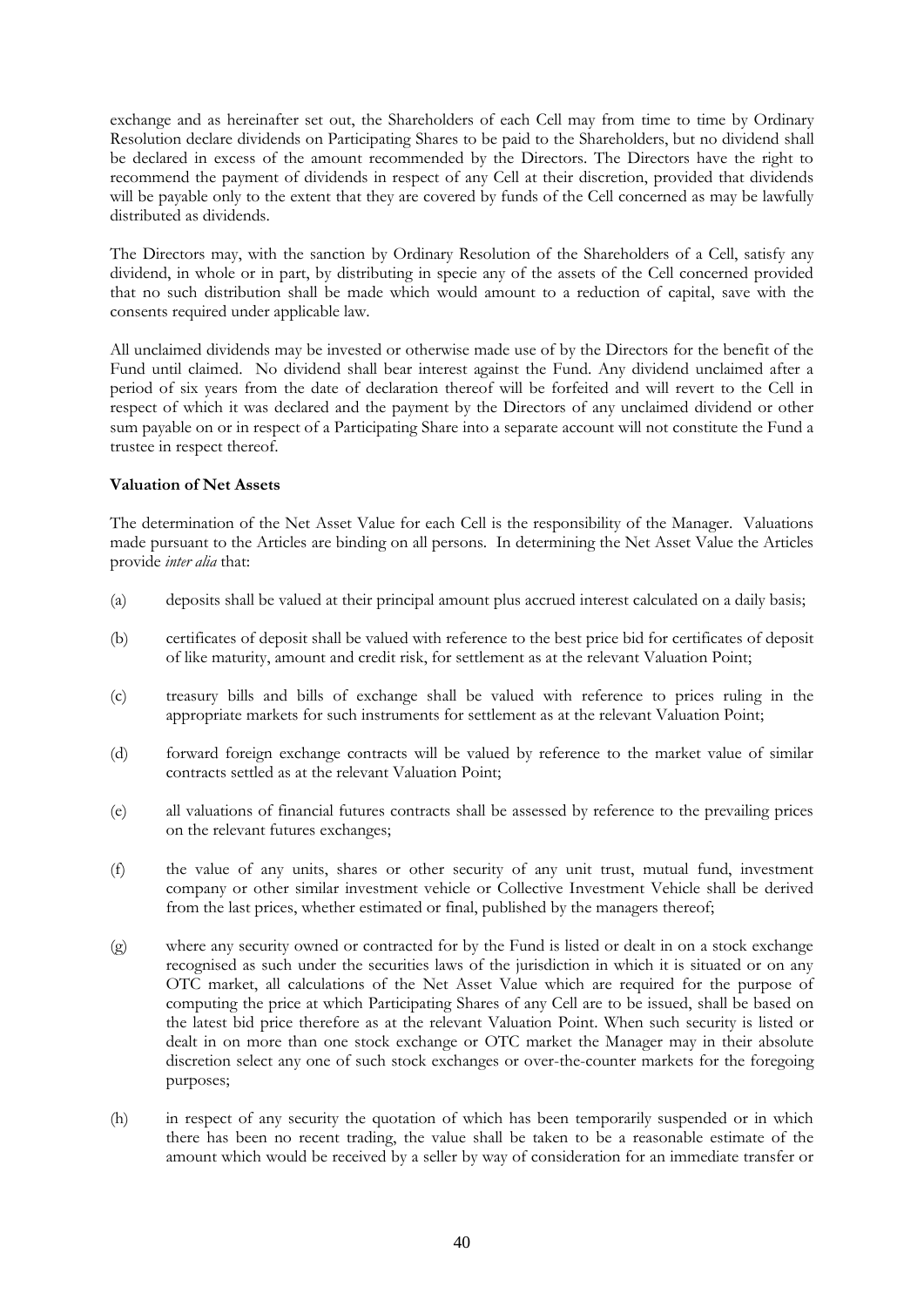exchange and as hereinafter set out, the Shareholders of each Cell may from time to time by Ordinary Resolution declare dividends on Participating Shares to be paid to the Shareholders, but no dividend shall be declared in excess of the amount recommended by the Directors. The Directors have the right to recommend the payment of dividends in respect of any Cell at their discretion, provided that dividends will be payable only to the extent that they are covered by funds of the Cell concerned as may be lawfully distributed as dividends.

The Directors may, with the sanction by Ordinary Resolution of the Shareholders of a Cell, satisfy any dividend, in whole or in part, by distributing in specie any of the assets of the Cell concerned provided that no such distribution shall be made which would amount to a reduction of capital, save with the consents required under applicable law.

All unclaimed dividends may be invested or otherwise made use of by the Directors for the benefit of the Fund until claimed. No dividend shall bear interest against the Fund. Any dividend unclaimed after a period of six years from the date of declaration thereof will be forfeited and will revert to the Cell in respect of which it was declared and the payment by the Directors of any unclaimed dividend or other sum payable on or in respect of a Participating Share into a separate account will not constitute the Fund a trustee in respect thereof.

**Valuation of Net Assets**

The determination of the Net Asset Value for each Cell is the responsibility of the Manager. Valuations made pursuant to the Articles are binding on all persons. In determining the Net Asset Value the Articles provide *inter alia* that:

(a) deposits shall be valued at their principal amount plus accrued interest calculated on a daily basis;

(b) certificates of deposit shall be valued with reference to the best price bid for certificates of deposit of like maturity, amount and credit risk, for settlement as at the relevant Valuation Point;

(c) treasury bills and bills of exchange shall be valued with reference to prices ruling in the appropriate markets for such instruments for settlement as at the relevant Valuation Point;

(d) forward foreign exchange contracts will be valued by reference to the market value of similar contracts settled as at the relevant Valuation Point;

(e) all valuations of financial futures contracts shall be assessed by reference to the prevailing prices on the relevant futures exchanges;

(f) the value of any units, shares or other security of any unit trust, mutual fund, investment company or other similar investment vehicle or Collective Investment Vehicle shall be derived from the last prices, whether estimated or final, published by the managers thereof;

(g) where any security owned or contracted for by the Fund is listed or dealt in on a stock exchange recognised as such under the securities laws of the jurisdiction in which it is situated or on any OTC market, all calculations of the Net Asset Value which are required for the purpose of computing the price at which Participating Shares of any Cell are to be issued, shall be based on the latest bid price therefore as at the relevant Valuation Point. When such security is listed or dealt in on more than one stock exchange or OTC market the Manager may in their absolute discretion select any one of such stock exchanges or over-the-counter markets for the foregoing purposes;

(h) in respect of any security the quotation of which has been temporarily suspended or in which there has been no recent trading, the value shall be taken to be a reasonable estimate of the amount which would be received by a seller by way of consideration for an immediate transfer or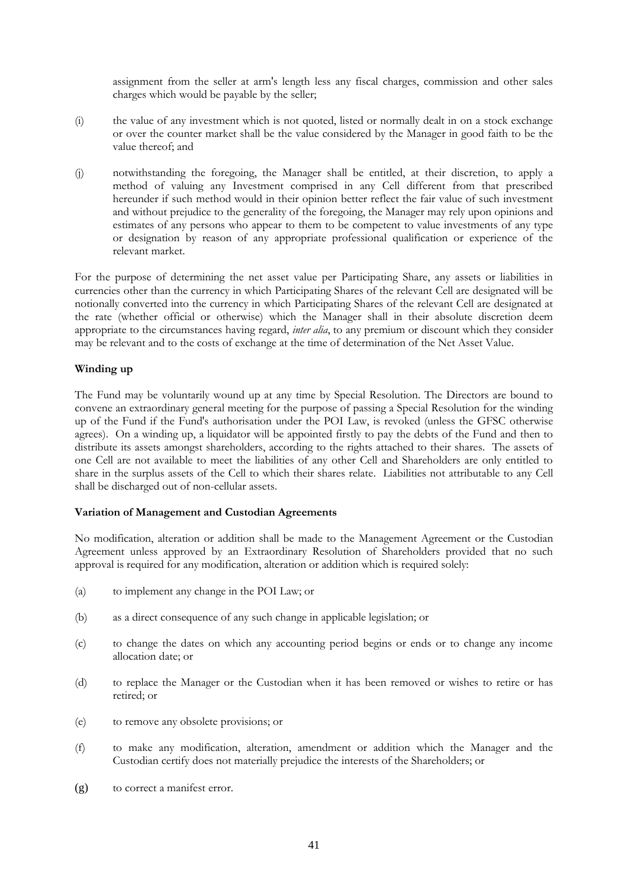assignment from the seller at arm's length less any fiscal charges, commission and other sales charges which would be payable by the seller;

(i) the value of any investment which is not quoted, listed or normally dealt in on a stock exchange or over the counter market shall be the value considered by the Manager in good faith to be the value thereof; and

(j) notwithstanding the foregoing, the Manager shall be entitled, at their discretion, to apply a method of valuing any Investment comprised in any Cell different from that prescribed hereunder if such method would in their opinion better reflect the fair value of such investment and without prejudice to the generality of the foregoing, the Manager may rely upon opinions and estimates of any persons who appear to them to be competent to value investments of any type or designation by reason of any appropriate professional qualification or experience of the relevant market.

For the purpose of determining the net asset value per Participating Share, any assets or liabilities in currencies other than the currency in which Participating Shares of the relevant Cell are designated will be notionally converted into the currency in which Participating Shares of the relevant Cell are designated at the rate (whether official or otherwise) which the Manager shall in their absolute discretion deem appropriate to the circumstances having regard, *inter alia*, to any premium or discount which they consider may be relevant and to the costs of exchange at the time of determination of the Net Asset Value.

**Winding up**

The Fund may be voluntarily wound up at any time by Special Resolution. The Directors are bound to convene an extraordinary general meeting for the purpose of passing a Special Resolution for the winding up of the Fund if the Fund's authorisation under the POI Law, is revoked (unless the GFSC otherwise agrees). On a winding up, a liquidator will be appointed firstly to pay the debts of the Fund and then to distribute its assets amongst shareholders, according to the rights attached to their shares. The assets of one Cell are not available to meet the liabilities of any other Cell and Shareholders are only entitled to share in the surplus assets of the Cell to which their shares relate. Liabilities not attributable to any Cell shall be discharged out of non-cellular assets.

**Variation of Management and Custodian Agreements**

No modification, alteration or addition shall be made to the Management Agreement or the Custodian Agreement unless approved by an Extraordinary Resolution of Shareholders provided that no such approval is required for any modification, alteration or addition which is required solely:

(a) to implement any change in the POI Law; or

(b) as a direct consequence of any such change in applicable legislation; or

(c) to change the dates on which any accounting period begins or ends or to change any income allocation date; or

(d) to replace the Manager or the Custodian when it has been removed or wishes to retire or has retired; or

(e) to remove any obsolete provisions; or

(f) to make any modification, alteration, amendment or addition which the Manager and the Custodian certify does not materially prejudice the interests of the Shareholders; or

(g) to correct a manifest error.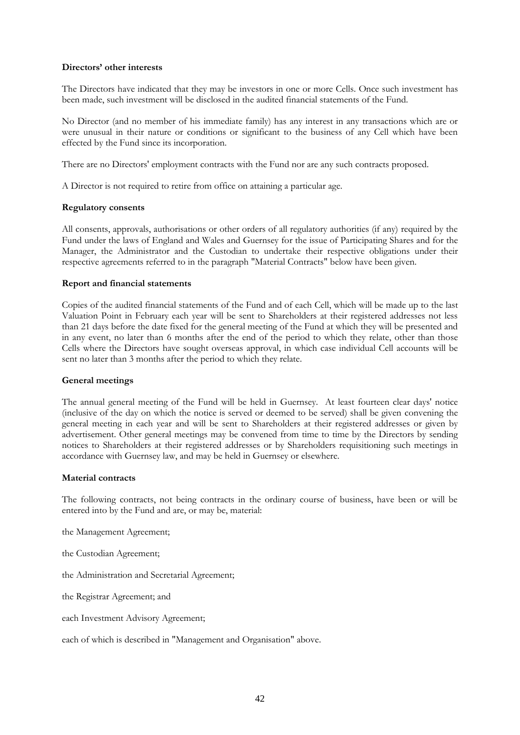**Directors' other interests**

The Directors have indicated that they may be investors in one or more Cells. Once such investment has been made, such investment will be disclosed in the audited financial statements of the Fund.

No Director (and no member of his immediate family) has any interest in any transactions which are or were unusual in their nature or conditions or significant to the business of any Cell which have been effected by the Fund since its incorporation.

There are no Directors' employment contracts with the Fund nor are any such contracts proposed.

A Director is not required to retire from office on attaining a particular age.

**Regulatory consents**

All consents, approvals, authorisations or other orders of all regulatory authorities (if any) required by the Fund under the laws of England and Wales and Guernsey for the issue of Participating Shares and for the Manager, the Administrator and the Custodian to undertake their respective obligations under their respective agreements referred to in the paragraph "Material Contracts" below have been given.

**Report and financial statements**

Copies of the audited financial statements of the Fund and of each Cell, which will be made up to the last Valuation Point in February each year will be sent to Shareholders at their registered addresses not less than 21 days before the date fixed for the general meeting of the Fund at which they will be presented and in any event, no later than 6 months after the end of the period to which they relate, other than those Cells where the Directors have sought overseas approval, in which case individual Cell accounts will be sent no later than 3 months after the period to which they relate.

**General meetings**

The annual general meeting of the Fund will be held in Guernsey. At least fourteen clear days' notice (inclusive of the day on which the notice is served or deemed to be served) shall be given convening the general meeting in each year and will be sent to Shareholders at their registered addresses or given by advertisement. Other general meetings may be convened from time to time by the Directors by sending notices to Shareholders at their registered addresses or by Shareholders requisitioning such meetings in accordance with Guernsey law, and may be held in Guernsey or elsewhere.

**Material contracts**

The following contracts, not being contracts in the ordinary course of business, have been or will be entered into by the Fund and are, or may be, material:

the Management Agreement;

the Custodian Agreement;

the Administration and Secretarial Agreement;

the Registrar Agreement; and

each Investment Advisory Agreement;

each of which is described in "Management and Organisation" above.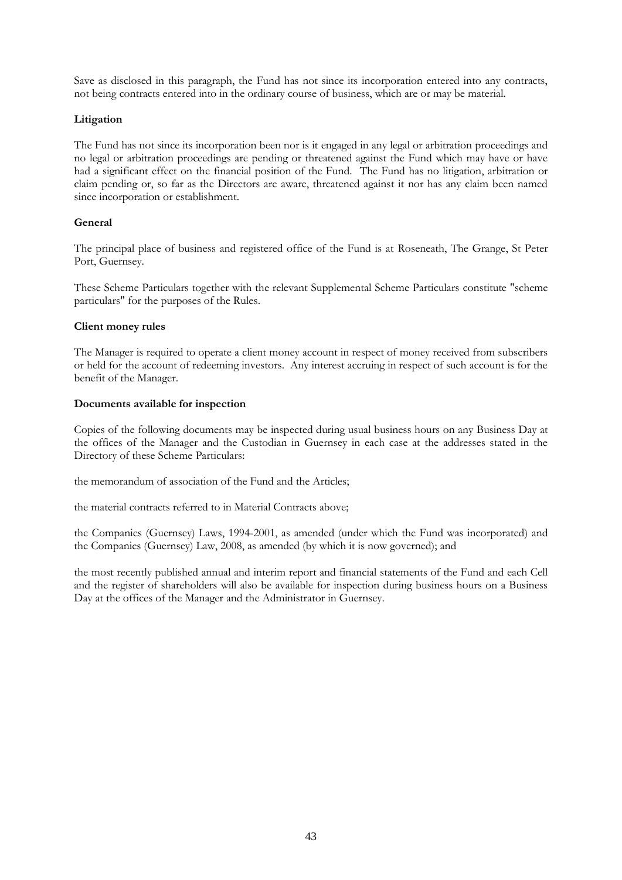Save as disclosed in this paragraph, the Fund has not since its incorporation entered into any contracts, not being contracts entered into in the ordinary course of business, which are or may be material.

**Litigation**

The Fund has not since its incorporation been nor is it engaged in any legal or arbitration proceedings and no legal or arbitration proceedings are pending or threatened against the Fund which may have or have had a significant effect on the financial position of the Fund. The Fund has no litigation, arbitration or claim pending or, so far as the Directors are aware, threatened against it nor has any claim been named since incorporation or establishment.

**General**

The principal place of business and registered office of the Fund is at Roseneath, The Grange, St Peter Port, Guernsey.

These Scheme Particulars together with the relevant Supplemental Scheme Particulars constitute "scheme particulars" for the purposes of the Rules.

**Client money rules**

The Manager is required to operate a client money account in respect of money received from subscribers or held for the account of redeeming investors. Any interest accruing in respect of such account is for the benefit of the Manager.

**Documents available for inspection**

Copies of the following documents may be inspected during usual business hours on any Business Day at the offices of the Manager and the Custodian in Guernsey in each case at the addresses stated in the Directory of these Scheme Particulars:

the memorandum of association of the Fund and the Articles;

the material contracts referred to in Material Contracts above;

the Companies (Guernsey) Laws, 1994-2001, as amended (under which the Fund was incorporated) and the Companies (Guernsey) Law, 2008, as amended (by which it is now governed); and

the most recently published annual and interim report and financial statements of the Fund and each Cell and the register of shareholders will also be available for inspection during business hours on a Business Day at the offices of the Manager and the Administrator in Guernsey.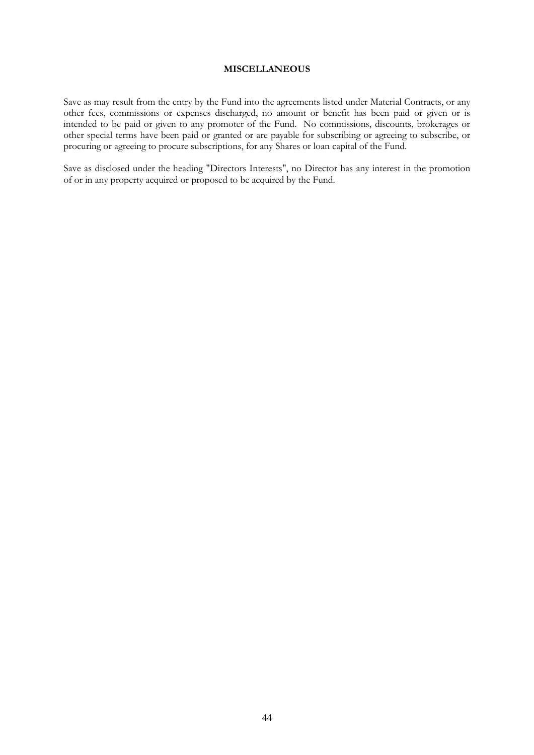**MISCELLANEOUS**

Save as may result from the entry by the Fund into the agreements listed under Material Contracts, or any other fees, commissions or expenses discharged, no amount or benefit has been paid or given or is intended to be paid or given to any promoter of the Fund. No commissions, discounts, brokerages or other special terms have been paid or granted or are payable for subscribing or agreeing to subscribe, or procuring or agreeing to procure subscriptions, for any Shares or loan capital of the Fund.

Save as disclosed under the heading "Directors Interests", no Director has any interest in the promotion of or in any property acquired or proposed to be acquired by the Fund.